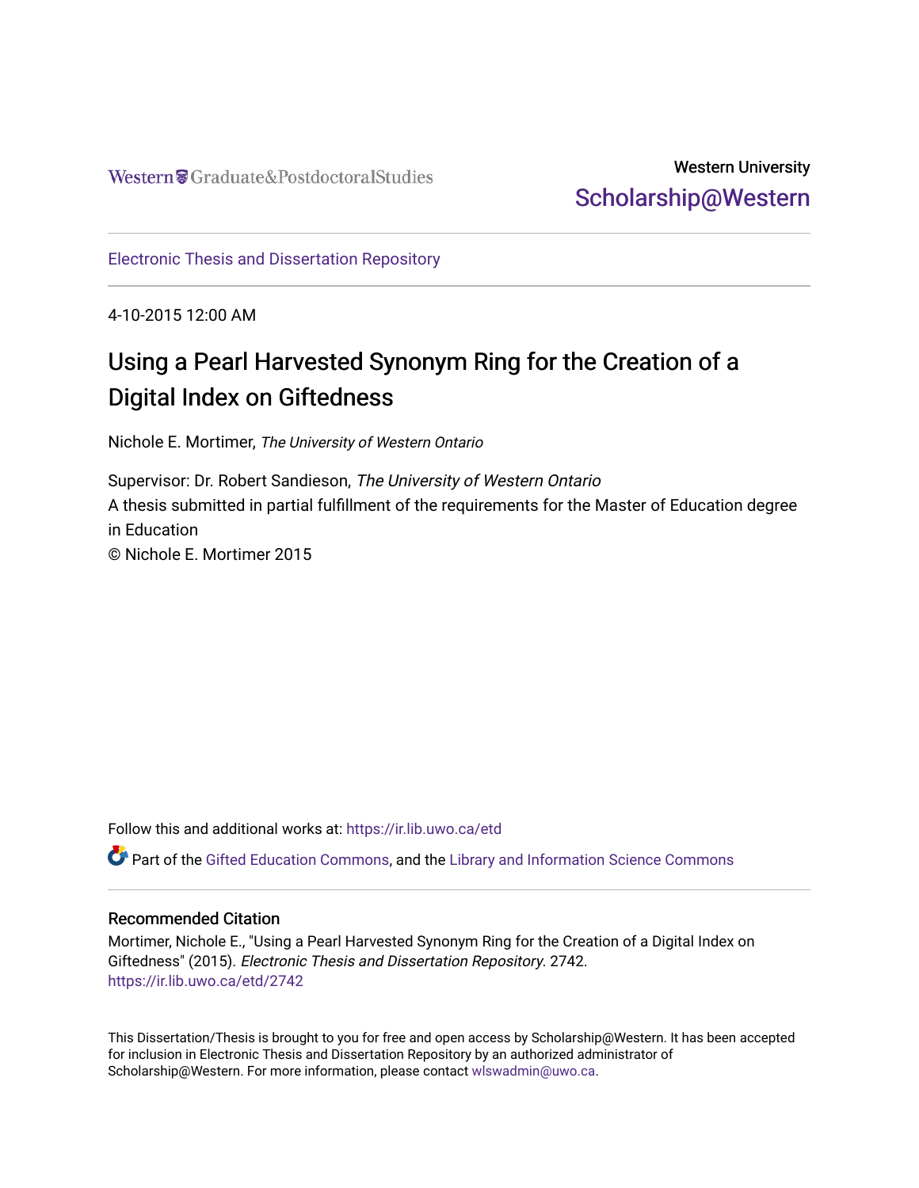Western Graduate&PostdoctoralStudies

Western University
Scholarship@Western

Electronic Thesis and Dissertation Repository

4-10-2015 12:00 AM

# Using a Pearl Harvested Synonym Ring for the Creation of a Digital Index on Giftedness

Nichole E. Mortimer, *The University of Western Ontario*

Supervisor: Dr. Robert Sandieson, *The University of Western Ontario*
A thesis submitted in partial fulfillment of the requirements for the Master of Education degree in Education
© Nichole E. Mortimer 2015

Follow this and additional works at: https://ir.lib.uwo.ca/etd

Part of the Gifted Education Commons, and the Library and Information Science Commons

## Recommended Citation

Mortimer, Nichole E., "Using a Pearl Harvested Synonym Ring for the Creation of a Digital Index on Giftedness" (2015). *Electronic Thesis and Dissertation Repository*. 2742.
https://ir.lib.uwo.ca/etd/2742

This Dissertation/Thesis is brought to you for free and open access by Scholarship@Western. It has been accepted for inclusion in Electronic Thesis and Dissertation Repository by an authorized administrator of Scholarship@Western. For more information, please contact wlswadmin@uwo.ca.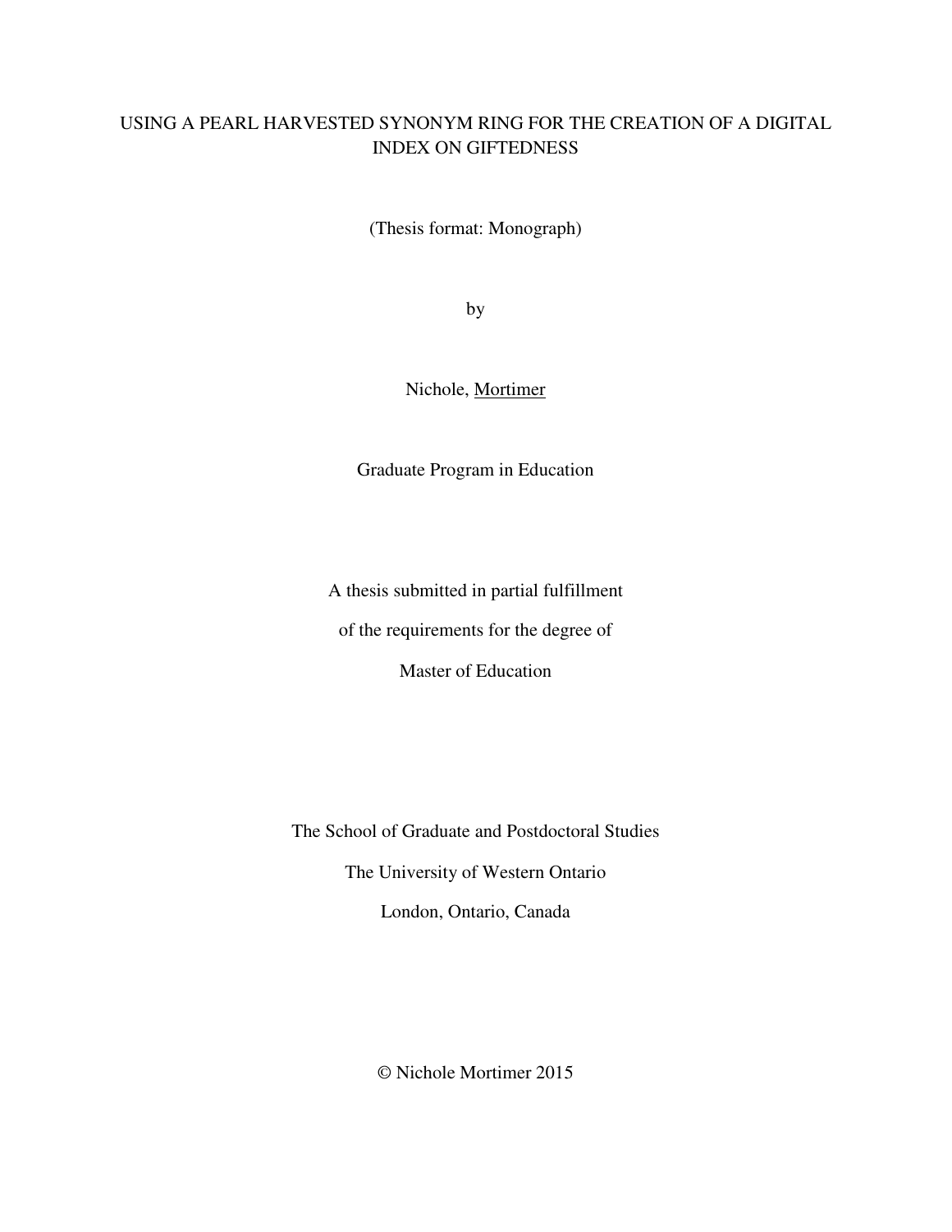USING A PEARL HARVESTED SYNONYM RING FOR THE CREATION OF A DIGITAL INDEX ON GIFTEDNESS

(Thesis format: Monograph)

by

Nichole, Mortimer

Graduate Program in Education

A thesis submitted in partial fulfillment

of the requirements for the degree of

Master of Education

The School of Graduate and Postdoctoral Studies

The University of Western Ontario

London, Ontario, Canada

© Nichole Mortimer 2015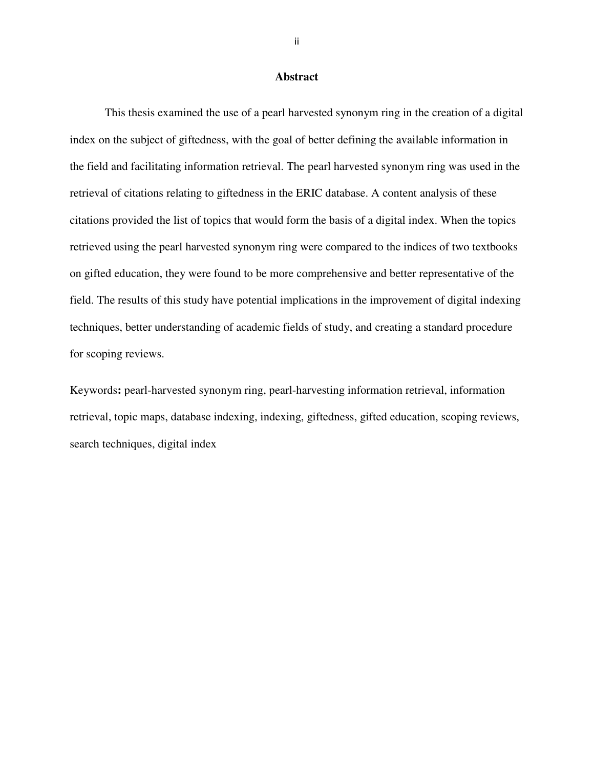## Abstract

This thesis examined the use of a pearl harvested synonym ring in the creation of a digital index on the subject of giftedness, with the goal of better defining the available information in the field and facilitating information retrieval. The pearl harvested synonym ring was used in the retrieval of citations relating to giftedness in the ERIC database. A content analysis of these citations provided the list of topics that would form the basis of a digital index. When the topics retrieved using the pearl harvested synonym ring were compared to the indices of two textbooks on gifted education, they were found to be more comprehensive and better representative of the field. The results of this study have potential implications in the improvement of digital indexing techniques, better understanding of academic fields of study, and creating a standard procedure for scoping reviews.

Keywords**:** pearl-harvested synonym ring, pearl-harvesting information retrieval, information retrieval, topic maps, database indexing, indexing, giftedness, gifted education, scoping reviews, search techniques, digital index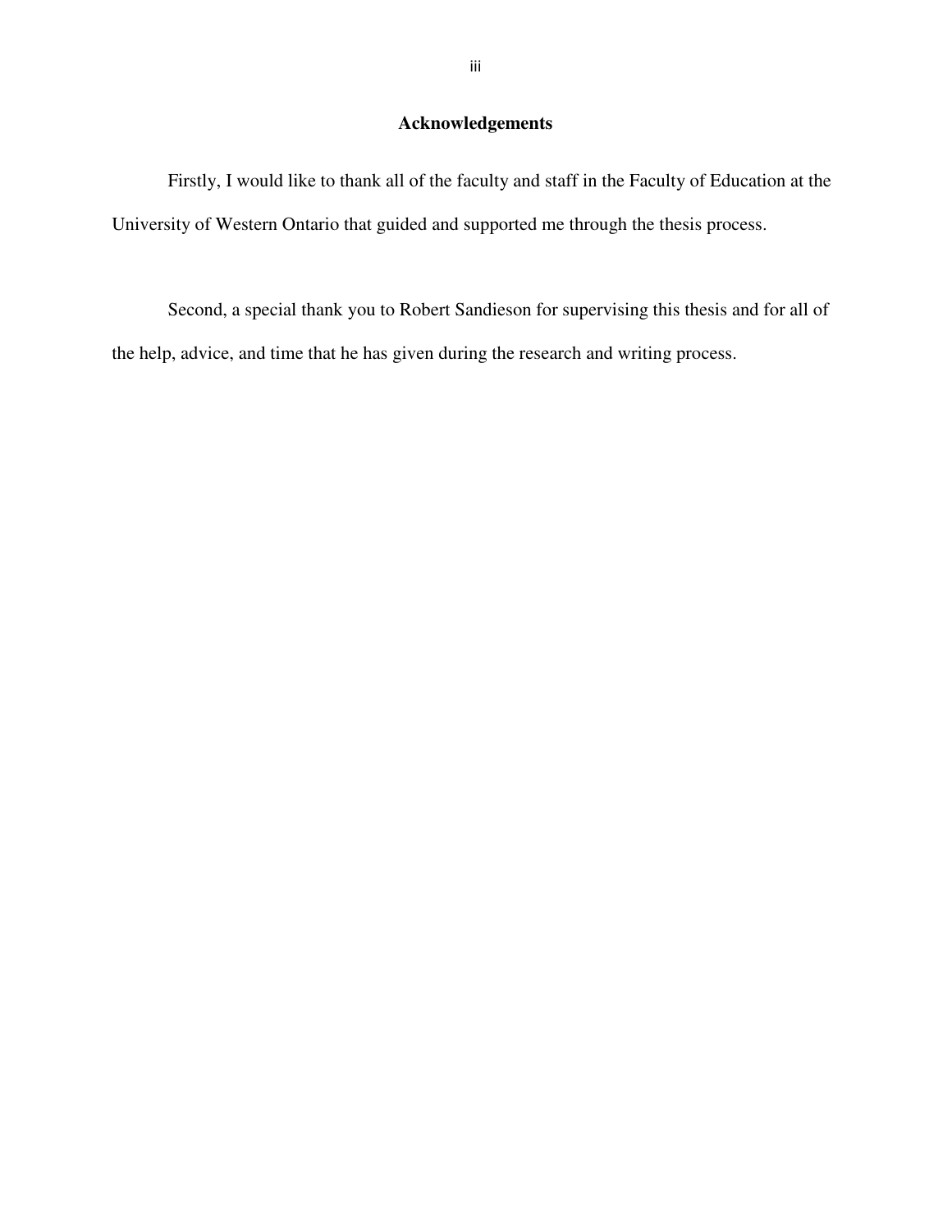# Acknowledgements

Firstly, I would like to thank all of the faculty and staff in the Faculty of Education at the University of Western Ontario that guided and supported me through the thesis process.

Second, a special thank you to Robert Sandieson for supervising this thesis and for all of the help, advice, and time that he has given during the research and writing process.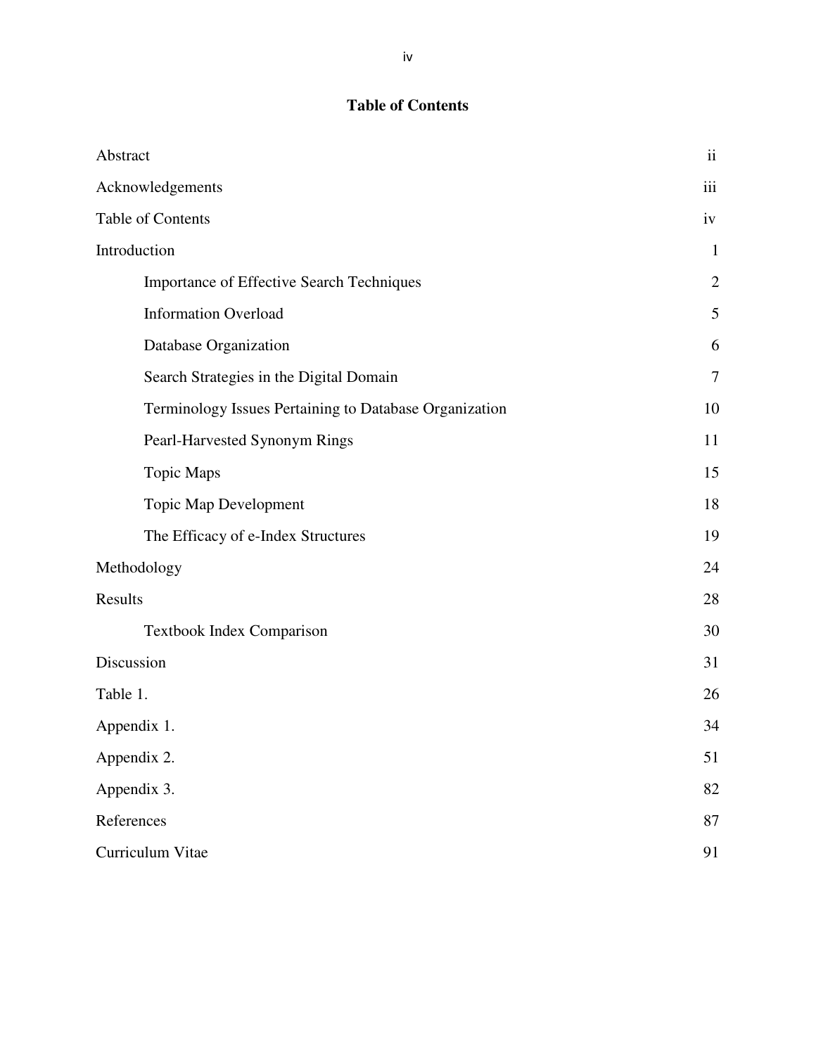# Table of Contents

| | |
|---|---|
| Abstract | ii |
| Acknowledgements | iii |
| Table of Contents | iv |
| Introduction | 1 |
| Importance of Effective Search Techniques | 2 |
| Information Overload | 5 |
| Database Organization | 6 |
| Search Strategies in the Digital Domain | 7 |
| Terminology Issues Pertaining to Database Organization | 10 |
| Pearl-Harvested Synonym Rings | 11 |
| Topic Maps | 15 |
| Topic Map Development | 18 |
| The Efficacy of e-Index Structures | 19 |
| Methodology | 24 |
| Results | 28 |
| Textbook Index Comparison | 30 |
| Discussion | 31 |
| Table 1. | 26 |
| Appendix 1. | 34 |
| Appendix 2. | 51 |
| Appendix 3. | 82 |
| References | 87 |
| Curriculum Vitae | 91 |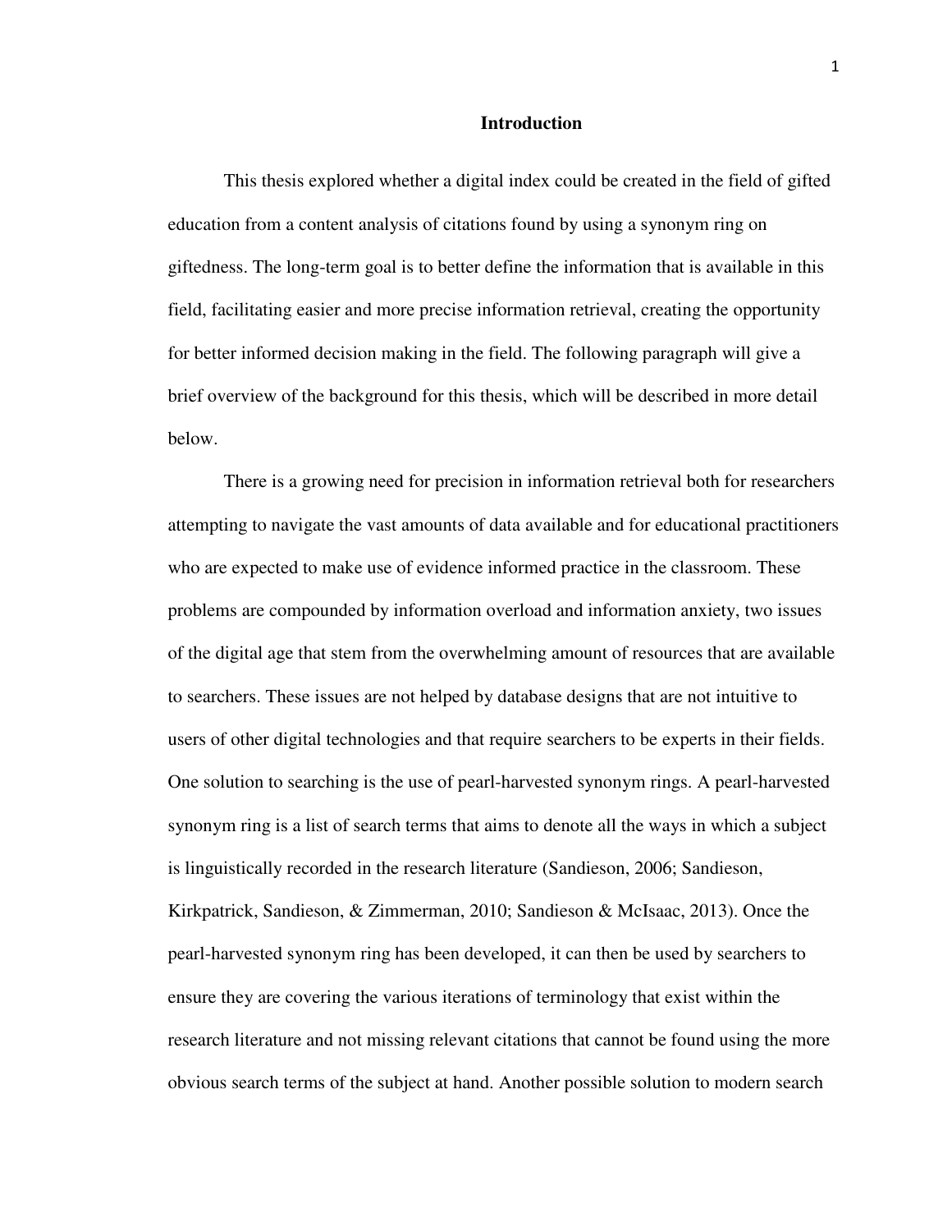# Introduction

This thesis explored whether a digital index could be created in the field of gifted education from a content analysis of citations found by using a synonym ring on giftedness. The long-term goal is to better define the information that is available in this field, facilitating easier and more precise information retrieval, creating the opportunity for better informed decision making in the field. The following paragraph will give a brief overview of the background for this thesis, which will be described in more detail below.

There is a growing need for precision in information retrieval both for researchers attempting to navigate the vast amounts of data available and for educational practitioners who are expected to make use of evidence informed practice in the classroom. These problems are compounded by information overload and information anxiety, two issues of the digital age that stem from the overwhelming amount of resources that are available to searchers. These issues are not helped by database designs that are not intuitive to users of other digital technologies and that require searchers to be experts in their fields. One solution to searching is the use of pearl-harvested synonym rings. A pearl-harvested synonym ring is a list of search terms that aims to denote all the ways in which a subject is linguistically recorded in the research literature (Sandieson, 2006; Sandieson, Kirkpatrick, Sandieson, & Zimmerman, 2010; Sandieson & McIsaac, 2013). Once the pearl-harvested synonym ring has been developed, it can then be used by searchers to ensure they are covering the various iterations of terminology that exist within the research literature and not missing relevant citations that cannot be found using the more obvious search terms of the subject at hand. Another possible solution to modern search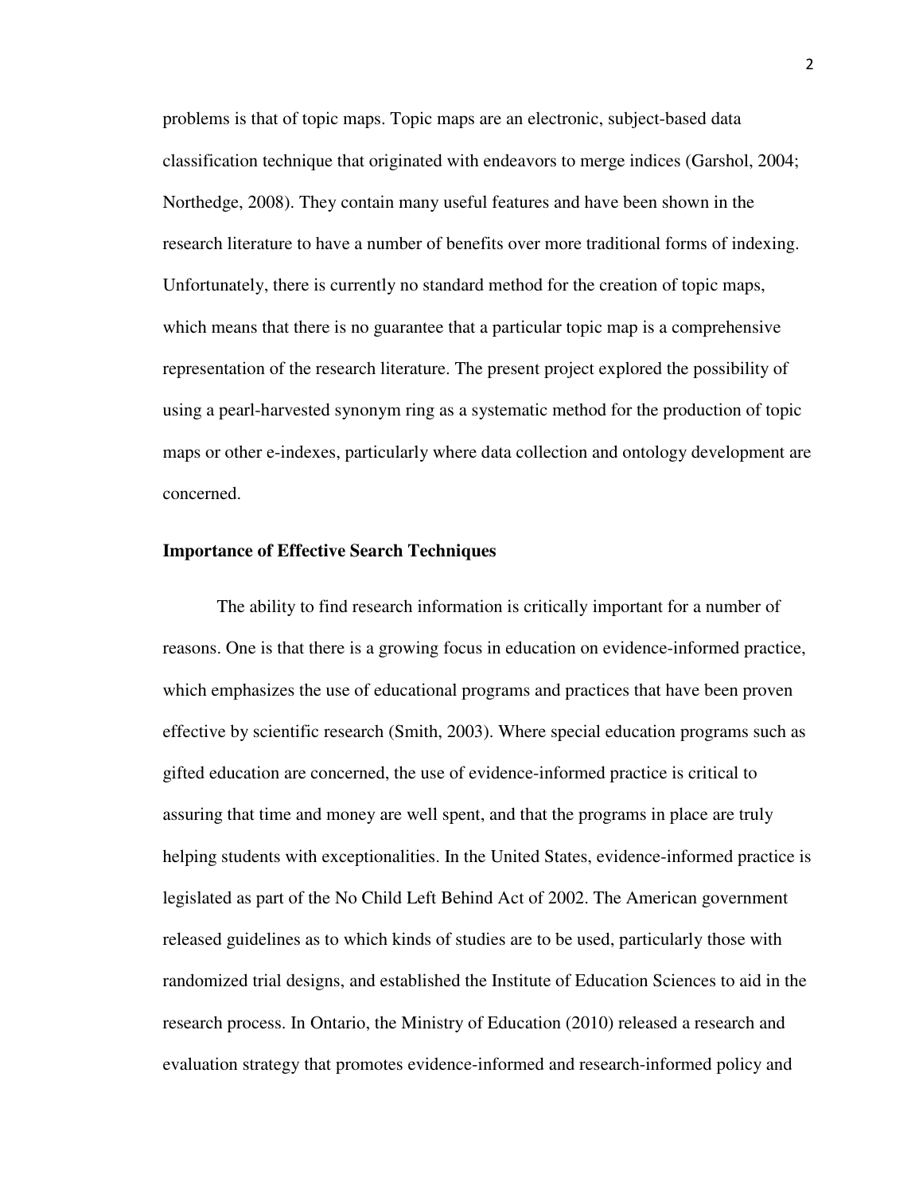problems is that of topic maps. Topic maps are an electronic, subject-based data classification technique that originated with endeavors to merge indices (Garshol, 2004; Northedge, 2008). They contain many useful features and have been shown in the research literature to have a number of benefits over more traditional forms of indexing. Unfortunately, there is currently no standard method for the creation of topic maps, which means that there is no guarantee that a particular topic map is a comprehensive representation of the research literature. The present project explored the possibility of using a pearl-harvested synonym ring as a systematic method for the production of topic maps or other e-indexes, particularly where data collection and ontology development are concerned.

## Importance of Effective Search Techniques

The ability to find research information is critically important for a number of reasons. One is that there is a growing focus in education on evidence-informed practice, which emphasizes the use of educational programs and practices that have been proven effective by scientific research (Smith, 2003). Where special education programs such as gifted education are concerned, the use of evidence-informed practice is critical to assuring that time and money are well spent, and that the programs in place are truly helping students with exceptionalities. In the United States, evidence-informed practice is legislated as part of the No Child Left Behind Act of 2002. The American government released guidelines as to which kinds of studies are to be used, particularly those with randomized trial designs, and established the Institute of Education Sciences to aid in the research process. In Ontario, the Ministry of Education (2010) released a research and evaluation strategy that promotes evidence-informed and research-informed policy and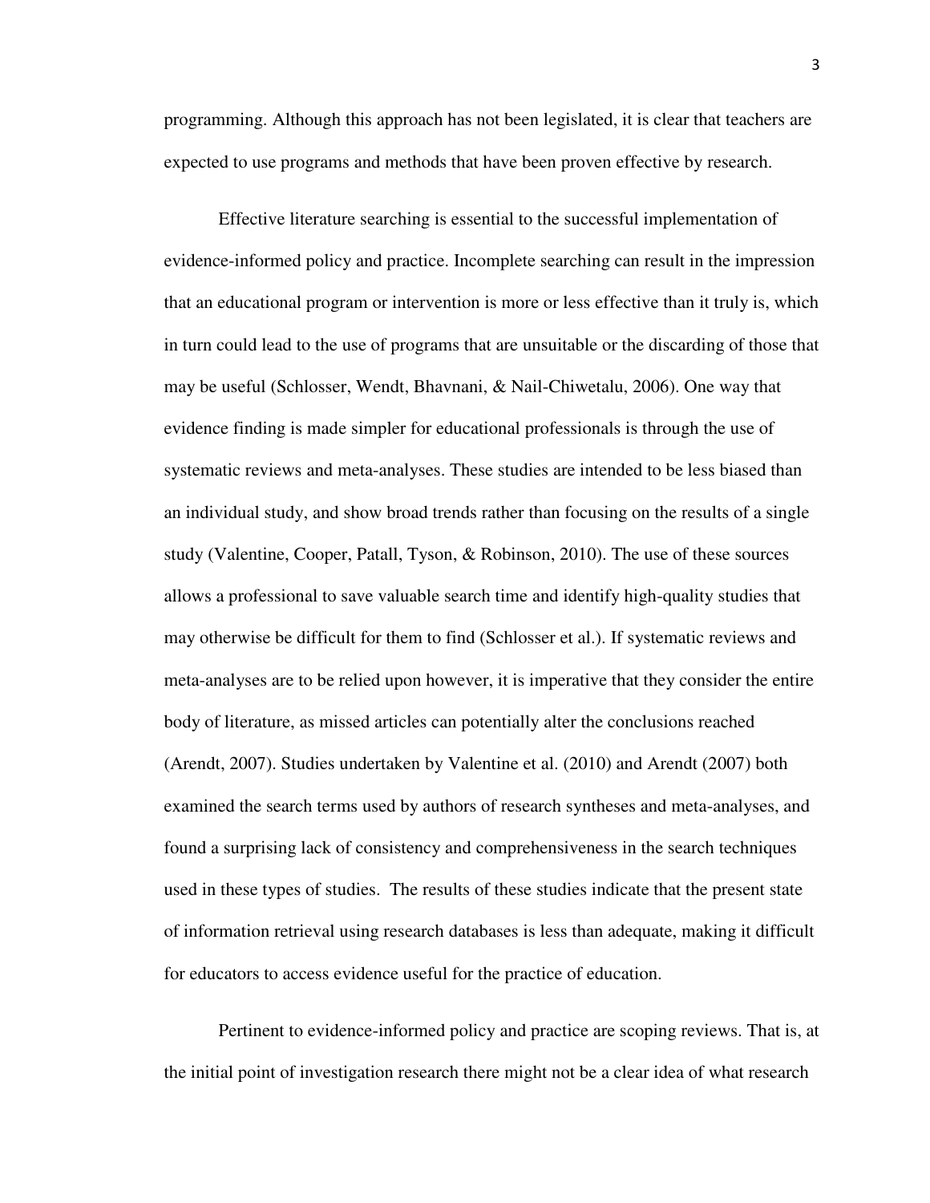programming. Although this approach has not been legislated, it is clear that teachers are expected to use programs and methods that have been proven effective by research.

Effective literature searching is essential to the successful implementation of evidence-informed policy and practice. Incomplete searching can result in the impression that an educational program or intervention is more or less effective than it truly is, which in turn could lead to the use of programs that are unsuitable or the discarding of those that may be useful (Schlosser, Wendt, Bhavnani, & Nail-Chiwetalu, 2006). One way that evidence finding is made simpler for educational professionals is through the use of systematic reviews and meta-analyses. These studies are intended to be less biased than an individual study, and show broad trends rather than focusing on the results of a single study (Valentine, Cooper, Patall, Tyson, & Robinson, 2010). The use of these sources allows a professional to save valuable search time and identify high-quality studies that may otherwise be difficult for them to find (Schlosser et al.). If systematic reviews and meta-analyses are to be relied upon however, it is imperative that they consider the entire body of literature, as missed articles can potentially alter the conclusions reached (Arendt, 2007). Studies undertaken by Valentine et al. (2010) and Arendt (2007) both examined the search terms used by authors of research syntheses and meta-analyses, and found a surprising lack of consistency and comprehensiveness in the search techniques used in these types of studies. The results of these studies indicate that the present state of information retrieval using research databases is less than adequate, making it difficult for educators to access evidence useful for the practice of education.

Pertinent to evidence-informed policy and practice are scoping reviews. That is, at the initial point of investigation research there might not be a clear idea of what research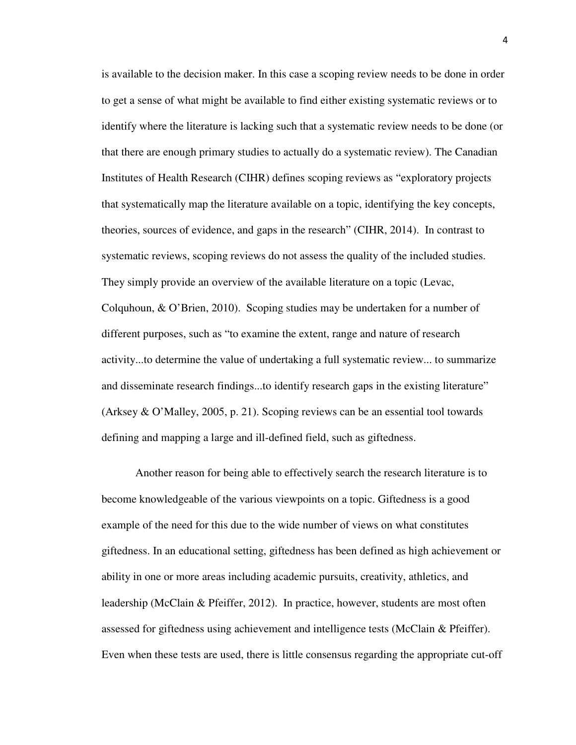is available to the decision maker. In this case a scoping review needs to be done in order to get a sense of what might be available to find either existing systematic reviews or to identify where the literature is lacking such that a systematic review needs to be done (or that there are enough primary studies to actually do a systematic review). The Canadian Institutes of Health Research (CIHR) defines scoping reviews as "exploratory projects that systematically map the literature available on a topic, identifying the key concepts, theories, sources of evidence, and gaps in the research" (CIHR, 2014). In contrast to systematic reviews, scoping reviews do not assess the quality of the included studies. They simply provide an overview of the available literature on a topic (Levac, Colquhoun, & O'Brien, 2010). Scoping studies may be undertaken for a number of different purposes, such as "to examine the extent, range and nature of research activity...to determine the value of undertaking a full systematic review... to summarize and disseminate research findings...to identify research gaps in the existing literature" (Arksey & O'Malley, 2005, p. 21). Scoping reviews can be an essential tool towards defining and mapping a large and ill-defined field, such as giftedness.

Another reason for being able to effectively search the research literature is to become knowledgeable of the various viewpoints on a topic. Giftedness is a good example of the need for this due to the wide number of views on what constitutes giftedness. In an educational setting, giftedness has been defined as high achievement or ability in one or more areas including academic pursuits, creativity, athletics, and leadership (McClain & Pfeiffer, 2012). In practice, however, students are most often assessed for giftedness using achievement and intelligence tests (McClain & Pfeiffer). Even when these tests are used, there is little consensus regarding the appropriate cut-off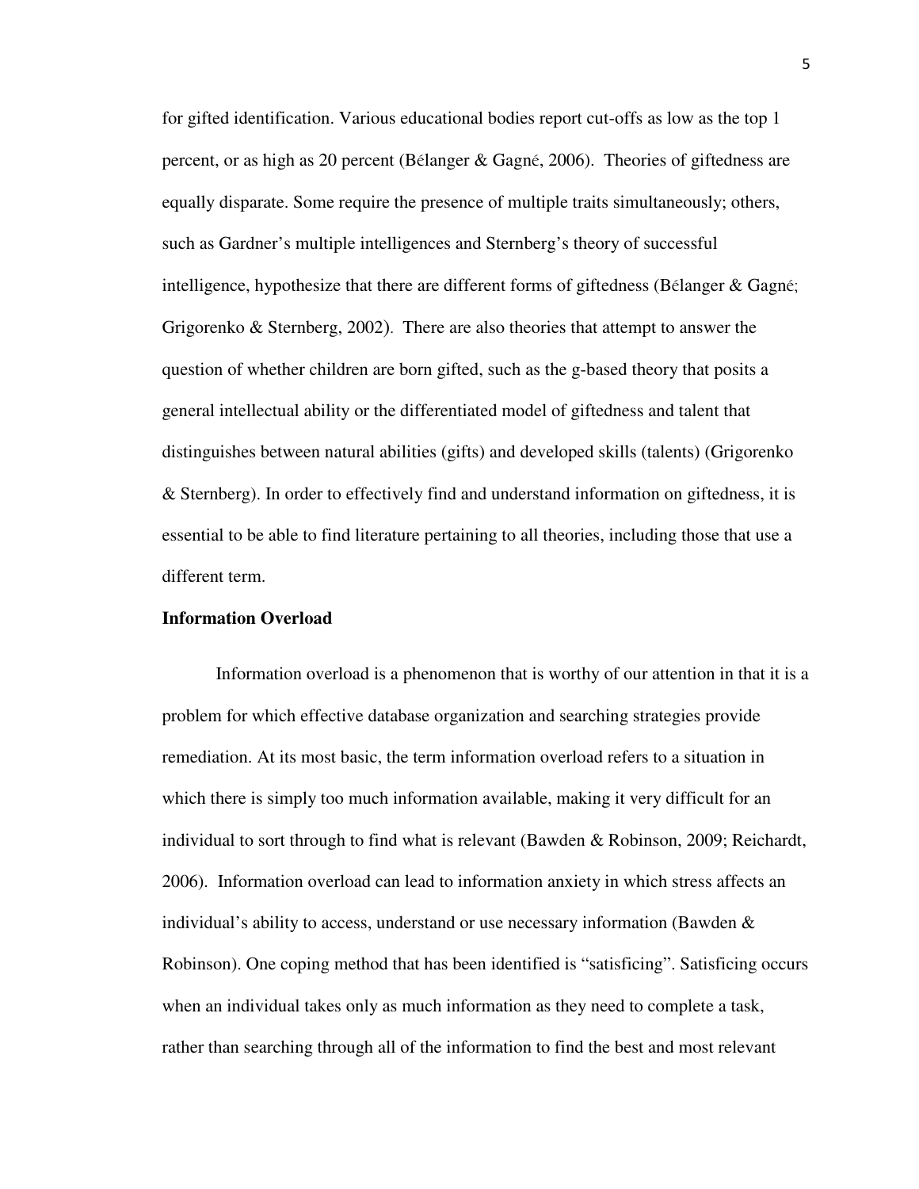for gifted identification. Various educational bodies report cut-offs as low as the top 1 percent, or as high as 20 percent (Bélanger & Gagné, 2006). Theories of giftedness are equally disparate. Some require the presence of multiple traits simultaneously; others, such as Gardner's multiple intelligences and Sternberg's theory of successful intelligence, hypothesize that there are different forms of giftedness (Bélanger & Gagné; Grigorenko & Sternberg, 2002). There are also theories that attempt to answer the question of whether children are born gifted, such as the g-based theory that posits a general intellectual ability or the differentiated model of giftedness and talent that distinguishes between natural abilities (gifts) and developed skills (talents) (Grigorenko & Sternberg). In order to effectively find and understand information on giftedness, it is essential to be able to find literature pertaining to all theories, including those that use a different term.

**Information Overload**

Information overload is a phenomenon that is worthy of our attention in that it is a problem for which effective database organization and searching strategies provide remediation. At its most basic, the term information overload refers to a situation in which there is simply too much information available, making it very difficult for an individual to sort through to find what is relevant (Bawden & Robinson, 2009; Reichardt, 2006). Information overload can lead to information anxiety in which stress affects an individual's ability to access, understand or use necessary information (Bawden & Robinson). One coping method that has been identified is "satisficing". Satisficing occurs when an individual takes only as much information as they need to complete a task, rather than searching through all of the information to find the best and most relevant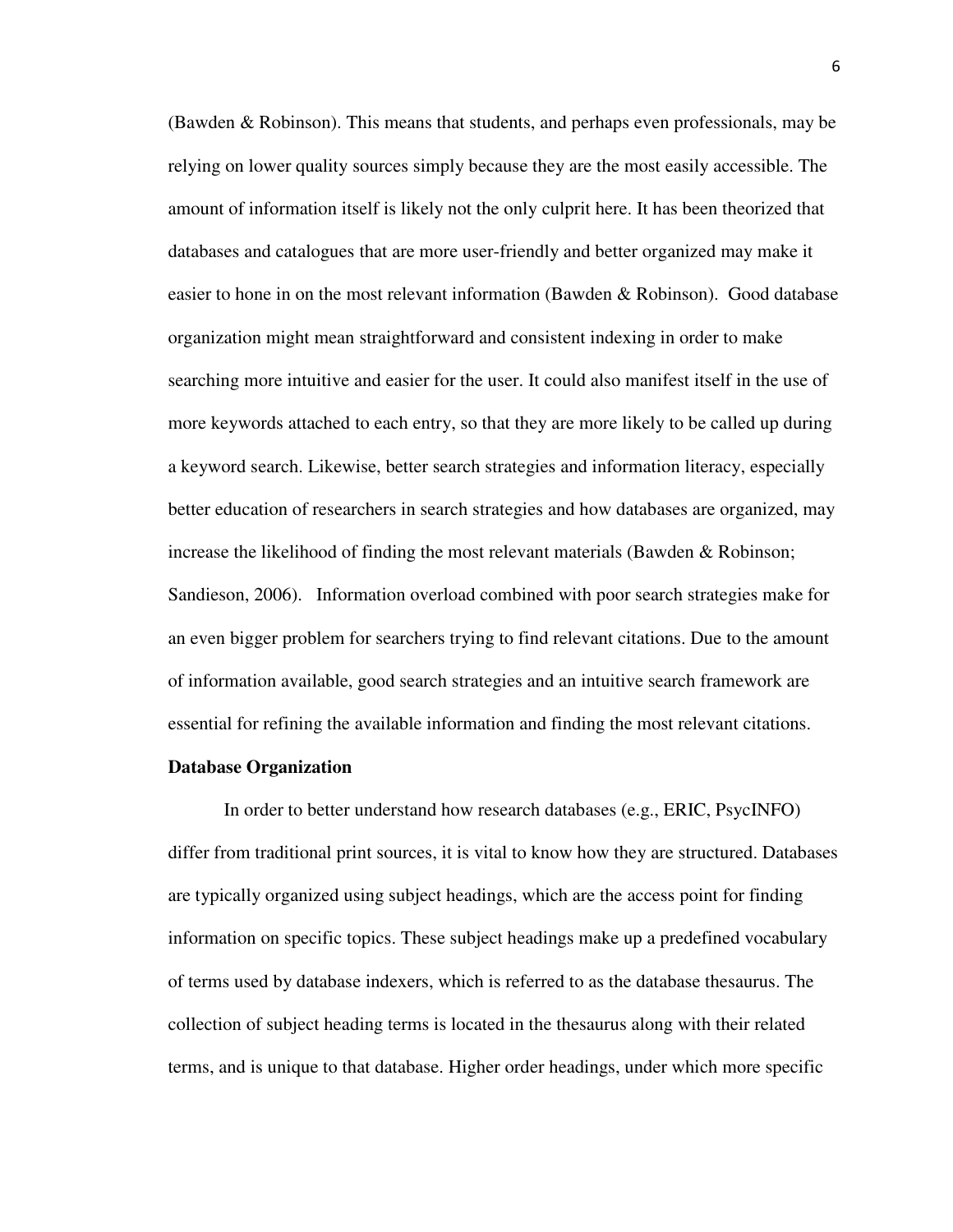(Bawden & Robinson). This means that students, and perhaps even professionals, may be relying on lower quality sources simply because they are the most easily accessible. The amount of information itself is likely not the only culprit here. It has been theorized that databases and catalogues that are more user-friendly and better organized may make it easier to hone in on the most relevant information (Bawden & Robinson). Good database organization might mean straightforward and consistent indexing in order to make searching more intuitive and easier for the user. It could also manifest itself in the use of more keywords attached to each entry, so that they are more likely to be called up during a keyword search. Likewise, better search strategies and information literacy, especially better education of researchers in search strategies and how databases are organized, may increase the likelihood of finding the most relevant materials (Bawden & Robinson; Sandieson, 2006). Information overload combined with poor search strategies make for an even bigger problem for searchers trying to find relevant citations. Due to the amount of information available, good search strategies and an intuitive search framework are essential for refining the available information and finding the most relevant citations.

**Database Organization**

In order to better understand how research databases (e.g., ERIC, PsycINFO) differ from traditional print sources, it is vital to know how they are structured. Databases are typically organized using subject headings, which are the access point for finding information on specific topics. These subject headings make up a predefined vocabulary of terms used by database indexers, which is referred to as the database thesaurus. The collection of subject heading terms is located in the thesaurus along with their related terms, and is unique to that database. Higher order headings, under which more specific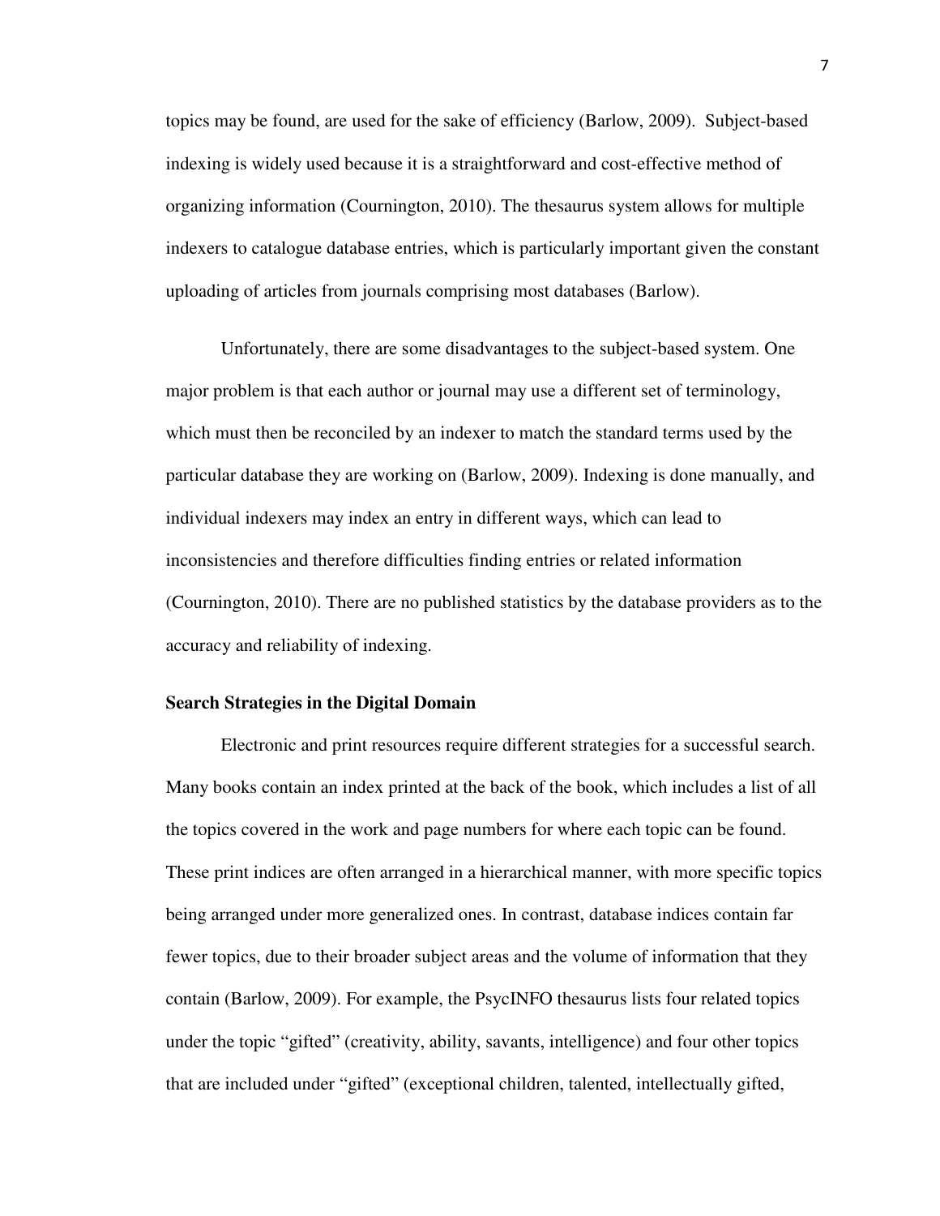topics may be found, are used for the sake of efficiency (Barlow, 2009). Subject-based indexing is widely used because it is a straightforward and cost-effective method of organizing information (Cournington, 2010). The thesaurus system allows for multiple indexers to catalogue database entries, which is particularly important given the constant uploading of articles from journals comprising most databases (Barlow).

Unfortunately, there are some disadvantages to the subject-based system. One major problem is that each author or journal may use a different set of terminology, which must then be reconciled by an indexer to match the standard terms used by the particular database they are working on (Barlow, 2009). Indexing is done manually, and individual indexers may index an entry in different ways, which can lead to inconsistencies and therefore difficulties finding entries or related information (Cournington, 2010). There are no published statistics by the database providers as to the accuracy and reliability of indexing.

**Search Strategies in the Digital Domain**

Electronic and print resources require different strategies for a successful search. Many books contain an index printed at the back of the book, which includes a list of all the topics covered in the work and page numbers for where each topic can be found. These print indices are often arranged in a hierarchical manner, with more specific topics being arranged under more generalized ones. In contrast, database indices contain far fewer topics, due to their broader subject areas and the volume of information that they contain (Barlow, 2009). For example, the PsycINFO thesaurus lists four related topics under the topic "gifted" (creativity, ability, savants, intelligence) and four other topics that are included under "gifted" (exceptional children, talented, intellectually gifted,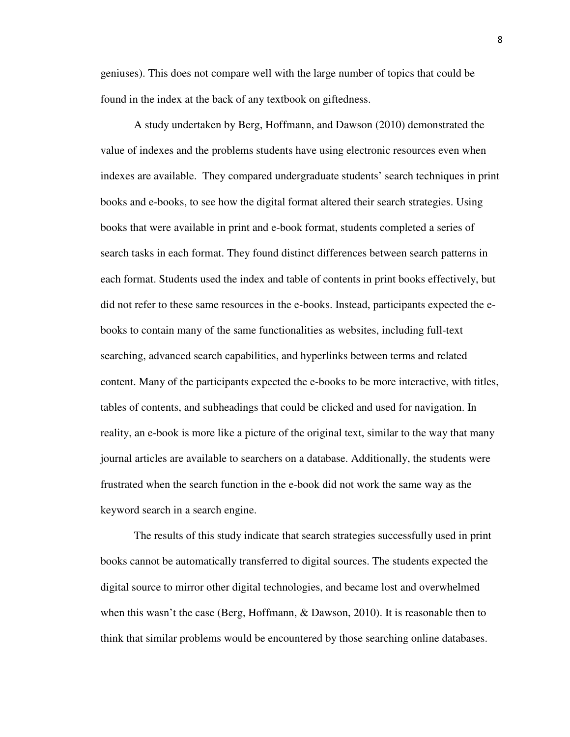geniuses). This does not compare well with the large number of topics that could be found in the index at the back of any textbook on giftedness.

A study undertaken by Berg, Hoffmann, and Dawson (2010) demonstrated the value of indexes and the problems students have using electronic resources even when indexes are available. They compared undergraduate students' search techniques in print books and e-books, to see how the digital format altered their search strategies. Using books that were available in print and e-book format, students completed a series of search tasks in each format. They found distinct differences between search patterns in each format. Students used the index and table of contents in print books effectively, but did not refer to these same resources in the e-books. Instead, participants expected the e-books to contain many of the same functionalities as websites, including full-text searching, advanced search capabilities, and hyperlinks between terms and related content. Many of the participants expected the e-books to be more interactive, with titles, tables of contents, and subheadings that could be clicked and used for navigation. In reality, an e-book is more like a picture of the original text, similar to the way that many journal articles are available to searchers on a database. Additionally, the students were frustrated when the search function in the e-book did not work the same way as the keyword search in a search engine.

The results of this study indicate that search strategies successfully used in print books cannot be automatically transferred to digital sources. The students expected the digital source to mirror other digital technologies, and became lost and overwhelmed when this wasn't the case (Berg, Hoffmann, & Dawson, 2010). It is reasonable then to think that similar problems would be encountered by those searching online databases.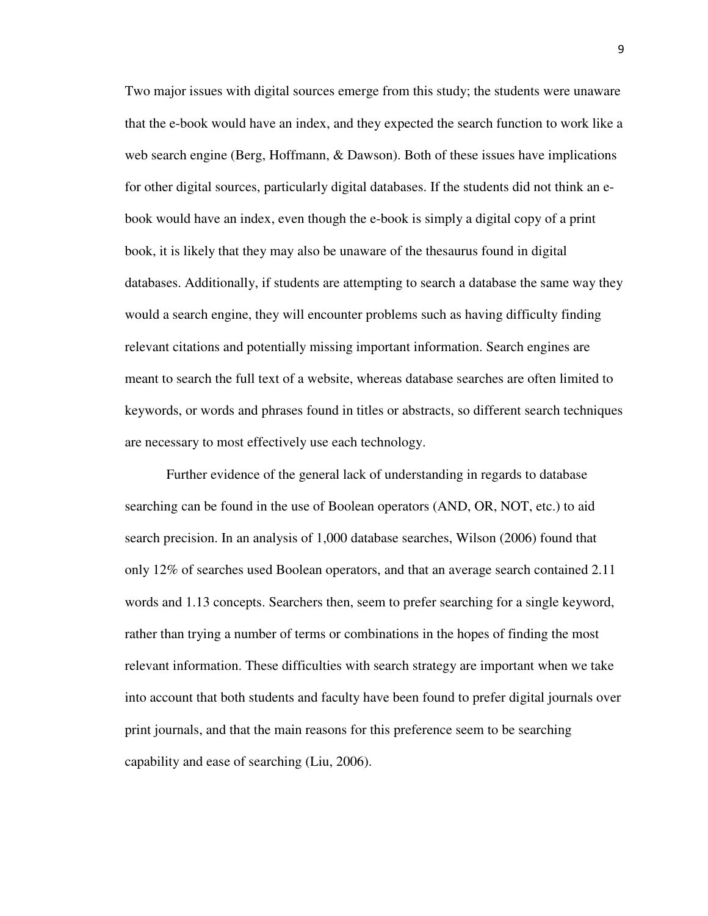Two major issues with digital sources emerge from this study; the students were unaware that the e-book would have an index, and they expected the search function to work like a web search engine (Berg, Hoffmann, & Dawson). Both of these issues have implications for other digital sources, particularly digital databases. If the students did not think an e-book would have an index, even though the e-book is simply a digital copy of a print book, it is likely that they may also be unaware of the thesaurus found in digital databases. Additionally, if students are attempting to search a database the same way they would a search engine, they will encounter problems such as having difficulty finding relevant citations and potentially missing important information. Search engines are meant to search the full text of a website, whereas database searches are often limited to keywords, or words and phrases found in titles or abstracts, so different search techniques are necessary to most effectively use each technology.

Further evidence of the general lack of understanding in regards to database searching can be found in the use of Boolean operators (AND, OR, NOT, etc.) to aid search precision. In an analysis of 1,000 database searches, Wilson (2006) found that only 12% of searches used Boolean operators, and that an average search contained 2.11 words and 1.13 concepts. Searchers then, seem to prefer searching for a single keyword, rather than trying a number of terms or combinations in the hopes of finding the most relevant information. These difficulties with search strategy are important when we take into account that both students and faculty have been found to prefer digital journals over print journals, and that the main reasons for this preference seem to be searching capability and ease of searching (Liu, 2006).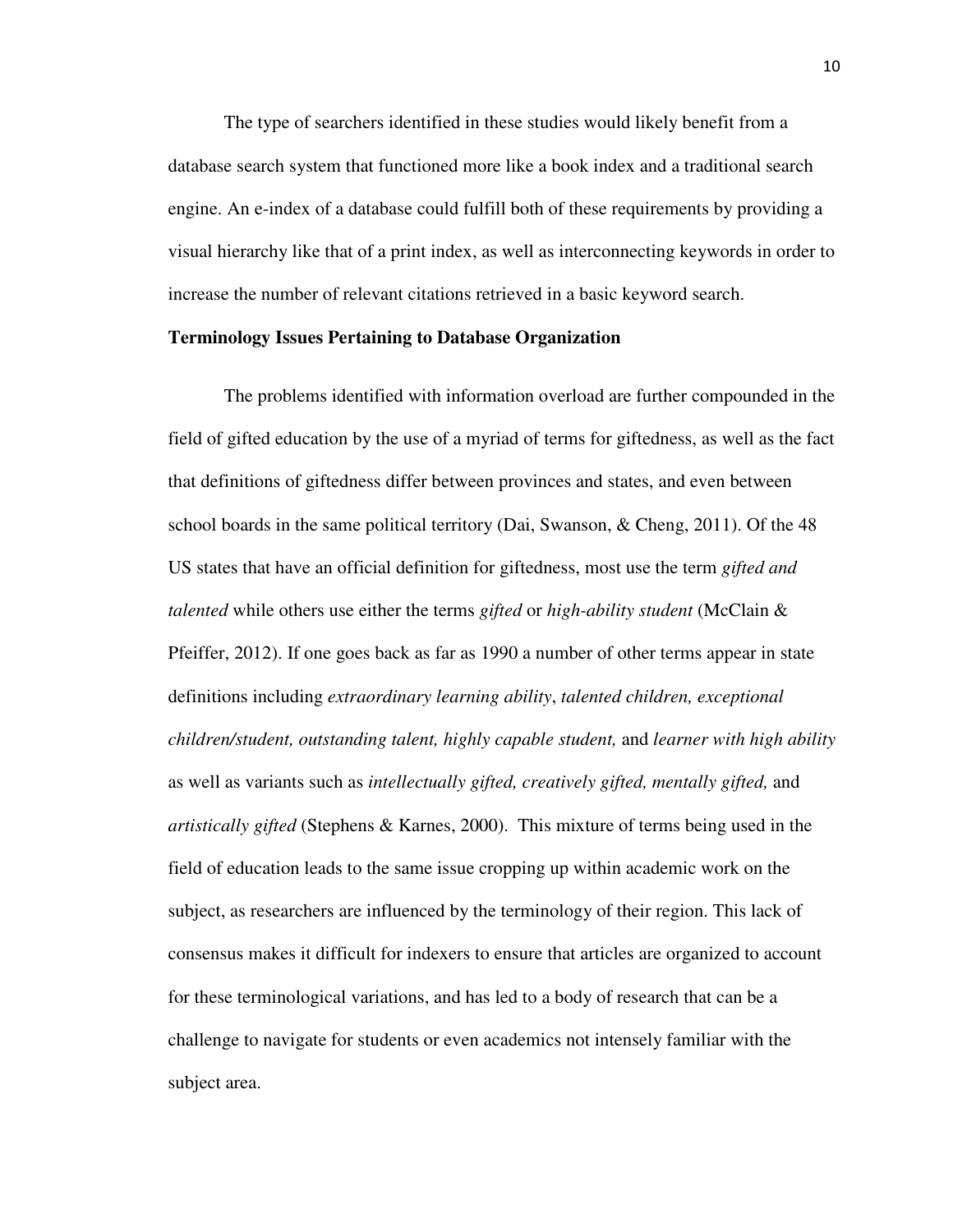The type of searchers identified in these studies would likely benefit from a database search system that functioned more like a book index and a traditional search engine. An e-index of a database could fulfill both of these requirements by providing a visual hierarchy like that of a print index, as well as interconnecting keywords in order to increase the number of relevant citations retrieved in a basic keyword search.

**Terminology Issues Pertaining to Database Organization**

The problems identified with information overload are further compounded in the field of gifted education by the use of a myriad of terms for giftedness, as well as the fact that definitions of giftedness differ between provinces and states, and even between school boards in the same political territory (Dai, Swanson, & Cheng, 2011). Of the 48 US states that have an official definition for giftedness, most use the term *gifted and talented* while others use either the terms *gifted* or *high-ability student* (McClain & Pfeiffer, 2012). If one goes back as far as 1990 a number of other terms appear in state definitions including *extraordinary learning ability*, *talented children, exceptional children/student, outstanding talent, highly capable student,* and *learner with high ability* as well as variants such as *intellectually gifted, creatively gifted, mentally gifted,* and *artistically gifted* (Stephens & Karnes, 2000). This mixture of terms being used in the field of education leads to the same issue cropping up within academic work on the subject, as researchers are influenced by the terminology of their region. This lack of consensus makes it difficult for indexers to ensure that articles are organized to account for these terminological variations, and has led to a body of research that can be a challenge to navigate for students or even academics not intensely familiar with the subject area.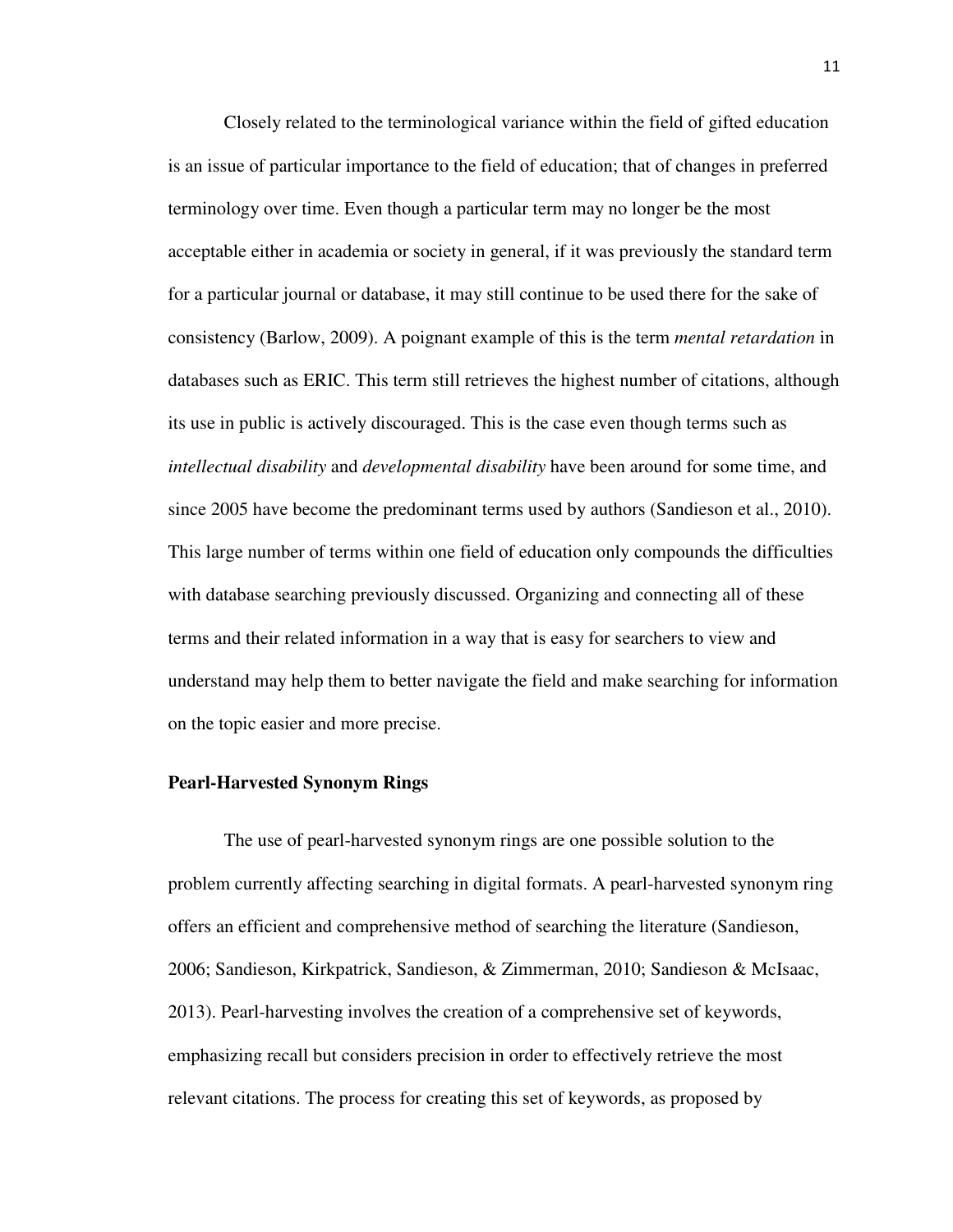Closely related to the terminological variance within the field of gifted education is an issue of particular importance to the field of education; that of changes in preferred terminology over time. Even though a particular term may no longer be the most acceptable either in academia or society in general, if it was previously the standard term for a particular journal or database, it may still continue to be used there for the sake of consistency (Barlow, 2009). A poignant example of this is the term *mental retardation* in databases such as ERIC. This term still retrieves the highest number of citations, although its use in public is actively discouraged. This is the case even though terms such as *intellectual disability* and *developmental disability* have been around for some time, and since 2005 have become the predominant terms used by authors (Sandieson et al., 2010). This large number of terms within one field of education only compounds the difficulties with database searching previously discussed. Organizing and connecting all of these terms and their related information in a way that is easy for searchers to view and understand may help them to better navigate the field and make searching for information on the topic easier and more precise.

## Pearl-Harvested Synonym Rings

The use of pearl-harvested synonym rings are one possible solution to the problem currently affecting searching in digital formats. A pearl-harvested synonym ring offers an efficient and comprehensive method of searching the literature (Sandieson, 2006; Sandieson, Kirkpatrick, Sandieson, & Zimmerman, 2010; Sandieson & McIsaac, 2013). Pearl-harvesting involves the creation of a comprehensive set of keywords, emphasizing recall but considers precision in order to effectively retrieve the most relevant citations. The process for creating this set of keywords, as proposed by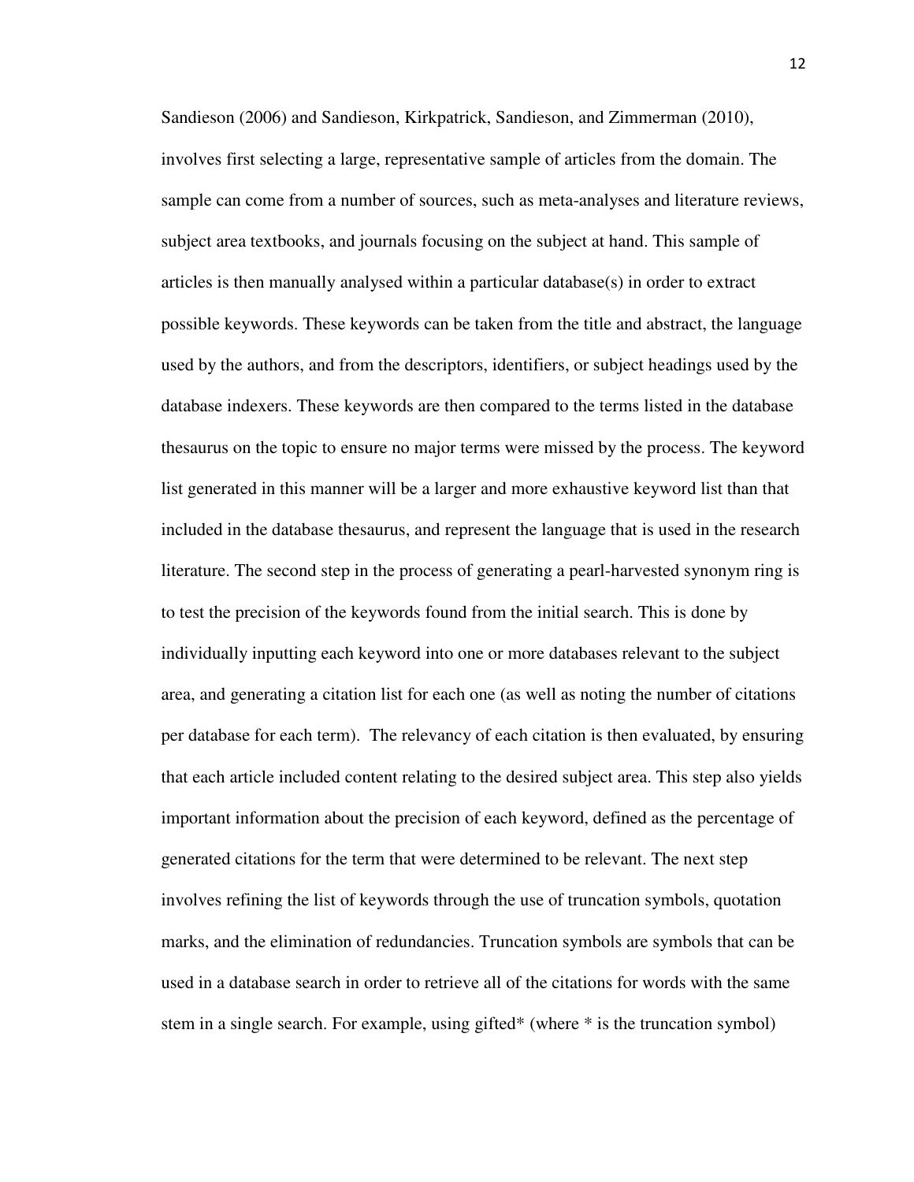Sandieson (2006) and Sandieson, Kirkpatrick, Sandieson, and Zimmerman (2010), involves first selecting a large, representative sample of articles from the domain. The sample can come from a number of sources, such as meta-analyses and literature reviews, subject area textbooks, and journals focusing on the subject at hand. This sample of articles is then manually analysed within a particular database(s) in order to extract possible keywords. These keywords can be taken from the title and abstract, the language used by the authors, and from the descriptors, identifiers, or subject headings used by the database indexers. These keywords are then compared to the terms listed in the database thesaurus on the topic to ensure no major terms were missed by the process. The keyword list generated in this manner will be a larger and more exhaustive keyword list than that included in the database thesaurus, and represent the language that is used in the research literature. The second step in the process of generating a pearl-harvested synonym ring is to test the precision of the keywords found from the initial search. This is done by individually inputting each keyword into one or more databases relevant to the subject area, and generating a citation list for each one (as well as noting the number of citations per database for each term). The relevancy of each citation is then evaluated, by ensuring that each article included content relating to the desired subject area. This step also yields important information about the precision of each keyword, defined as the percentage of generated citations for the term that were determined to be relevant. The next step involves refining the list of keywords through the use of truncation symbols, quotation marks, and the elimination of redundancies. Truncation symbols are symbols that can be used in a database search in order to retrieve all of the citations for words with the same stem in a single search. For example, using gifted* (where * is the truncation symbol)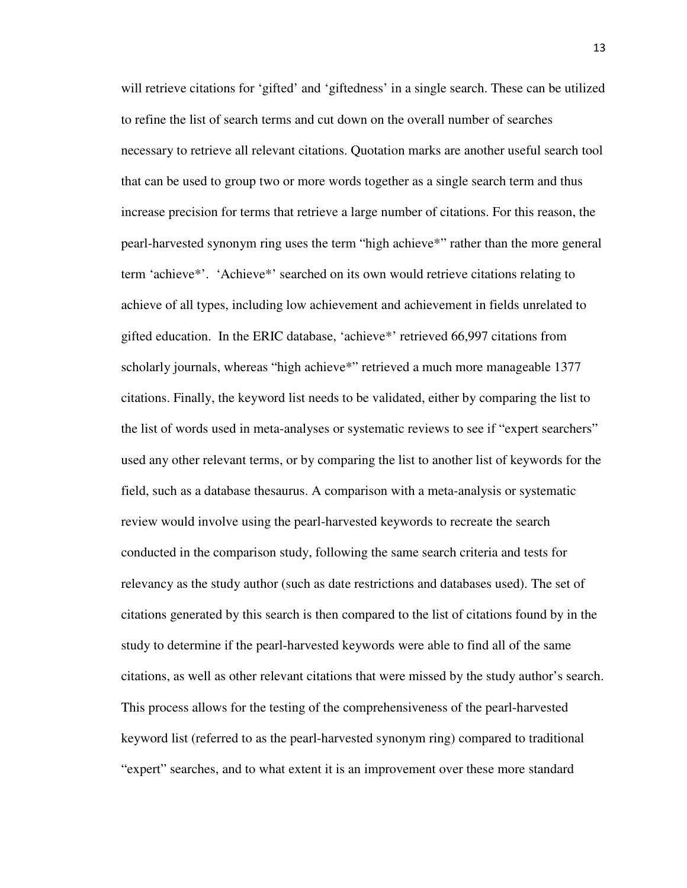will retrieve citations for 'gifted' and 'giftedness' in a single search. These can be utilized to refine the list of search terms and cut down on the overall number of searches necessary to retrieve all relevant citations. Quotation marks are another useful search tool that can be used to group two or more words together as a single search term and thus increase precision for terms that retrieve a large number of citations. For this reason, the pearl-harvested synonym ring uses the term "high achieve*" rather than the more general term 'achieve*'. 'Achieve*' searched on its own would retrieve citations relating to achieve of all types, including low achievement and achievement in fields unrelated to gifted education. In the ERIC database, 'achieve*' retrieved 66,997 citations from scholarly journals, whereas "high achieve*" retrieved a much more manageable 1377 citations. Finally, the keyword list needs to be validated, either by comparing the list to the list of words used in meta-analyses or systematic reviews to see if "expert searchers" used any other relevant terms, or by comparing the list to another list of keywords for the field, such as a database thesaurus. A comparison with a meta-analysis or systematic review would involve using the pearl-harvested keywords to recreate the search conducted in the comparison study, following the same search criteria and tests for relevancy as the study author (such as date restrictions and databases used). The set of citations generated by this search is then compared to the list of citations found by in the study to determine if the pearl-harvested keywords were able to find all of the same citations, as well as other relevant citations that were missed by the study author's search. This process allows for the testing of the comprehensiveness of the pearl-harvested keyword list (referred to as the pearl-harvested synonym ring) compared to traditional "expert" searches, and to what extent it is an improvement over these more standard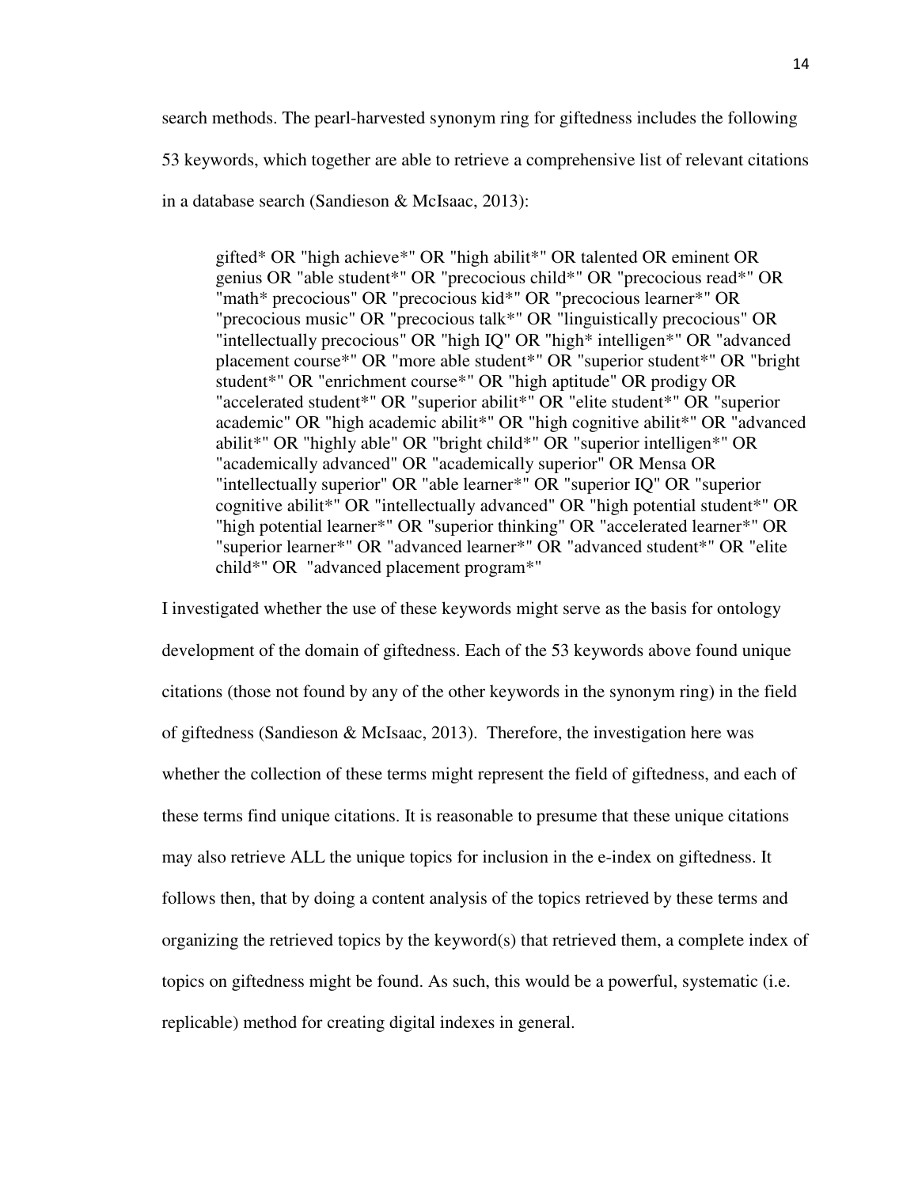search methods. The pearl-harvested synonym ring for giftedness includes the following 53 keywords, which together are able to retrieve a comprehensive list of relevant citations in a database search (Sandieson & McIsaac, 2013):

> gifted* OR "high achieve*" OR "high abilit*" OR talented OR eminent OR genius OR "able student*" OR "precocious child*" OR "precocious read*" OR "math* precocious" OR "precocious kid*" OR "precocious learner*" OR "precocious music" OR "precocious talk*" OR "linguistically precocious" OR "intellectually precocious" OR "high IQ" OR "high* intelligen*" OR "advanced placement course*" OR "more able student*" OR "superior student*" OR "bright student*" OR "enrichment course*" OR "high aptitude" OR prodigy OR "accelerated student*" OR "superior abilit*" OR "elite student*" OR "superior academic" OR "high academic abilit*" OR "high cognitive abilit*" OR "advanced abilit*" OR "highly able" OR "bright child*" OR "superior intelligen*" OR "academically advanced" OR "academically superior" OR Mensa OR "intellectually superior" OR "able learner*" OR "superior IQ" OR "superior cognitive abilit*" OR "intellectually advanced" OR "high potential student*" OR "high potential learner*" OR "superior thinking" OR "accelerated learner*" OR "superior learner*" OR "advanced learner*" OR "advanced student*" OR "elite child*" OR "advanced placement program*"

I investigated whether the use of these keywords might serve as the basis for ontology development of the domain of giftedness. Each of the 53 keywords above found unique citations (those not found by any of the other keywords in the synonym ring) in the field of giftedness (Sandieson & McIsaac, 2013). Therefore, the investigation here was whether the collection of these terms might represent the field of giftedness, and each of these terms find unique citations. It is reasonable to presume that these unique citations may also retrieve ALL the unique topics for inclusion in the e-index on giftedness. It follows then, that by doing a content analysis of the topics retrieved by these terms and organizing the retrieved topics by the keyword(s) that retrieved them, a complete index of topics on giftedness might be found. As such, this would be a powerful, systematic (i.e. replicable) method for creating digital indexes in general.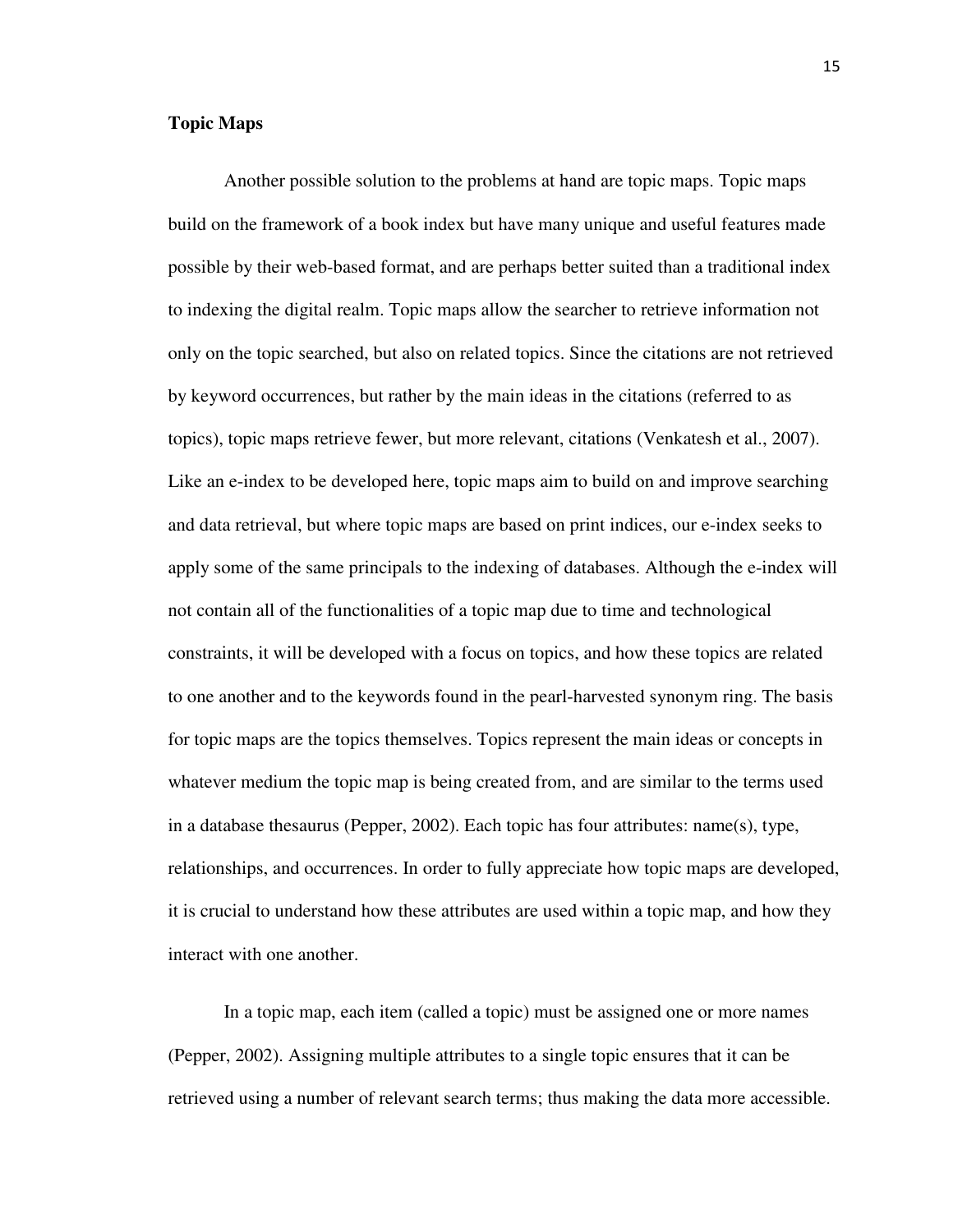**Topic Maps**

Another possible solution to the problems at hand are topic maps. Topic maps build on the framework of a book index but have many unique and useful features made possible by their web-based format, and are perhaps better suited than a traditional index to indexing the digital realm. Topic maps allow the searcher to retrieve information not only on the topic searched, but also on related topics. Since the citations are not retrieved by keyword occurrences, but rather by the main ideas in the citations (referred to as topics), topic maps retrieve fewer, but more relevant, citations (Venkatesh et al., 2007). Like an e-index to be developed here, topic maps aim to build on and improve searching and data retrieval, but where topic maps are based on print indices, our e-index seeks to apply some of the same principals to the indexing of databases. Although the e-index will not contain all of the functionalities of a topic map due to time and technological constraints, it will be developed with a focus on topics, and how these topics are related to one another and to the keywords found in the pearl-harvested synonym ring. The basis for topic maps are the topics themselves. Topics represent the main ideas or concepts in whatever medium the topic map is being created from, and are similar to the terms used in a database thesaurus (Pepper, 2002). Each topic has four attributes: name(s), type, relationships, and occurrences. In order to fully appreciate how topic maps are developed, it is crucial to understand how these attributes are used within a topic map, and how they interact with one another.

In a topic map, each item (called a topic) must be assigned one or more names (Pepper, 2002). Assigning multiple attributes to a single topic ensures that it can be retrieved using a number of relevant search terms; thus making the data more accessible.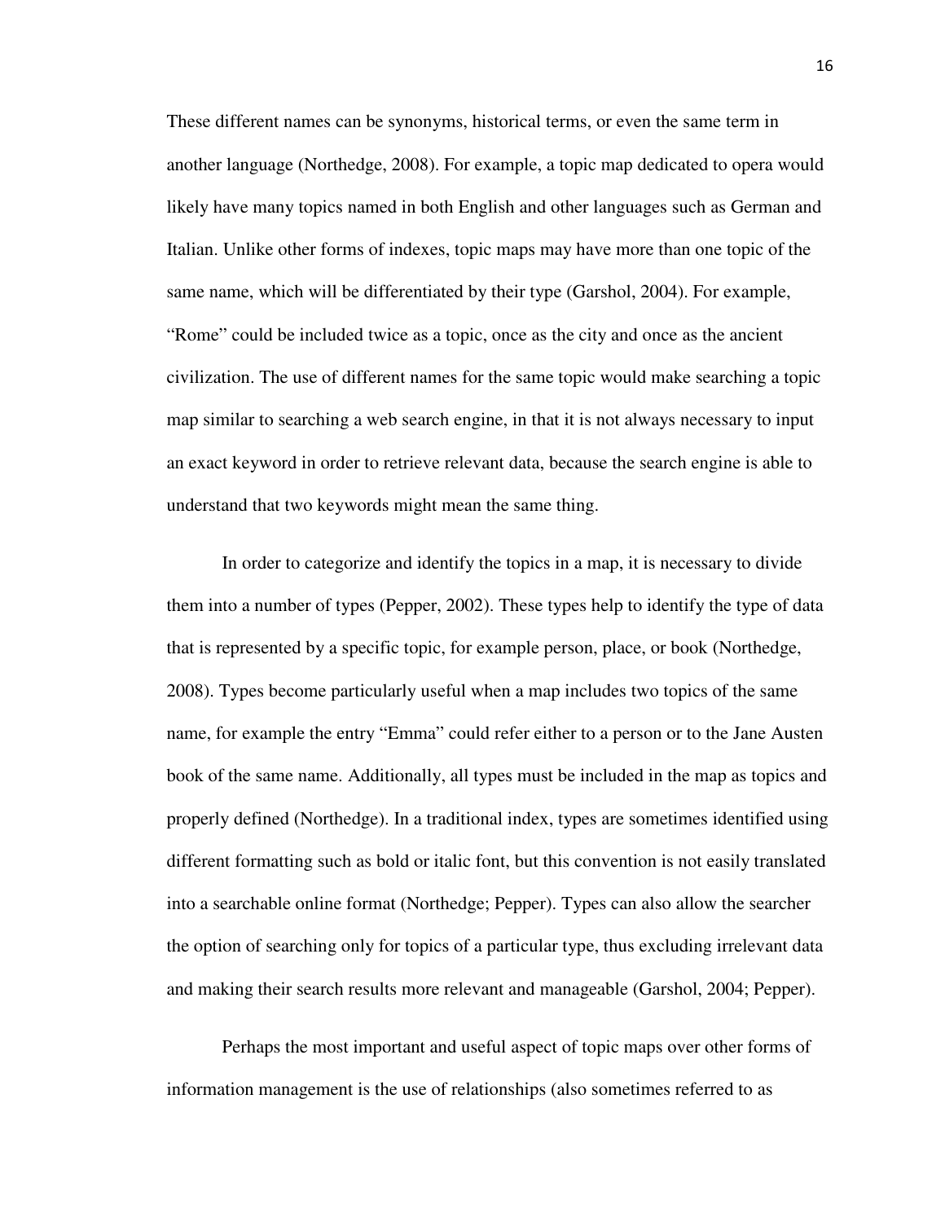These different names can be synonyms, historical terms, or even the same term in another language (Northedge, 2008). For example, a topic map dedicated to opera would likely have many topics named in both English and other languages such as German and Italian. Unlike other forms of indexes, topic maps may have more than one topic of the same name, which will be differentiated by their type (Garshol, 2004). For example, "Rome" could be included twice as a topic, once as the city and once as the ancient civilization. The use of different names for the same topic would make searching a topic map similar to searching a web search engine, in that it is not always necessary to input an exact keyword in order to retrieve relevant data, because the search engine is able to understand that two keywords might mean the same thing.

In order to categorize and identify the topics in a map, it is necessary to divide them into a number of types (Pepper, 2002). These types help to identify the type of data that is represented by a specific topic, for example person, place, or book (Northedge, 2008). Types become particularly useful when a map includes two topics of the same name, for example the entry "Emma" could refer either to a person or to the Jane Austen book of the same name. Additionally, all types must be included in the map as topics and properly defined (Northedge). In a traditional index, types are sometimes identified using different formatting such as bold or italic font, but this convention is not easily translated into a searchable online format (Northedge; Pepper). Types can also allow the searcher the option of searching only for topics of a particular type, thus excluding irrelevant data and making their search results more relevant and manageable (Garshol, 2004; Pepper).

Perhaps the most important and useful aspect of topic maps over other forms of information management is the use of relationships (also sometimes referred to as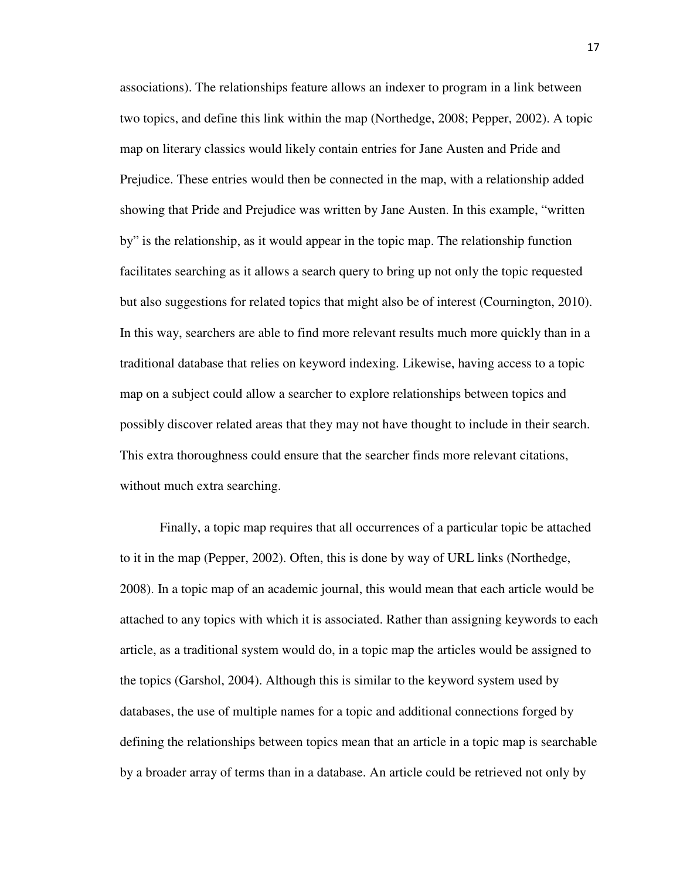associations). The relationships feature allows an indexer to program in a link between two topics, and define this link within the map (Northedge, 2008; Pepper, 2002). A topic map on literary classics would likely contain entries for Jane Austen and Pride and Prejudice. These entries would then be connected in the map, with a relationship added showing that Pride and Prejudice was written by Jane Austen. In this example, "written by" is the relationship, as it would appear in the topic map. The relationship function facilitates searching as it allows a search query to bring up not only the topic requested but also suggestions for related topics that might also be of interest (Cournington, 2010). In this way, searchers are able to find more relevant results much more quickly than in a traditional database that relies on keyword indexing. Likewise, having access to a topic map on a subject could allow a searcher to explore relationships between topics and possibly discover related areas that they may not have thought to include in their search. This extra thoroughness could ensure that the searcher finds more relevant citations, without much extra searching.

Finally, a topic map requires that all occurrences of a particular topic be attached to it in the map (Pepper, 2002). Often, this is done by way of URL links (Northedge, 2008). In a topic map of an academic journal, this would mean that each article would be attached to any topics with which it is associated. Rather than assigning keywords to each article, as a traditional system would do, in a topic map the articles would be assigned to the topics (Garshol, 2004). Although this is similar to the keyword system used by databases, the use of multiple names for a topic and additional connections forged by defining the relationships between topics mean that an article in a topic map is searchable by a broader array of terms than in a database. An article could be retrieved not only by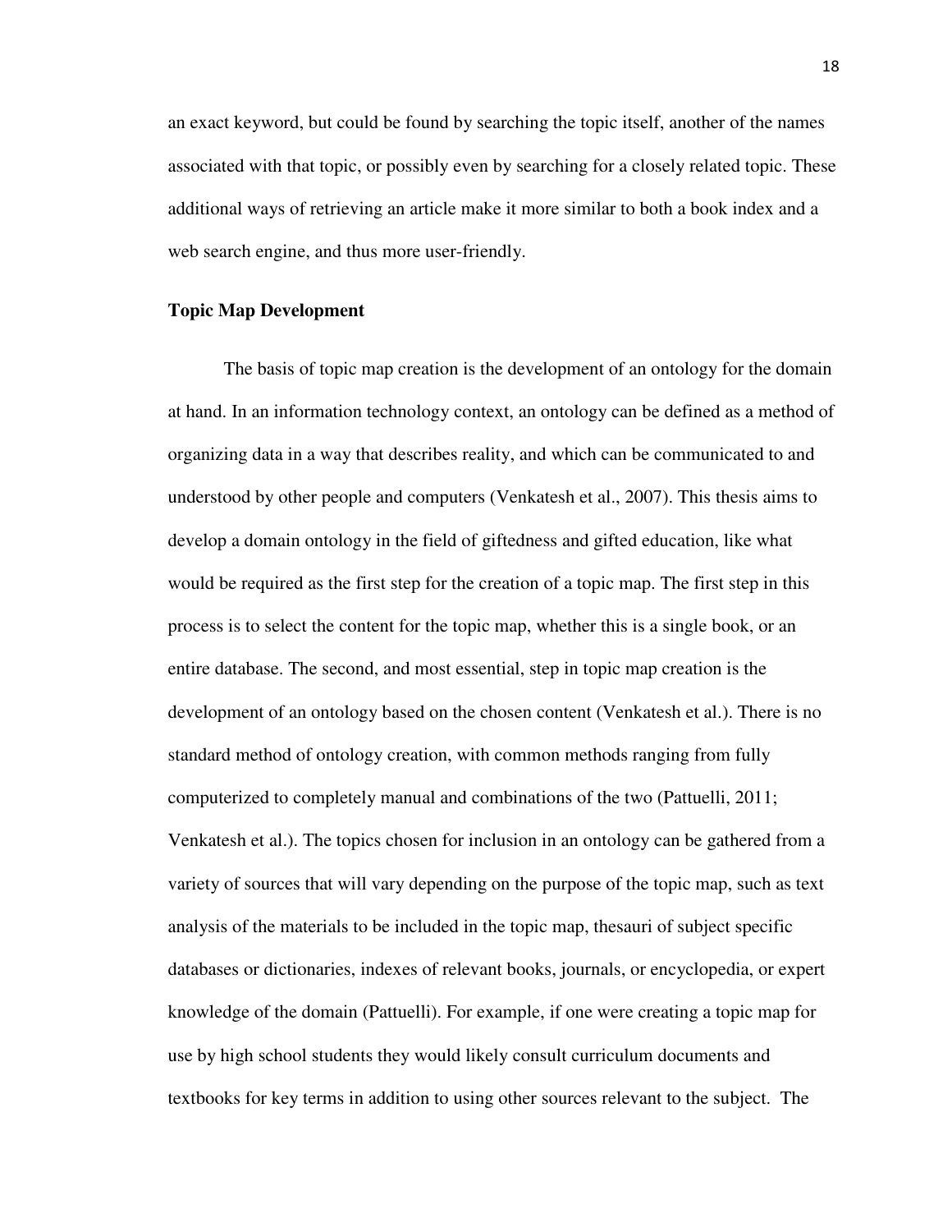an exact keyword, but could be found by searching the topic itself, another of the names associated with that topic, or possibly even by searching for a closely related topic. These additional ways of retrieving an article make it more similar to both a book index and a web search engine, and thus more user-friendly.

**Topic Map Development**

The basis of topic map creation is the development of an ontology for the domain at hand. In an information technology context, an ontology can be defined as a method of organizing data in a way that describes reality, and which can be communicated to and understood by other people and computers (Venkatesh et al., 2007). This thesis aims to develop a domain ontology in the field of giftedness and gifted education, like what would be required as the first step for the creation of a topic map. The first step in this process is to select the content for the topic map, whether this is a single book, or an entire database. The second, and most essential, step in topic map creation is the development of an ontology based on the chosen content (Venkatesh et al.). There is no standard method of ontology creation, with common methods ranging from fully computerized to completely manual and combinations of the two (Pattuelli, 2011; Venkatesh et al.). The topics chosen for inclusion in an ontology can be gathered from a variety of sources that will vary depending on the purpose of the topic map, such as text analysis of the materials to be included in the topic map, thesauri of subject specific databases or dictionaries, indexes of relevant books, journals, or encyclopedia, or expert knowledge of the domain (Pattuelli). For example, if one were creating a topic map for use by high school students they would likely consult curriculum documents and textbooks for key terms in addition to using other sources relevant to the subject. The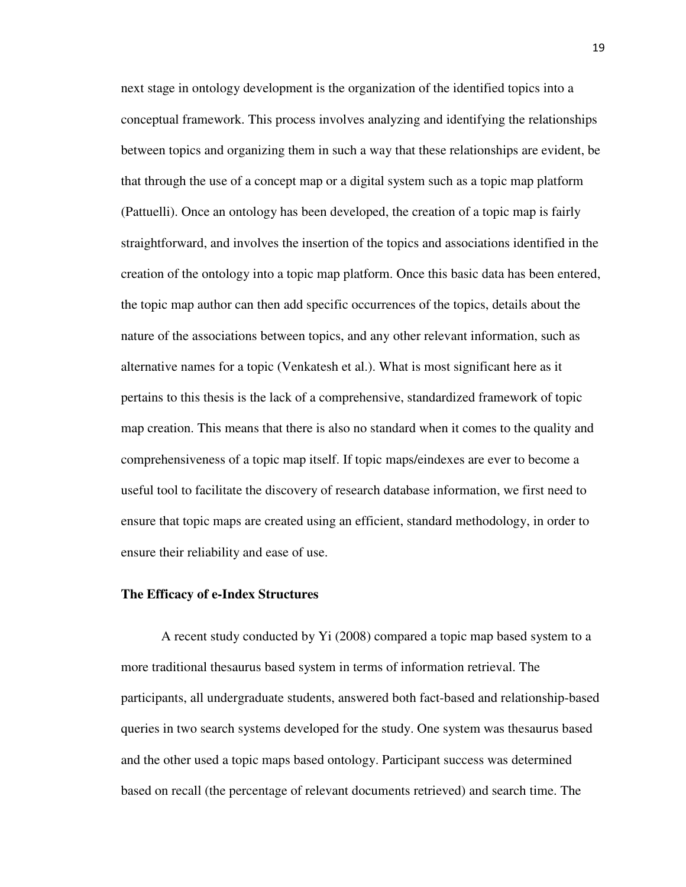next stage in ontology development is the organization of the identified topics into a conceptual framework. This process involves analyzing and identifying the relationships between topics and organizing them in such a way that these relationships are evident, be that through the use of a concept map or a digital system such as a topic map platform (Pattuelli). Once an ontology has been developed, the creation of a topic map is fairly straightforward, and involves the insertion of the topics and associations identified in the creation of the ontology into a topic map platform. Once this basic data has been entered, the topic map author can then add specific occurrences of the topics, details about the nature of the associations between topics, and any other relevant information, such as alternative names for a topic (Venkatesh et al.). What is most significant here as it pertains to this thesis is the lack of a comprehensive, standardized framework of topic map creation. This means that there is also no standard when it comes to the quality and comprehensiveness of a topic map itself. If topic maps/eindexes are ever to become a useful tool to facilitate the discovery of research database information, we first need to ensure that topic maps are created using an efficient, standard methodology, in order to ensure their reliability and ease of use.

### The Efficacy of e-Index Structures

A recent study conducted by Yi (2008) compared a topic map based system to a more traditional thesaurus based system in terms of information retrieval. The participants, all undergraduate students, answered both fact-based and relationship-based queries in two search systems developed for the study. One system was thesaurus based and the other used a topic maps based ontology. Participant success was determined based on recall (the percentage of relevant documents retrieved) and search time. The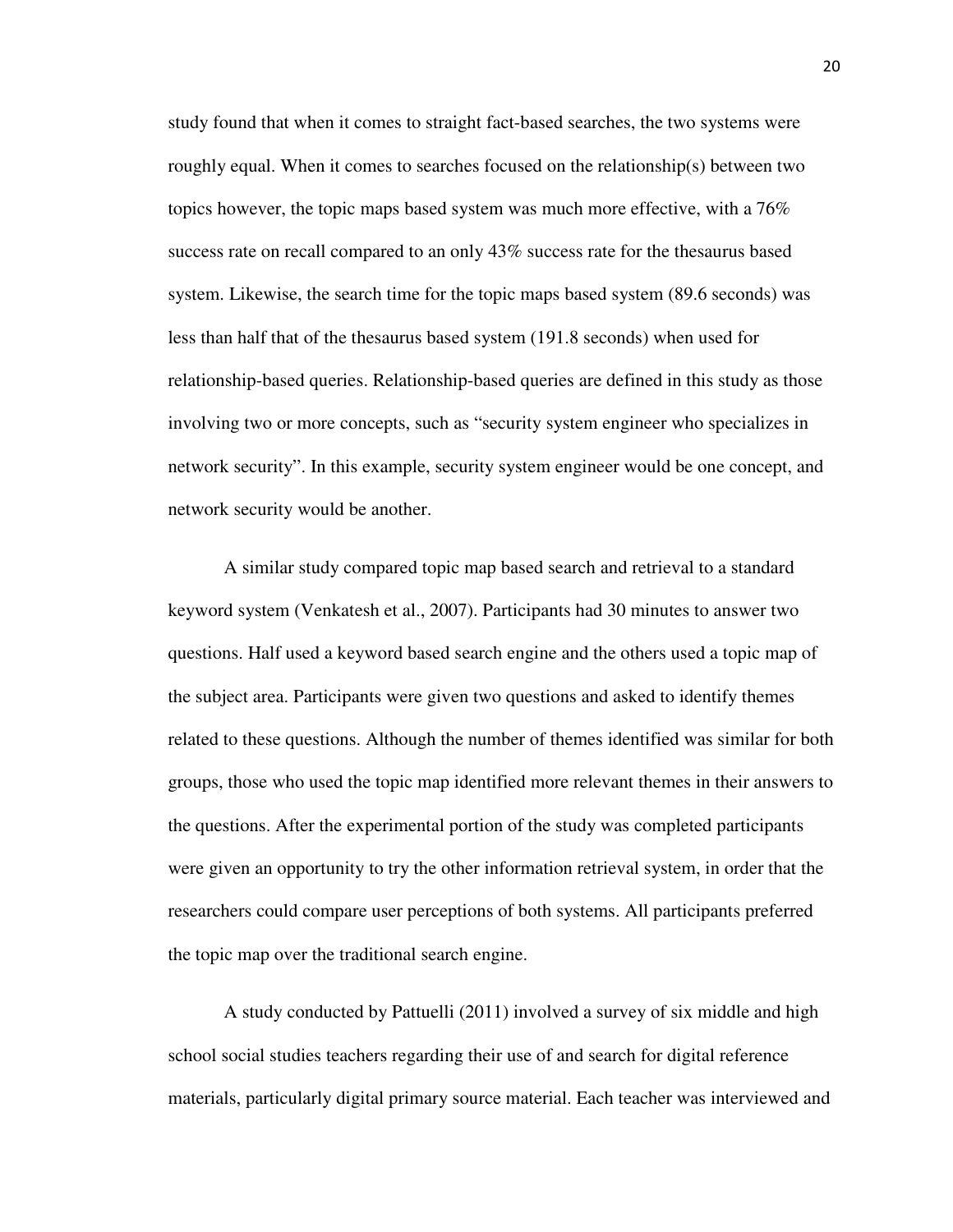study found that when it comes to straight fact-based searches, the two systems were roughly equal. When it comes to searches focused on the relationship(s) between two topics however, the topic maps based system was much more effective, with a 76% success rate on recall compared to an only 43% success rate for the thesaurus based system. Likewise, the search time for the topic maps based system (89.6 seconds) was less than half that of the thesaurus based system (191.8 seconds) when used for relationship-based queries. Relationship-based queries are defined in this study as those involving two or more concepts, such as "security system engineer who specializes in network security". In this example, security system engineer would be one concept, and network security would be another.

A similar study compared topic map based search and retrieval to a standard keyword system (Venkatesh et al., 2007). Participants had 30 minutes to answer two questions. Half used a keyword based search engine and the others used a topic map of the subject area. Participants were given two questions and asked to identify themes related to these questions. Although the number of themes identified was similar for both groups, those who used the topic map identified more relevant themes in their answers to the questions. After the experimental portion of the study was completed participants were given an opportunity to try the other information retrieval system, in order that the researchers could compare user perceptions of both systems. All participants preferred the topic map over the traditional search engine.

A study conducted by Pattuelli (2011) involved a survey of six middle and high school social studies teachers regarding their use of and search for digital reference materials, particularly digital primary source material. Each teacher was interviewed and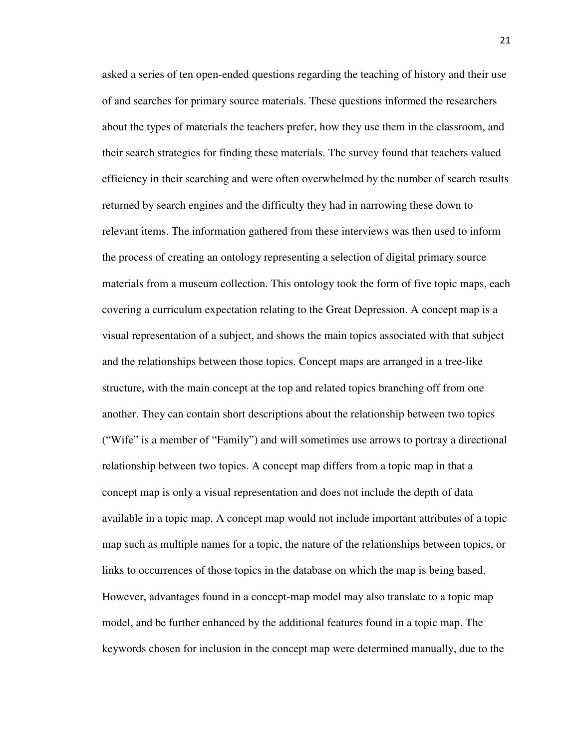asked a series of ten open-ended questions regarding the teaching of history and their use of and searches for primary source materials. These questions informed the researchers about the types of materials the teachers prefer, how they use them in the classroom, and their search strategies for finding these materials. The survey found that teachers valued efficiency in their searching and were often overwhelmed by the number of search results returned by search engines and the difficulty they had in narrowing these down to relevant items. The information gathered from these interviews was then used to inform the process of creating an ontology representing a selection of digital primary source materials from a museum collection. This ontology took the form of five topic maps, each covering a curriculum expectation relating to the Great Depression. A concept map is a visual representation of a subject, and shows the main topics associated with that subject and the relationships between those topics. Concept maps are arranged in a tree-like structure, with the main concept at the top and related topics branching off from one another. They can contain short descriptions about the relationship between two topics ("Wife" is a member of "Family") and will sometimes use arrows to portray a directional relationship between two topics. A concept map differs from a topic map in that a concept map is only a visual representation and does not include the depth of data available in a topic map. A concept map would not include important attributes of a topic map such as multiple names for a topic, the nature of the relationships between topics, or links to occurrences of those topics in the database on which the map is being based. However, advantages found in a concept-map model may also translate to a topic map model, and be further enhanced by the additional features found in a topic map. The keywords chosen for inclusion in the concept map were determined manually, due to the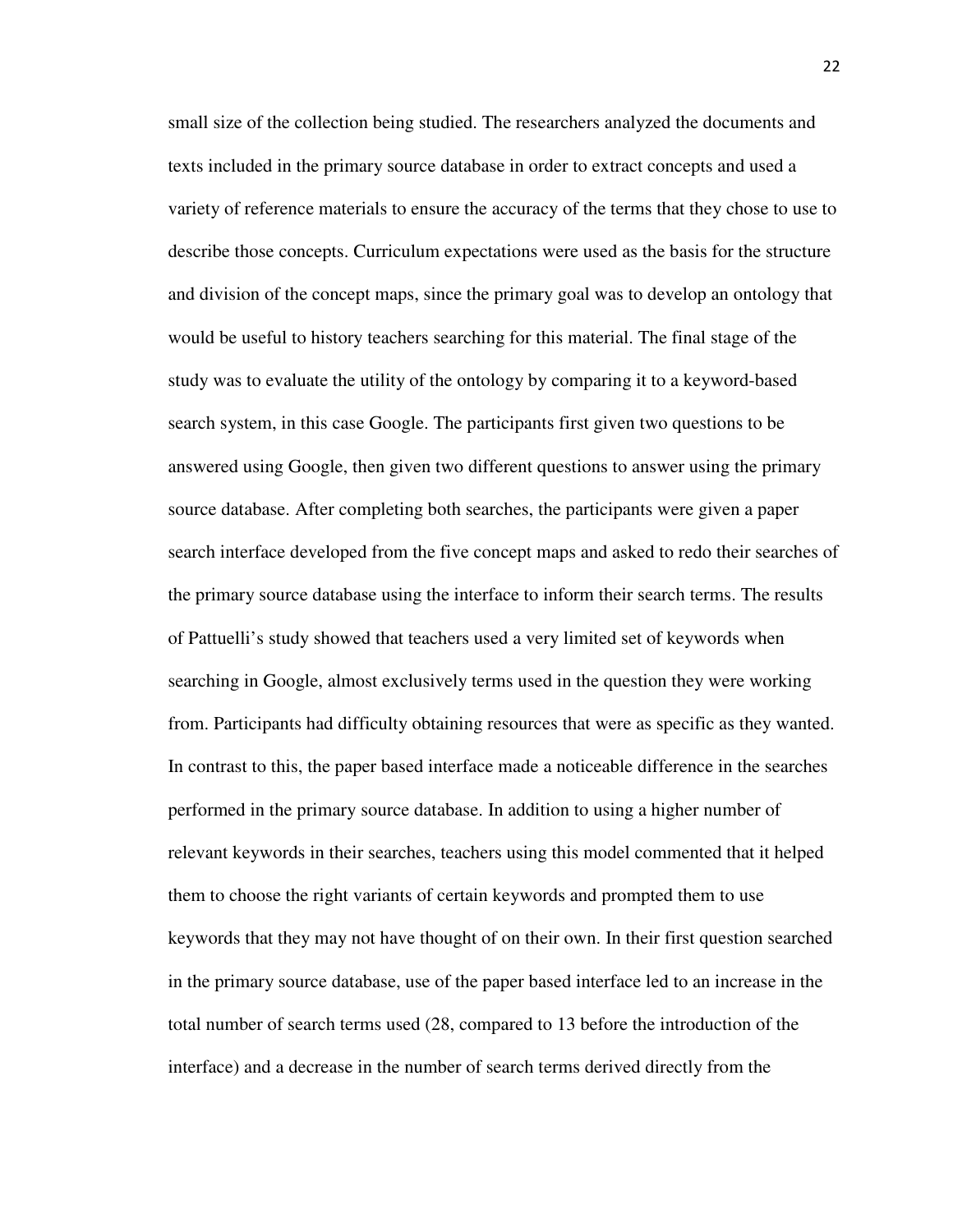small size of the collection being studied. The researchers analyzed the documents and texts included in the primary source database in order to extract concepts and used a variety of reference materials to ensure the accuracy of the terms that they chose to use to describe those concepts. Curriculum expectations were used as the basis for the structure and division of the concept maps, since the primary goal was to develop an ontology that would be useful to history teachers searching for this material. The final stage of the study was to evaluate the utility of the ontology by comparing it to a keyword-based search system, in this case Google. The participants first given two questions to be answered using Google, then given two different questions to answer using the primary source database. After completing both searches, the participants were given a paper search interface developed from the five concept maps and asked to redo their searches of the primary source database using the interface to inform their search terms. The results of Pattuelli's study showed that teachers used a very limited set of keywords when searching in Google, almost exclusively terms used in the question they were working from. Participants had difficulty obtaining resources that were as specific as they wanted. In contrast to this, the paper based interface made a noticeable difference in the searches performed in the primary source database. In addition to using a higher number of relevant keywords in their searches, teachers using this model commented that it helped them to choose the right variants of certain keywords and prompted them to use keywords that they may not have thought of on their own. In their first question searched in the primary source database, use of the paper based interface led to an increase in the total number of search terms used (28, compared to 13 before the introduction of the interface) and a decrease in the number of search terms derived directly from the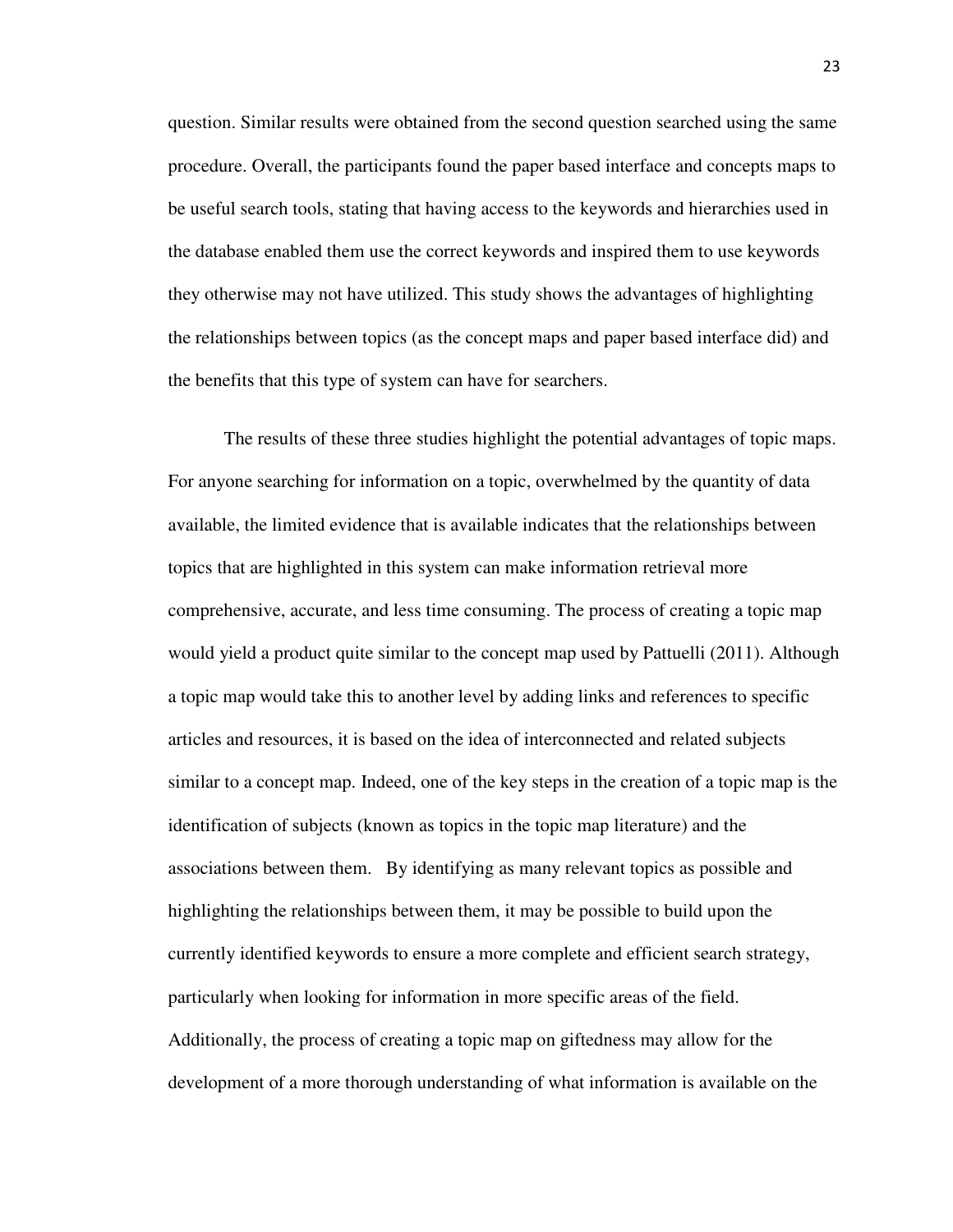question. Similar results were obtained from the second question searched using the same procedure. Overall, the participants found the paper based interface and concepts maps to be useful search tools, stating that having access to the keywords and hierarchies used in the database enabled them use the correct keywords and inspired them to use keywords they otherwise may not have utilized. This study shows the advantages of highlighting the relationships between topics (as the concept maps and paper based interface did) and the benefits that this type of system can have for searchers.

The results of these three studies highlight the potential advantages of topic maps. For anyone searching for information on a topic, overwhelmed by the quantity of data available, the limited evidence that is available indicates that the relationships between topics that are highlighted in this system can make information retrieval more comprehensive, accurate, and less time consuming. The process of creating a topic map would yield a product quite similar to the concept map used by Pattuelli (2011). Although a topic map would take this to another level by adding links and references to specific articles and resources, it is based on the idea of interconnected and related subjects similar to a concept map. Indeed, one of the key steps in the creation of a topic map is the identification of subjects (known as topics in the topic map literature) and the associations between them. By identifying as many relevant topics as possible and highlighting the relationships between them, it may be possible to build upon the currently identified keywords to ensure a more complete and efficient search strategy, particularly when looking for information in more specific areas of the field. Additionally, the process of creating a topic map on giftedness may allow for the development of a more thorough understanding of what information is available on the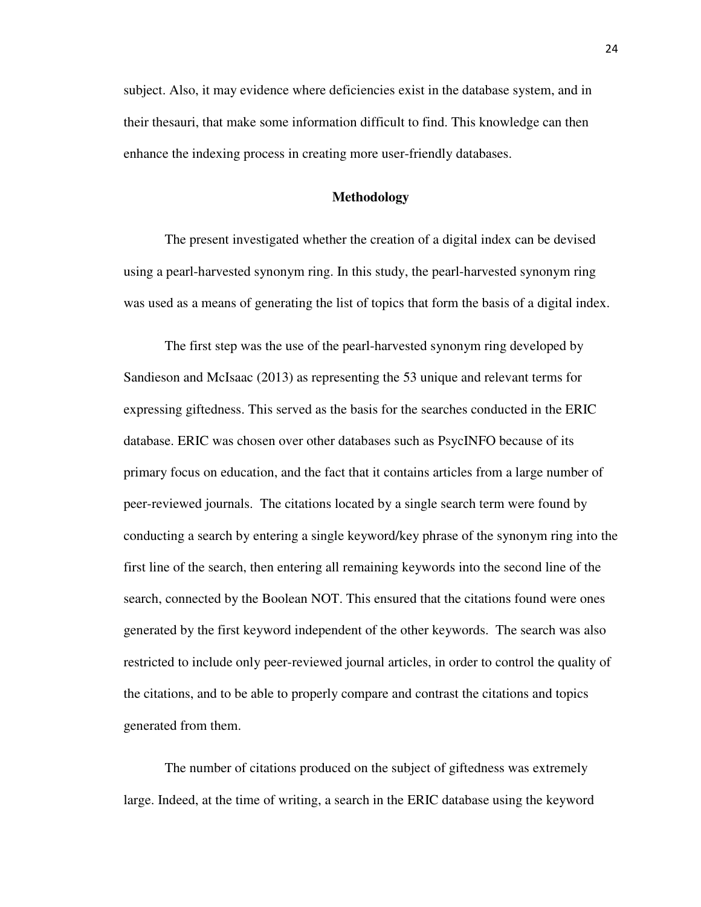subject. Also, it may evidence where deficiencies exist in the database system, and in their thesauri, that make some information difficult to find. This knowledge can then enhance the indexing process in creating more user-friendly databases.

## Methodology

The present investigated whether the creation of a digital index can be devised using a pearl-harvested synonym ring. In this study, the pearl-harvested synonym ring was used as a means of generating the list of topics that form the basis of a digital index.

The first step was the use of the pearl-harvested synonym ring developed by Sandieson and McIsaac (2013) as representing the 53 unique and relevant terms for expressing giftedness. This served as the basis for the searches conducted in the ERIC database. ERIC was chosen over other databases such as PsycINFO because of its primary focus on education, and the fact that it contains articles from a large number of peer-reviewed journals. The citations located by a single search term were found by conducting a search by entering a single keyword/key phrase of the synonym ring into the first line of the search, then entering all remaining keywords into the second line of the search, connected by the Boolean NOT. This ensured that the citations found were ones generated by the first keyword independent of the other keywords. The search was also restricted to include only peer-reviewed journal articles, in order to control the quality of the citations, and to be able to properly compare and contrast the citations and topics generated from them.

The number of citations produced on the subject of giftedness was extremely large. Indeed, at the time of writing, a search in the ERIC database using the keyword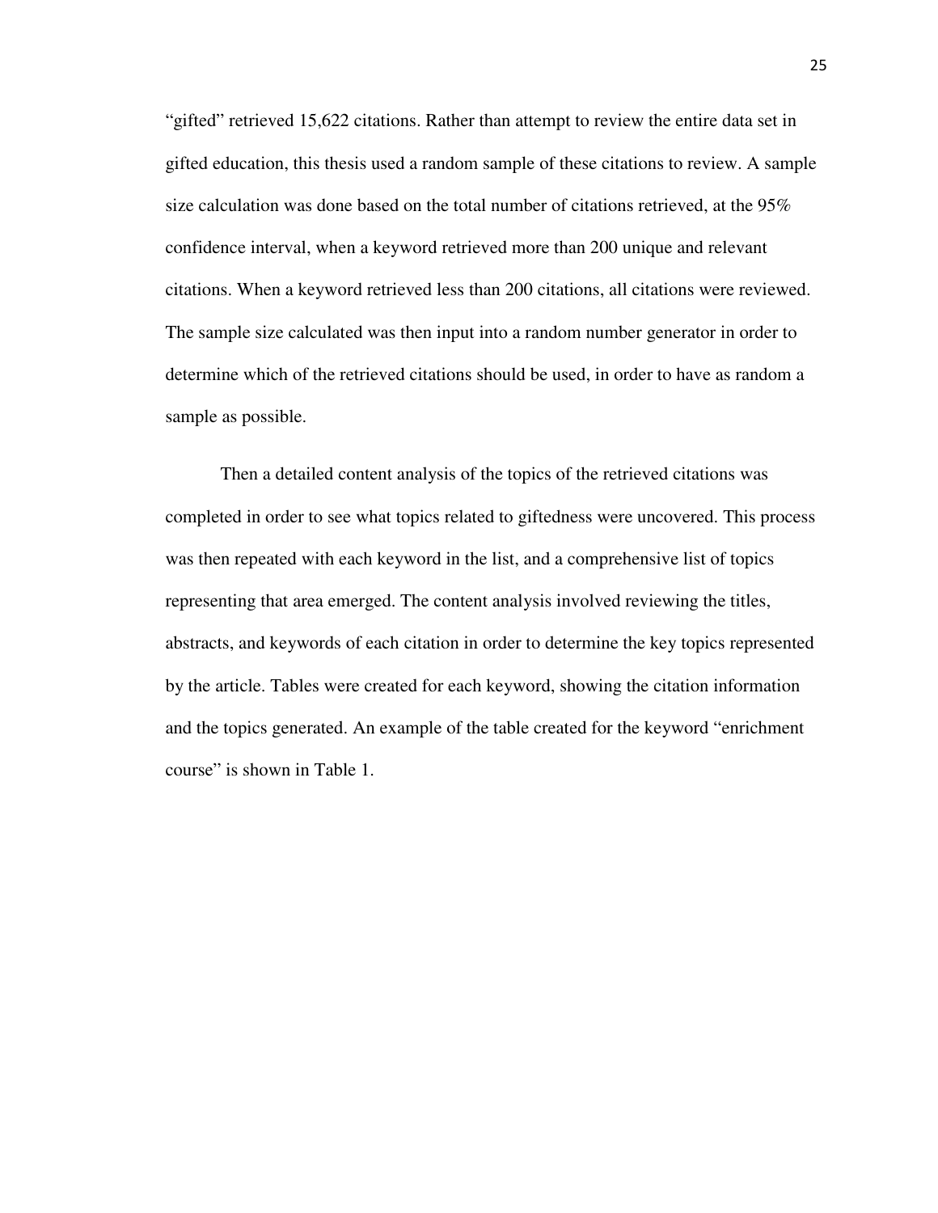"gifted" retrieved 15,622 citations. Rather than attempt to review the entire data set in gifted education, this thesis used a random sample of these citations to review. A sample size calculation was done based on the total number of citations retrieved, at the 95% confidence interval, when a keyword retrieved more than 200 unique and relevant citations. When a keyword retrieved less than 200 citations, all citations were reviewed. The sample size calculated was then input into a random number generator in order to determine which of the retrieved citations should be used, in order to have as random a sample as possible.

Then a detailed content analysis of the topics of the retrieved citations was completed in order to see what topics related to giftedness were uncovered. This process was then repeated with each keyword in the list, and a comprehensive list of topics representing that area emerged. The content analysis involved reviewing the titles, abstracts, and keywords of each citation in order to determine the key topics represented by the article. Tables were created for each keyword, showing the citation information and the topics generated. An example of the table created for the keyword "enrichment course" is shown in Table 1.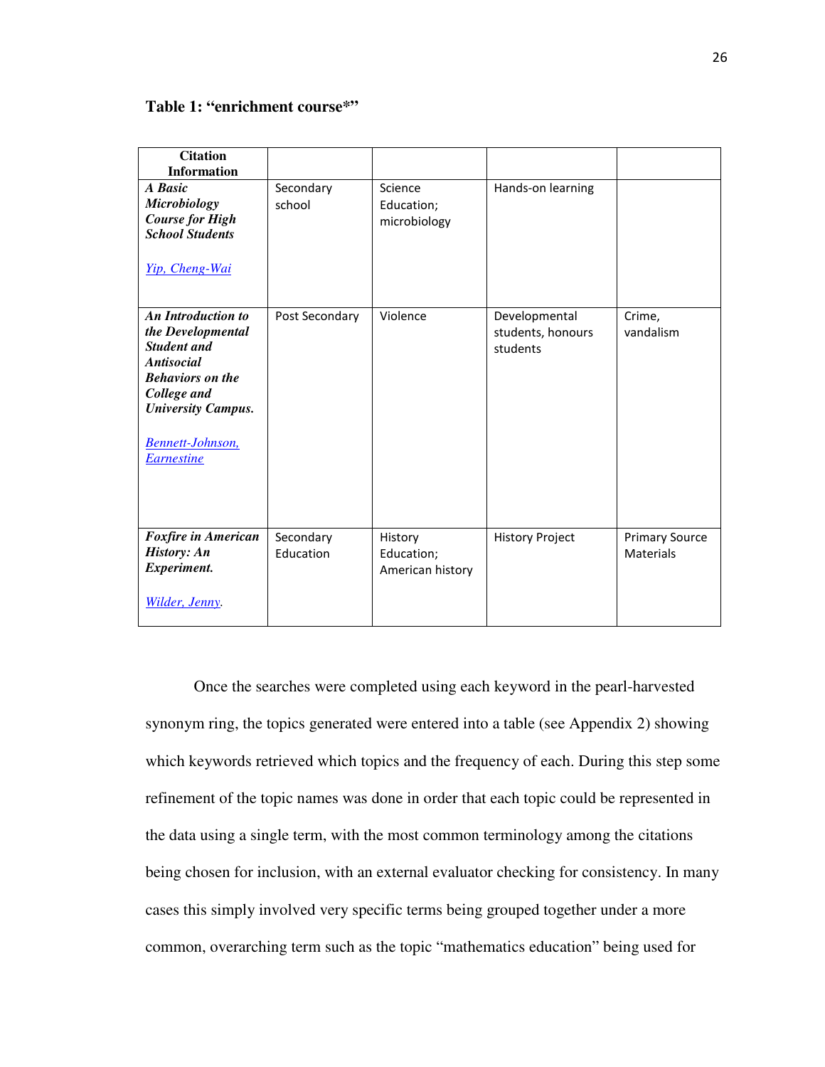**Table 1: "enrichment course*"**

| Citation Information | | | | |
|---|---|---|---|---|
| ***A Basic Microbiology Course for High School Students*** <br><br> *Yip, Cheng-Wai* | Secondary school | Science Education; microbiology | Hands-on learning | |
| ***An Introduction to the Developmental Student and Antisocial Behaviors on the College and University Campus.*** <br><br> *Bennett-Johnson, Earnestine* | Post Secondary | Violence | Developmental students, honours students | Crime, vandalism |
| ***Foxfire in American History: An Experiment.*** <br><br> *Wilder, Jenny.* | Secondary Education | History Education; American history | History Project | Primary Source Materials |

Once the searches were completed using each keyword in the pearl-harvested synonym ring, the topics generated were entered into a table (see Appendix 2) showing which keywords retrieved which topics and the frequency of each. During this step some refinement of the topic names was done in order that each topic could be represented in the data using a single term, with the most common terminology among the citations being chosen for inclusion, with an external evaluator checking for consistency. In many cases this simply involved very specific terms being grouped together under a more common, overarching term such as the topic "mathematics education" being used for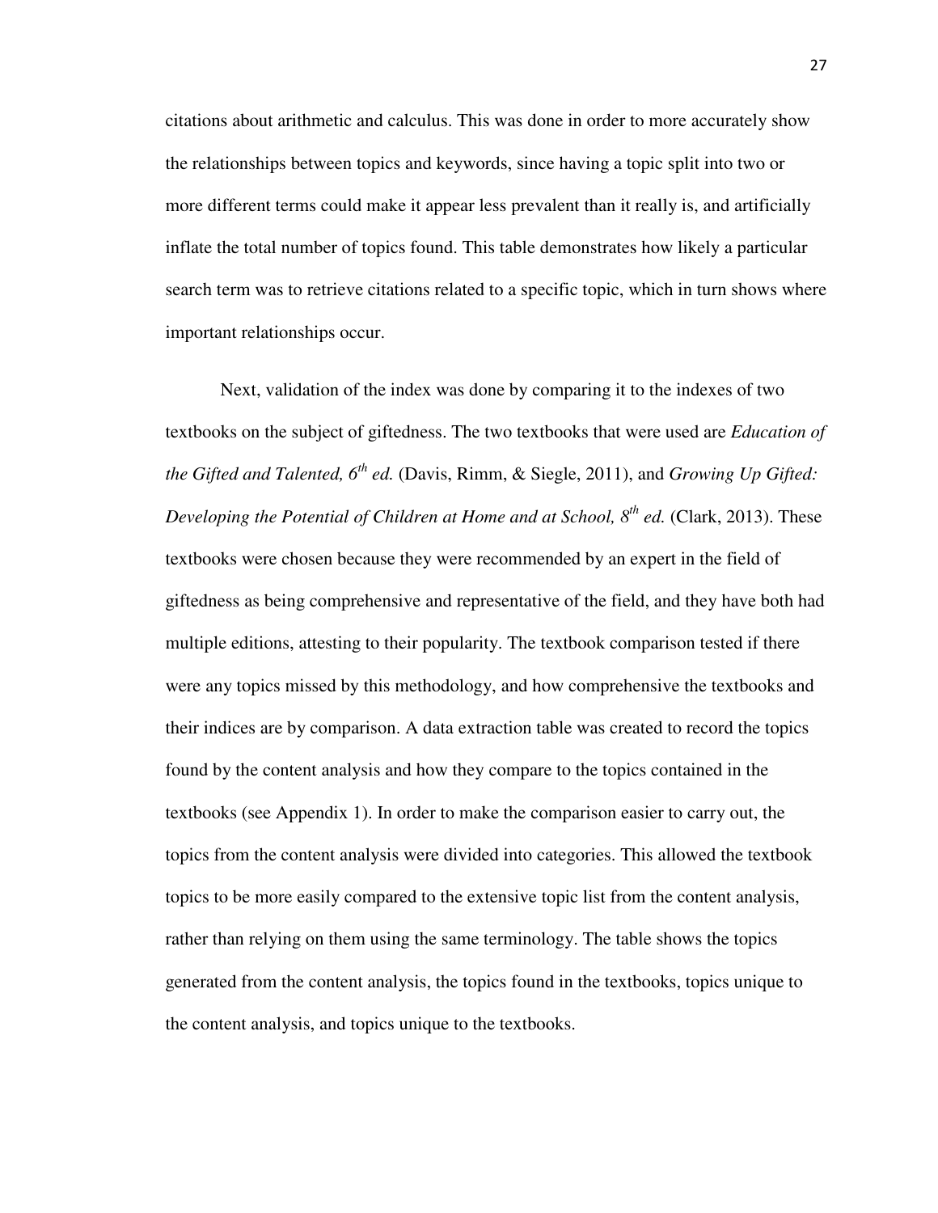citations about arithmetic and calculus. This was done in order to more accurately show the relationships between topics and keywords, since having a topic split into two or more different terms could make it appear less prevalent than it really is, and artificially inflate the total number of topics found. This table demonstrates how likely a particular search term was to retrieve citations related to a specific topic, which in turn shows where important relationships occur.

Next, validation of the index was done by comparing it to the indexes of two textbooks on the subject of giftedness. The two textbooks that were used are *Education of the Gifted and Talented, 6th ed.* (Davis, Rimm, & Siegle, 2011), and *Growing Up Gifted: Developing the Potential of Children at Home and at School, 8th ed.* (Clark, 2013). These textbooks were chosen because they were recommended by an expert in the field of giftedness as being comprehensive and representative of the field, and they have both had multiple editions, attesting to their popularity. The textbook comparison tested if there were any topics missed by this methodology, and how comprehensive the textbooks and their indices are by comparison. A data extraction table was created to record the topics found by the content analysis and how they compare to the topics contained in the textbooks (see Appendix 1). In order to make the comparison easier to carry out, the topics from the content analysis were divided into categories. This allowed the textbook topics to be more easily compared to the extensive topic list from the content analysis, rather than relying on them using the same terminology. The table shows the topics generated from the content analysis, the topics found in the textbooks, topics unique to the content analysis, and topics unique to the textbooks.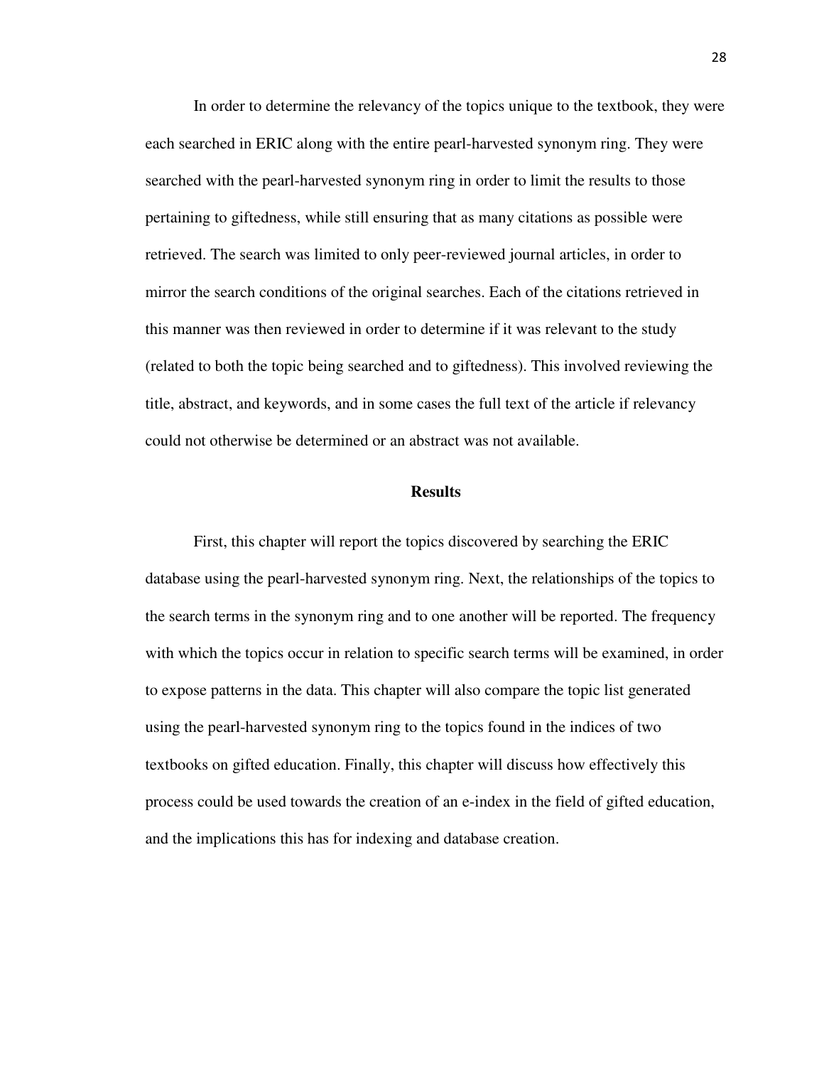In order to determine the relevancy of the topics unique to the textbook, they were each searched in ERIC along with the entire pearl-harvested synonym ring. They were searched with the pearl-harvested synonym ring in order to limit the results to those pertaining to giftedness, while still ensuring that as many citations as possible were retrieved. The search was limited to only peer-reviewed journal articles, in order to mirror the search conditions of the original searches. Each of the citations retrieved in this manner was then reviewed in order to determine if it was relevant to the study (related to both the topic being searched and to giftedness). This involved reviewing the title, abstract, and keywords, and in some cases the full text of the article if relevancy could not otherwise be determined or an abstract was not available.

## Results

First, this chapter will report the topics discovered by searching the ERIC database using the pearl-harvested synonym ring. Next, the relationships of the topics to the search terms in the synonym ring and to one another will be reported. The frequency with which the topics occur in relation to specific search terms will be examined, in order to expose patterns in the data. This chapter will also compare the topic list generated using the pearl-harvested synonym ring to the topics found in the indices of two textbooks on gifted education. Finally, this chapter will discuss how effectively this process could be used towards the creation of an e-index in the field of gifted education, and the implications this has for indexing and database creation.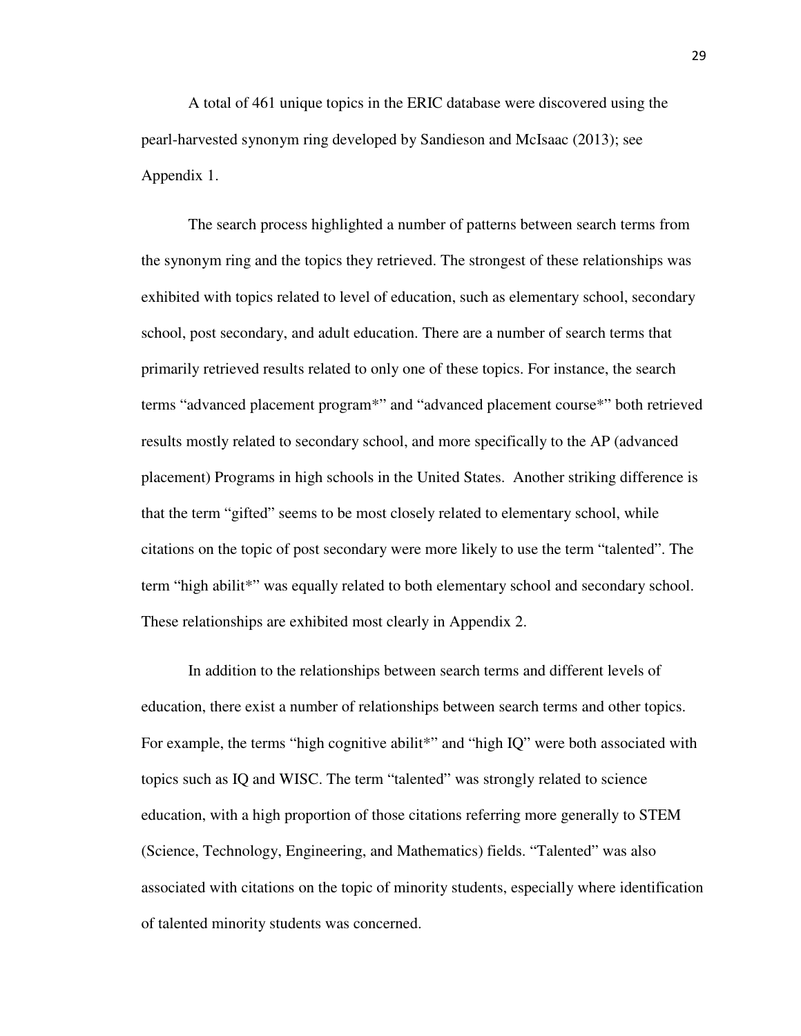A total of 461 unique topics in the ERIC database were discovered using the pearl-harvested synonym ring developed by Sandieson and McIsaac (2013); see Appendix 1.

The search process highlighted a number of patterns between search terms from the synonym ring and the topics they retrieved. The strongest of these relationships was exhibited with topics related to level of education, such as elementary school, secondary school, post secondary, and adult education. There are a number of search terms that primarily retrieved results related to only one of these topics. For instance, the search terms "advanced placement program*" and "advanced placement course*" both retrieved results mostly related to secondary school, and more specifically to the AP (advanced placement) Programs in high schools in the United States. Another striking difference is that the term "gifted" seems to be most closely related to elementary school, while citations on the topic of post secondary were more likely to use the term "talented". The term "high abilit*" was equally related to both elementary school and secondary school. These relationships are exhibited most clearly in Appendix 2.

In addition to the relationships between search terms and different levels of education, there exist a number of relationships between search terms and other topics. For example, the terms "high cognitive abilit*" and "high IQ" were both associated with topics such as IQ and WISC. The term "talented" was strongly related to science education, with a high proportion of those citations referring more generally to STEM (Science, Technology, Engineering, and Mathematics) fields. "Talented" was also associated with citations on the topic of minority students, especially where identification of talented minority students was concerned.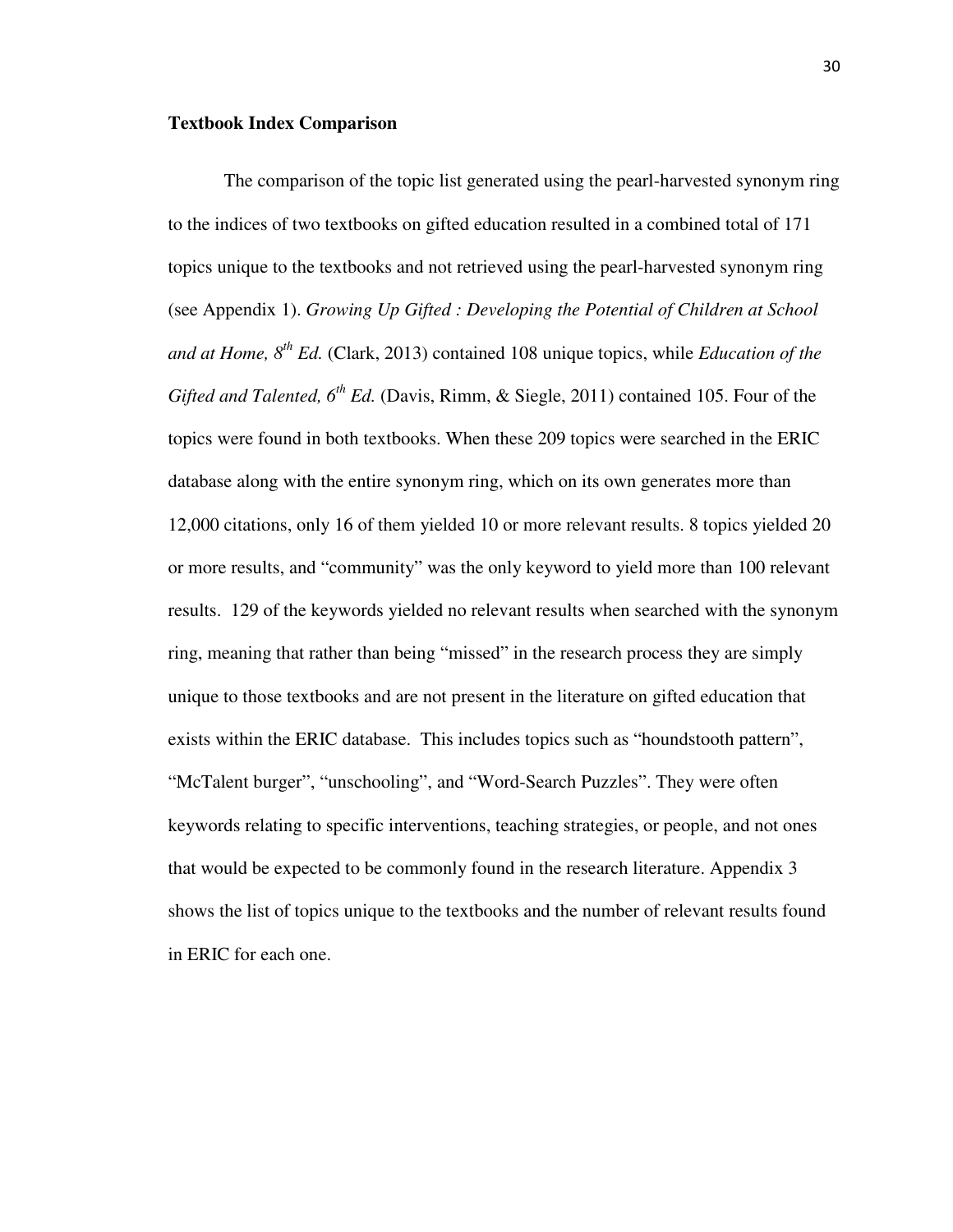**Textbook Index Comparison**

The comparison of the topic list generated using the pearl-harvested synonym ring to the indices of two textbooks on gifted education resulted in a combined total of 171 topics unique to the textbooks and not retrieved using the pearl-harvested synonym ring (see Appendix 1). *Growing Up Gifted : Developing the Potential of Children at School and at Home, 8th Ed.* (Clark, 2013) contained 108 unique topics, while *Education of the Gifted and Talented, 6th Ed.* (Davis, Rimm, & Siegle, 2011) contained 105. Four of the topics were found in both textbooks. When these 209 topics were searched in the ERIC database along with the entire synonym ring, which on its own generates more than 12,000 citations, only 16 of them yielded 10 or more relevant results. 8 topics yielded 20 or more results, and "community" was the only keyword to yield more than 100 relevant results. 129 of the keywords yielded no relevant results when searched with the synonym ring, meaning that rather than being "missed" in the research process they are simply unique to those textbooks and are not present in the literature on gifted education that exists within the ERIC database. This includes topics such as "houndstooth pattern", "McTalent burger", "unschooling", and "Word-Search Puzzles". They were often keywords relating to specific interventions, teaching strategies, or people, and not ones that would be expected to be commonly found in the research literature. Appendix 3 shows the list of topics unique to the textbooks and the number of relevant results found in ERIC for each one.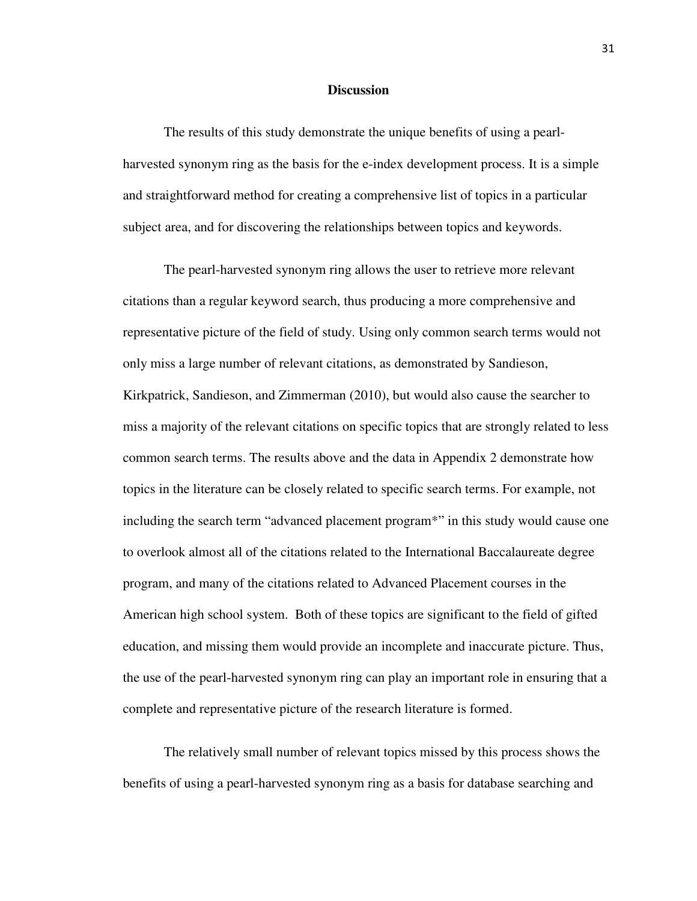# Discussion

The results of this study demonstrate the unique benefits of using a pearl-harvested synonym ring as the basis for the e-index development process. It is a simple and straightforward method for creating a comprehensive list of topics in a particular subject area, and for discovering the relationships between topics and keywords.

The pearl-harvested synonym ring allows the user to retrieve more relevant citations than a regular keyword search, thus producing a more comprehensive and representative picture of the field of study. Using only common search terms would not only miss a large number of relevant citations, as demonstrated by Sandieson, Kirkpatrick, Sandieson, and Zimmerman (2010), but would also cause the searcher to miss a majority of the relevant citations on specific topics that are strongly related to less common search terms. The results above and the data in Appendix 2 demonstrate how topics in the literature can be closely related to specific search terms. For example, not including the search term "advanced placement program*" in this study would cause one to overlook almost all of the citations related to the International Baccalaureate degree program, and many of the citations related to Advanced Placement courses in the American high school system. Both of these topics are significant to the field of gifted education, and missing them would provide an incomplete and inaccurate picture. Thus, the use of the pearl-harvested synonym ring can play an important role in ensuring that a complete and representative picture of the research literature is formed.

The relatively small number of relevant topics missed by this process shows the benefits of using a pearl-harvested synonym ring as a basis for database searching and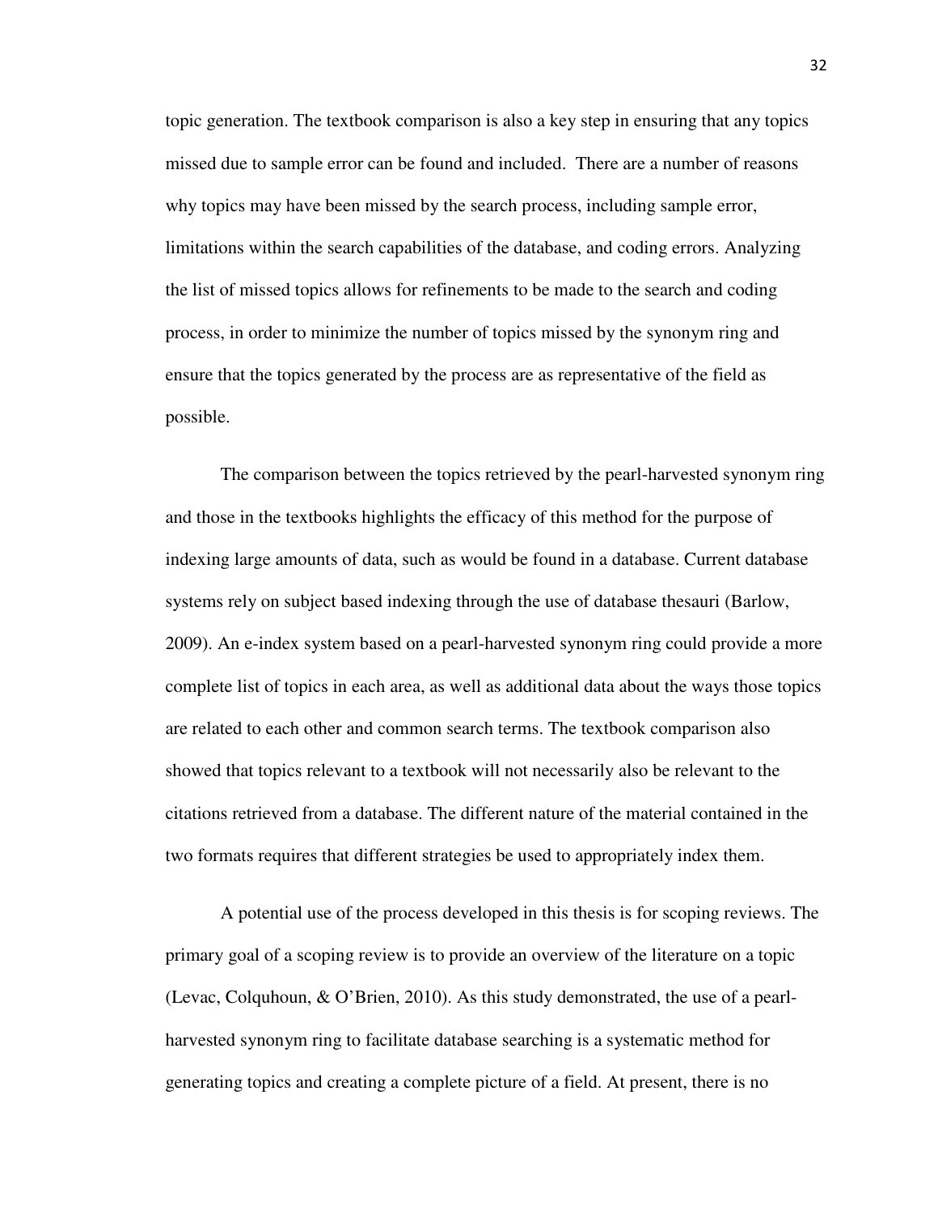topic generation. The textbook comparison is also a key step in ensuring that any topics missed due to sample error can be found and included. There are a number of reasons why topics may have been missed by the search process, including sample error, limitations within the search capabilities of the database, and coding errors. Analyzing the list of missed topics allows for refinements to be made to the search and coding process, in order to minimize the number of topics missed by the synonym ring and ensure that the topics generated by the process are as representative of the field as possible.

The comparison between the topics retrieved by the pearl-harvested synonym ring and those in the textbooks highlights the efficacy of this method for the purpose of indexing large amounts of data, such as would be found in a database. Current database systems rely on subject based indexing through the use of database thesauri (Barlow, 2009). An e-index system based on a pearl-harvested synonym ring could provide a more complete list of topics in each area, as well as additional data about the ways those topics are related to each other and common search terms. The textbook comparison also showed that topics relevant to a textbook will not necessarily also be relevant to the citations retrieved from a database. The different nature of the material contained in the two formats requires that different strategies be used to appropriately index them.

A potential use of the process developed in this thesis is for scoping reviews. The primary goal of a scoping review is to provide an overview of the literature on a topic (Levac, Colquhoun, & O'Brien, 2010). As this study demonstrated, the use of a pearl-harvested synonym ring to facilitate database searching is a systematic method for generating topics and creating a complete picture of a field. At present, there is no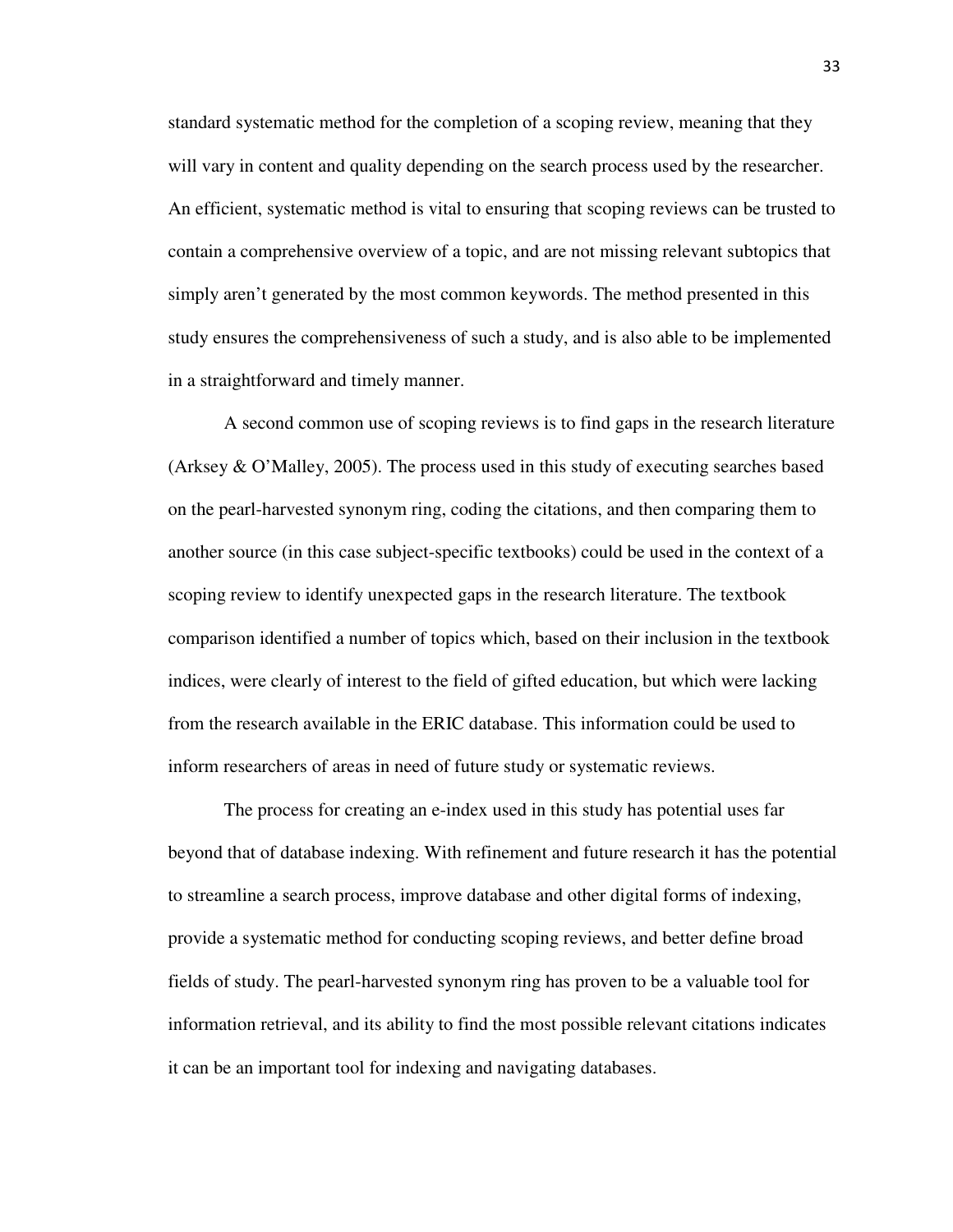standard systematic method for the completion of a scoping review, meaning that they will vary in content and quality depending on the search process used by the researcher. An efficient, systematic method is vital to ensuring that scoping reviews can be trusted to contain a comprehensive overview of a topic, and are not missing relevant subtopics that simply aren't generated by the most common keywords. The method presented in this study ensures the comprehensiveness of such a study, and is also able to be implemented in a straightforward and timely manner.

A second common use of scoping reviews is to find gaps in the research literature (Arksey & O'Malley, 2005). The process used in this study of executing searches based on the pearl-harvested synonym ring, coding the citations, and then comparing them to another source (in this case subject-specific textbooks) could be used in the context of a scoping review to identify unexpected gaps in the research literature. The textbook comparison identified a number of topics which, based on their inclusion in the textbook indices, were clearly of interest to the field of gifted education, but which were lacking from the research available in the ERIC database. This information could be used to inform researchers of areas in need of future study or systematic reviews.

The process for creating an e-index used in this study has potential uses far beyond that of database indexing. With refinement and future research it has the potential to streamline a search process, improve database and other digital forms of indexing, provide a systematic method for conducting scoping reviews, and better define broad fields of study. The pearl-harvested synonym ring has proven to be a valuable tool for information retrieval, and its ability to find the most possible relevant citations indicates it can be an important tool for indexing and navigating databases.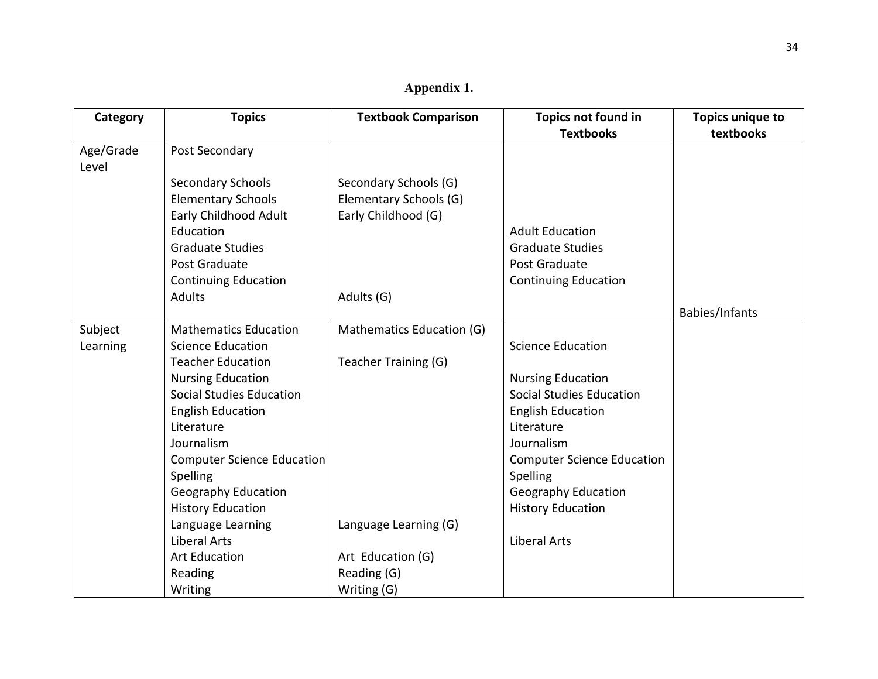# Appendix 1.

| Category | Topics | Textbook Comparison | Topics not found in Textbooks | Topics unique to textbooks |
| --- | --- | --- | --- | --- |
| Age/Grade Level | Post Secondary | | | |
| | Secondary Schools | Secondary Schools (G) | | |
| | Elementary Schools | Elementary Schools (G) | | |
| | Early Childhood Adult | Early Childhood (G) | | |
| | Education | | Adult Education | |
| | Graduate Studies | | Graduate Studies | |
| | Post Graduate | | Post Graduate | |
| | Continuing Education | | Continuing Education | |
| | Adults | Adults (G) | | |
| | | | | Babies/Infants |
| Subject Learning | Mathematics Education | Mathematics Education (G) | | |
| | Science Education | | Science Education | |
| | Teacher Education | Teacher Training (G) | | |
| | Nursing Education | | Nursing Education | |
| | Social Studies Education | | Social Studies Education | |
| | English Education | | English Education | |
| | Literature | | Literature | |
| | Journalism | | Journalism | |
| | Computer Science Education | | Computer Science Education | |
| | Spelling | | Spelling | |
| | Geography Education | | Geography Education | |
| | History Education | | History Education | |
| | Language Learning | Language Learning (G) | | |
| | Liberal Arts | | Liberal Arts | |
| | Art Education | Art Education (G) | | |
| | Reading | Reading (G) | | |
| | Writing | Writing (G) | | |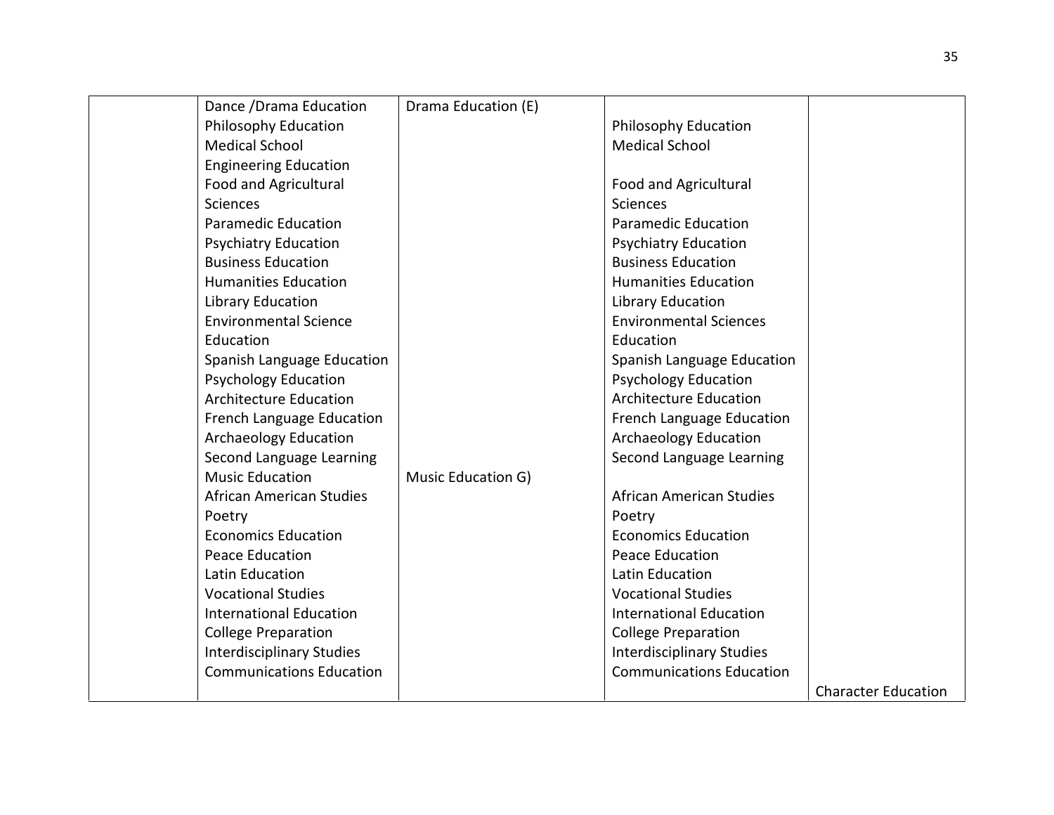| | | | | |
|---|---|---|---|---|
| | Dance /Drama Education | Drama Education (E) | | |
| | Philosophy Education | | Philosophy Education | |
| | Medical School | | Medical School | |
| | Engineering Education | | | |
| | Food and Agricultural Sciences | | Food and Agricultural Sciences | |
| | Paramedic Education | | Paramedic Education | |
| | Psychiatry Education | | Psychiatry Education | |
| | Business Education | | Business Education | |
| | Humanities Education | | Humanities Education | |
| | Library Education | | Library Education | |
| | Environmental Science Education | | Environmental Sciences Education | |
| | Spanish Language Education | | Spanish Language Education | |
| | Psychology Education | | Psychology Education | |
| | Architecture Education | | Architecture Education | |
| | French Language Education | | French Language Education | |
| | Archaeology Education | | Archaeology Education | |
| | Second Language Learning | | Second Language Learning | |
| | Music Education | Music Education G) | | |
| | African American Studies | | African American Studies | |
| | Poetry | | Poetry | |
| | Economics Education | | Economics Education | |
| | Peace Education | | Peace Education | |
| | Latin Education | | Latin Education | |
| | Vocational Studies | | Vocational Studies | |
| | International Education | | International Education | |
| | College Preparation | | College Preparation | |
| | Interdisciplinary Studies | | Interdisciplinary Studies | |
| | Communications Education | | Communications Education | |
| | | | | Character Education |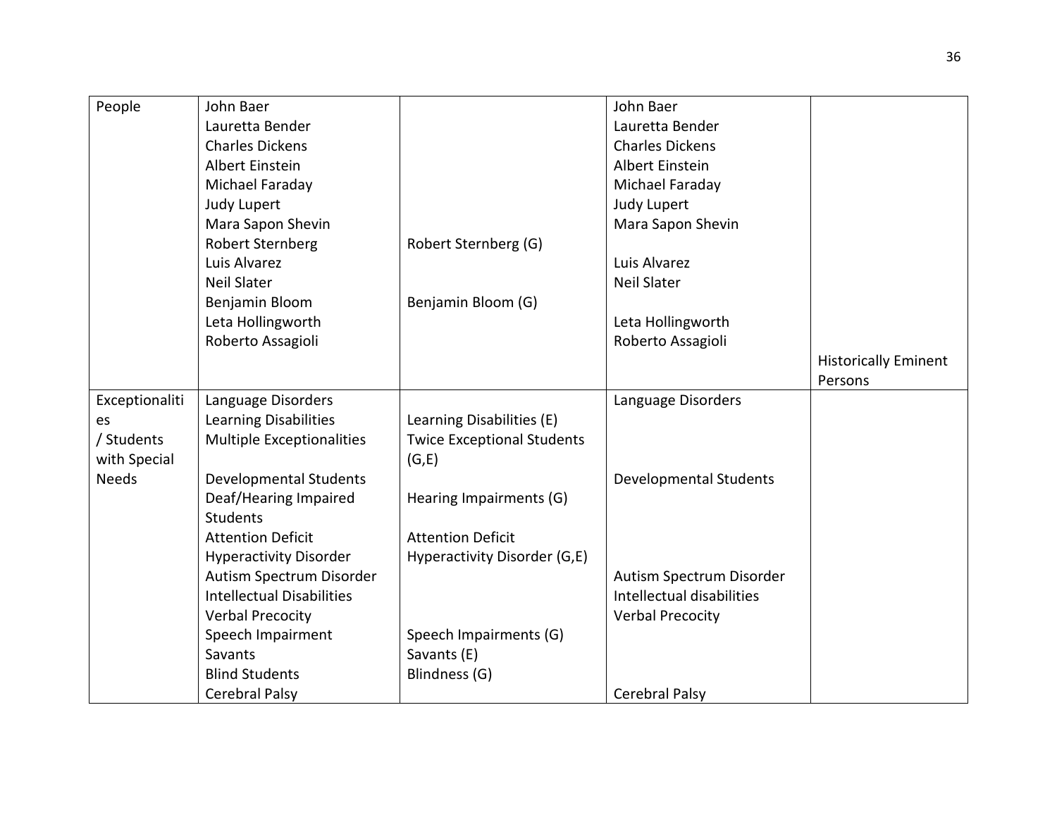| | | | | |
|---|---|---|---|---|
| People | John Baer<br>Lauretta Bender<br>Charles Dickens<br>Albert Einstein<br>Michael Faraday<br>Judy Lupert<br>Mara Sapon Shevin<br>Robert Sternberg<br>Luis Alvarez<br>Neil Slater<br>Benjamin Bloom<br>Leta Hollingworth<br>Roberto Assagioli | Robert Sternberg (G)<br>Benjamin Bloom (G) | John Baer<br>Lauretta Bender<br>Charles Dickens<br>Albert Einstein<br>Michael Faraday<br>Judy Lupert<br>Mara Sapon Shevin<br>Luis Alvarez<br>Neil Slater<br>Leta Hollingworth<br>Roberto Assagioli | Historically Eminent Persons |
| Exceptionalities / Students with Special Needs | Language Disorders<br>Learning Disabilities<br>Multiple Exceptionalities<br>Developmental Students<br>Deaf/Hearing Impaired Students<br>Attention Deficit Hyperactivity Disorder<br>Autism Spectrum Disorder<br>Intellectual Disabilities<br>Verbal Precocity<br>Speech Impairment<br>Savants<br>Blind Students<br>Cerebral Palsy | Learning Disabilities (E)<br>Twice Exceptional Students (G,E)<br>Hearing Impairments (G)<br>Attention Deficit Hyperactivity Disorder (G,E)<br>Speech Impairments (G)<br>Savants (E)<br>Blindness (G) | Language Disorders<br>Developmental Students<br>Autism Spectrum Disorder<br>Intellectual disabilities<br>Verbal Precocity<br>Cerebral Palsy | |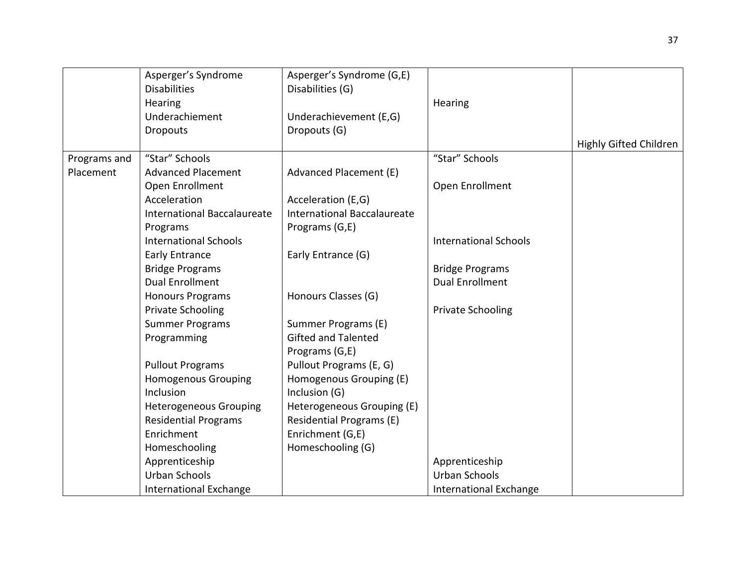| | | | | |
|---|---|---|---|---|
| | Asperger's Syndrome<br>Disabilities<br>Hearing<br>Underachiement<br>Dropouts | Asperger's Syndrome (G,E)<br>Disabilities (G)<br><br>Underachievement (E,G)<br>Dropouts (G) | <br><br>Hearing | <br><br><br><br><br>Highly Gifted Children |
| Programs and Placement | "Star" Schools<br>Advanced Placement<br>Open Enrollment<br>Acceleration<br>International Baccalaureate Programs<br>International Schools<br>Early Entrance<br>Bridge Programs<br>Dual Enrollment<br>Honours Programs<br>Private Schooling<br>Summer Programs<br>Programming<br><br>Pullout Programs<br>Homogenous Grouping<br>Inclusion<br>Heterogeneous Grouping<br>Residential Programs<br>Enrichment<br>Homeschooling<br>Apprenticeship<br>Urban Schools<br>International Exchange | <br>Advanced Placement (E)<br><br>Acceleration (E,G)<br>International Baccalaureate Programs (G,E)<br><br>Early Entrance (G)<br><br><br>Honours Classes (G)<br><br>Summer Programs (E)<br>Gifted and Talented Programs (G,E)<br>Pullout Programs (E, G)<br>Homogenous Grouping (E)<br>Inclusion (G)<br>Heterogeneous Grouping (E)<br>Residential Programs (E)<br>Enrichment (G,E)<br>Homeschooling (G) | "Star" Schools<br><br>Open Enrollment<br><br><br><br>International Schools<br><br>Bridge Programs<br>Dual Enrollment<br><br>Private Schooling<br><br><br><br><br><br><br><br><br><br><br>Apprenticeship<br>Urban Schools<br>International Exchange | |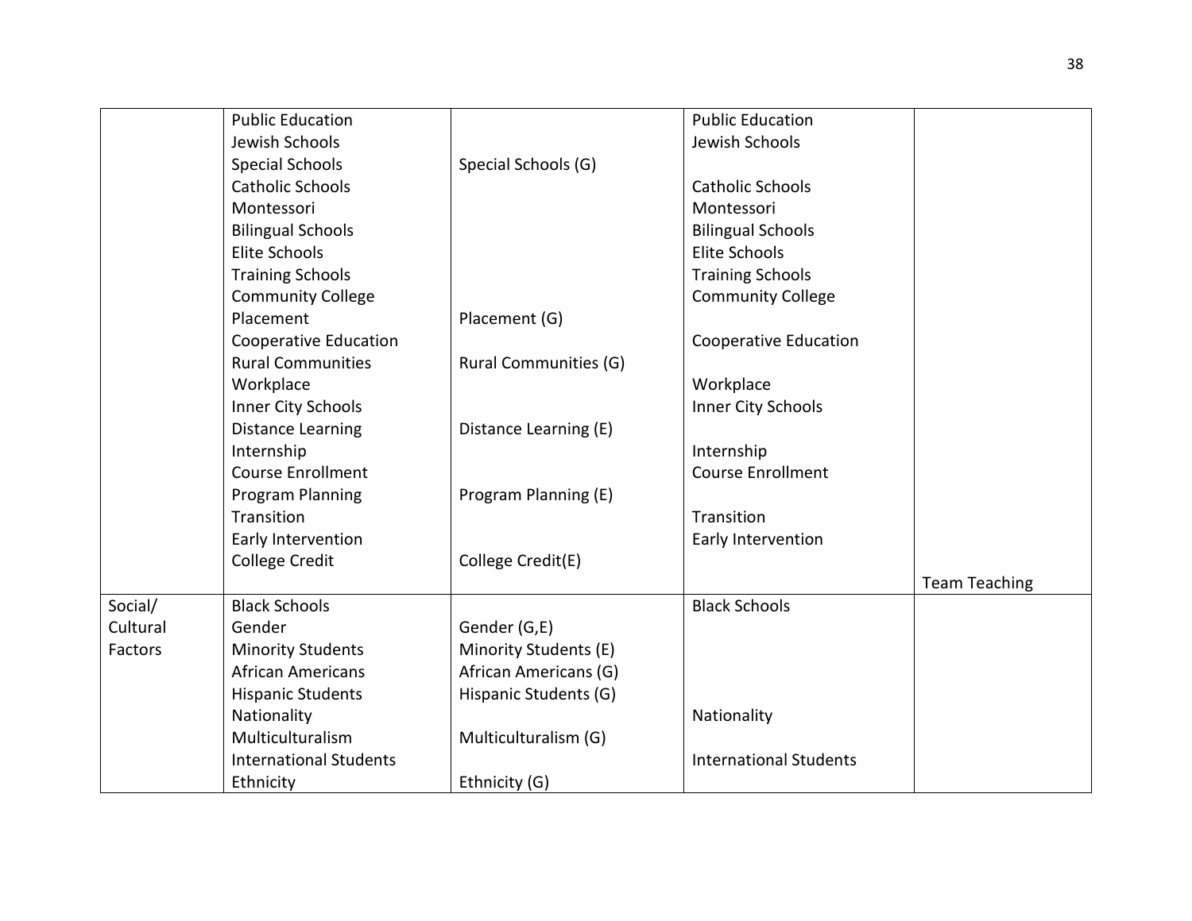| | | | | |
|---|---|---|---|---|
| | Public Education | | Public Education | |
| | Jewish Schools | | Jewish Schools | |
| | Special Schools | Special Schools (G) | | |
| | Catholic Schools | | Catholic Schools | |
| | Montessori | | Montessori | |
| | Bilingual Schools | | Bilingual Schools | |
| | Elite Schools | | Elite Schools | |
| | Training Schools | | Training Schools | |
| | Community College | | Community College | |
| | Placement | Placement (G) | | |
| | Cooperative Education | | Cooperative Education | |
| | Rural Communities | Rural Communities (G) | | |
| | Workplace | | Workplace | |
| | Inner City Schools | | Inner City Schools | |
| | Distance Learning | Distance Learning (E) | | |
| | Internship | | Internship | |
| | Course Enrollment | | Course Enrollment | |
| | Program Planning | Program Planning (E) | | |
| | Transition | | Transition | |
| | Early Intervention | | Early Intervention | |
| | College Credit | College Credit(E) | | |
| | | | | Team Teaching |
| Social/ Cultural Factors | Black Schools | | Black Schools | |
| | Gender | Gender (G,E) | | |
| | Minority Students | Minority Students (E) | | |
| | African Americans | African Americans (G) | | |
| | Hispanic Students | Hispanic Students (G) | | |
| | Nationality | | Nationality | |
| | Multiculturalism | Multiculturalism (G) | | |
| | International Students | | International Students | |
| | Ethnicity | Ethnicity (G) | | |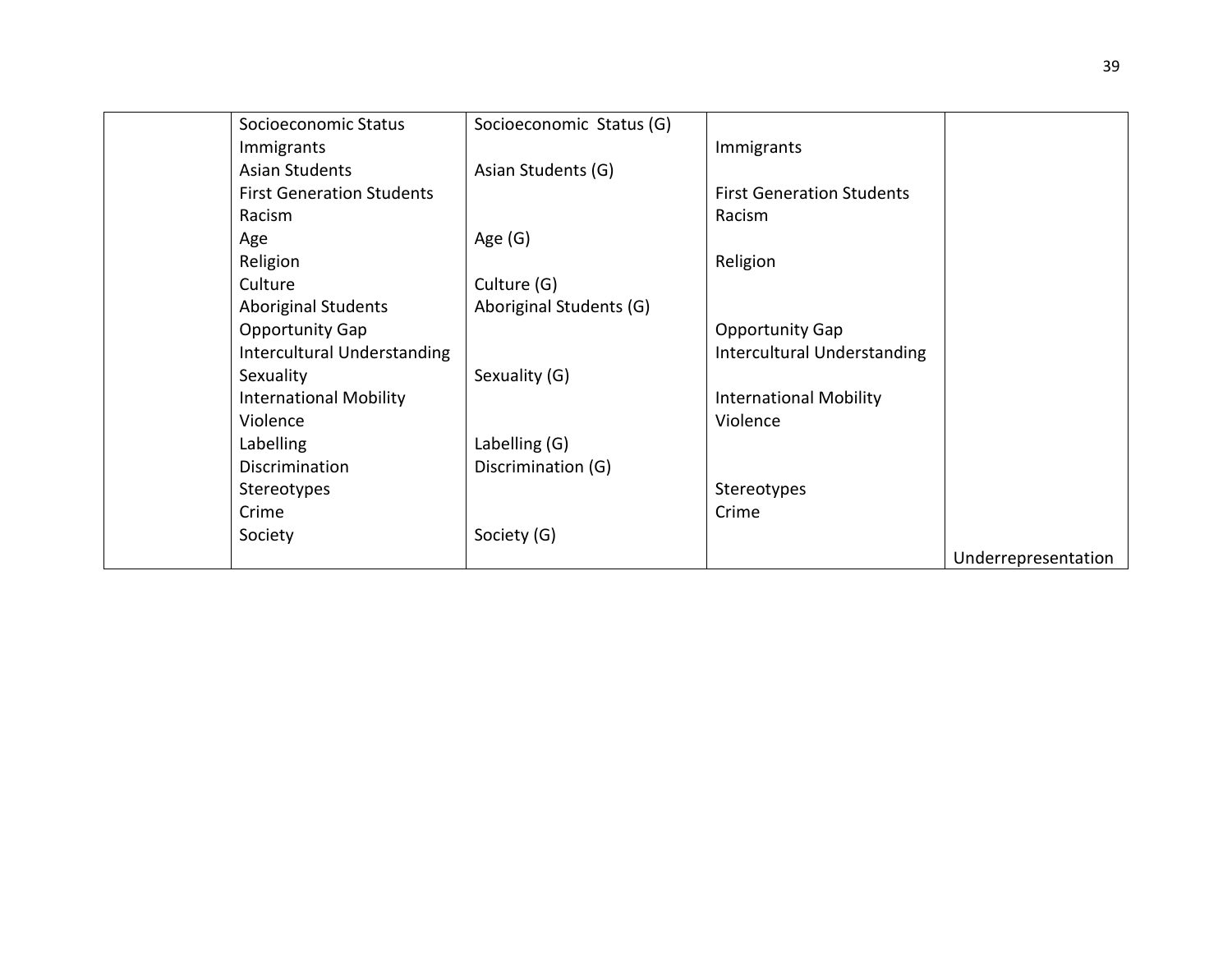| | | | | |
|---|---|---|---|---|
| | Socioeconomic Status | Socioeconomic Status (G) | | |
| | Immigrants | | Immigrants | |
| | Asian Students | Asian Students (G) | | |
| | First Generation Students | | First Generation Students | |
| | Racism | | Racism | |
| | Age | Age (G) | | |
| | Religion | | Religion | |
| | Culture | Culture (G) | | |
| | Aboriginal Students | Aboriginal Students (G) | | |
| | Opportunity Gap | | Opportunity Gap | |
| | Intercultural Understanding | | Intercultural Understanding | |
| | Sexuality | Sexuality (G) | | |
| | International Mobility | | International Mobility | |
| | Violence | | Violence | |
| | Labelling | Labelling (G) | | |
| | Discrimination | Discrimination (G) | | |
| | Stereotypes | | Stereotypes | |
| | Crime | | Crime | |
| | Society | Society (G) | | |
| | | | | Underrepresentation |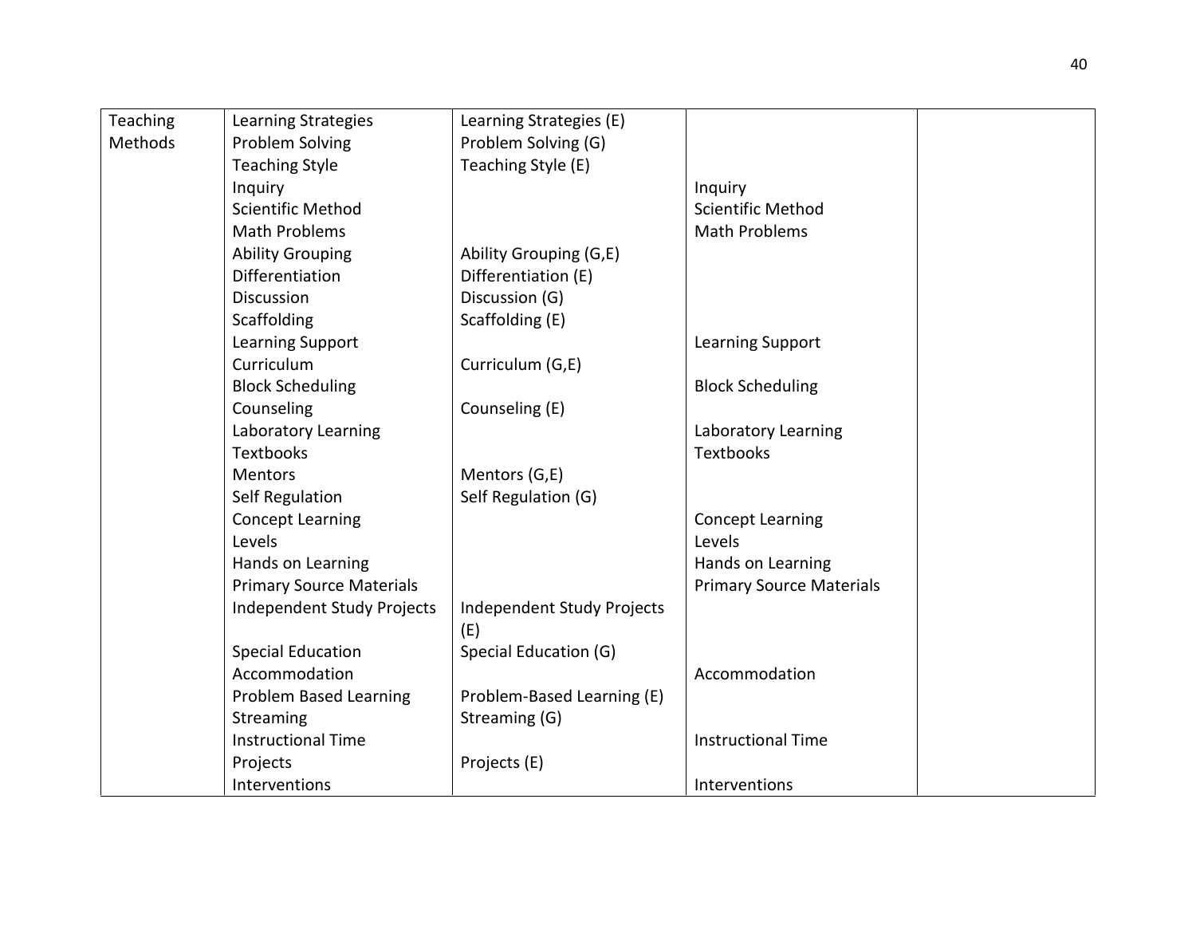| | | | | |
|---|---|---|---|---|
| Teaching Methods | Learning Strategies | Learning Strategies (E) | | |
| | Problem Solving | Problem Solving (G) | | |
| | Teaching Style | Teaching Style (E) | | |
| | Inquiry | | Inquiry | |
| | Scientific Method | | Scientific Method | |
| | Math Problems | | Math Problems | |
| | Ability Grouping | Ability Grouping (G,E) | | |
| | Differentiation | Differentiation (E) | | |
| | Discussion | Discussion (G) | | |
| | Scaffolding | Scaffolding (E) | | |
| | Learning Support | | Learning Support | |
| | Curriculum | Curriculum (G,E) | | |
| | Block Scheduling | | Block Scheduling | |
| | Counseling | Counseling (E) | | |
| | Laboratory Learning | | Laboratory Learning | |
| | Textbooks | | Textbooks | |
| | Mentors | Mentors (G,E) | | |
| | Self Regulation | Self Regulation (G) | | |
| | Concept Learning | | Concept Learning | |
| | Levels | | Levels | |
| | Hands on Learning | | Hands on Learning | |
| | Primary Source Materials | | Primary Source Materials | |
| | Independent Study Projects | Independent Study Projects (E) | | |
| | Special Education | Special Education (G) | | |
| | Accommodation | | Accommodation | |
| | Problem Based Learning | Problem-Based Learning (E) | | |
| | Streaming | Streaming (G) | | |
| | Instructional Time | | Instructional Time | |
| | Projects | Projects (E) | | |
| | Interventions | | Interventions | |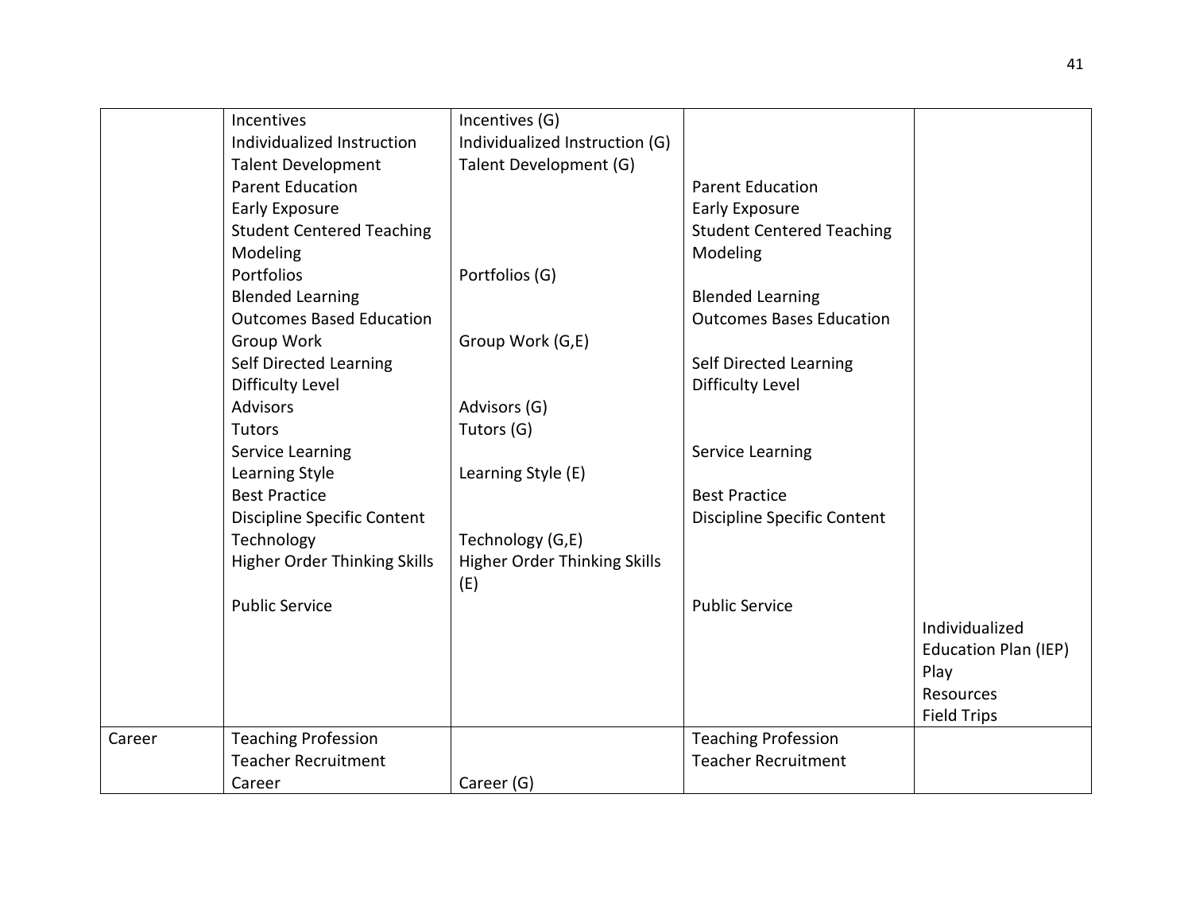| | | | | |
|---|---|---|---|---|
| | Incentives | Incentives (G) | | |
| | Individualized Instruction | Individualized Instruction (G) | | |
| | Talent Development | Talent Development (G) | | |
| | Parent Education | | Parent Education | |
| | Early Exposure | | Early Exposure | |
| | Student Centered Teaching | | Student Centered Teaching | |
| | Modeling | | Modeling | |
| | Portfolios | Portfolios (G) | | |
| | Blended Learning | | Blended Learning | |
| | Outcomes Based Education | | Outcomes Bases Education | |
| | Group Work | Group Work (G,E) | | |
| | Self Directed Learning | | Self Directed Learning | |
| | Difficulty Level | | Difficulty Level | |
| | Advisors | Advisors (G) | | |
| | Tutors | Tutors (G) | | |
| | Service Learning | | Service Learning | |
| | Learning Style | Learning Style (E) | | |
| | Best Practice | | Best Practice | |
| | Discipline Specific Content | | Discipline Specific Content | |
| | Technology | Technology (G,E) | | |
| | Higher Order Thinking Skills | Higher Order Thinking Skills (E) | | |
| | Public Service | | Public Service | |
| | | | | Individualized Education Plan (IEP) |
| | | | | Play |
| | | | | Resources |
| | | | | Field Trips |
| Career | Teaching Profession | | Teaching Profession | |
| | Teacher Recruitment | | Teacher Recruitment | |
| | Career | Career (G) | | |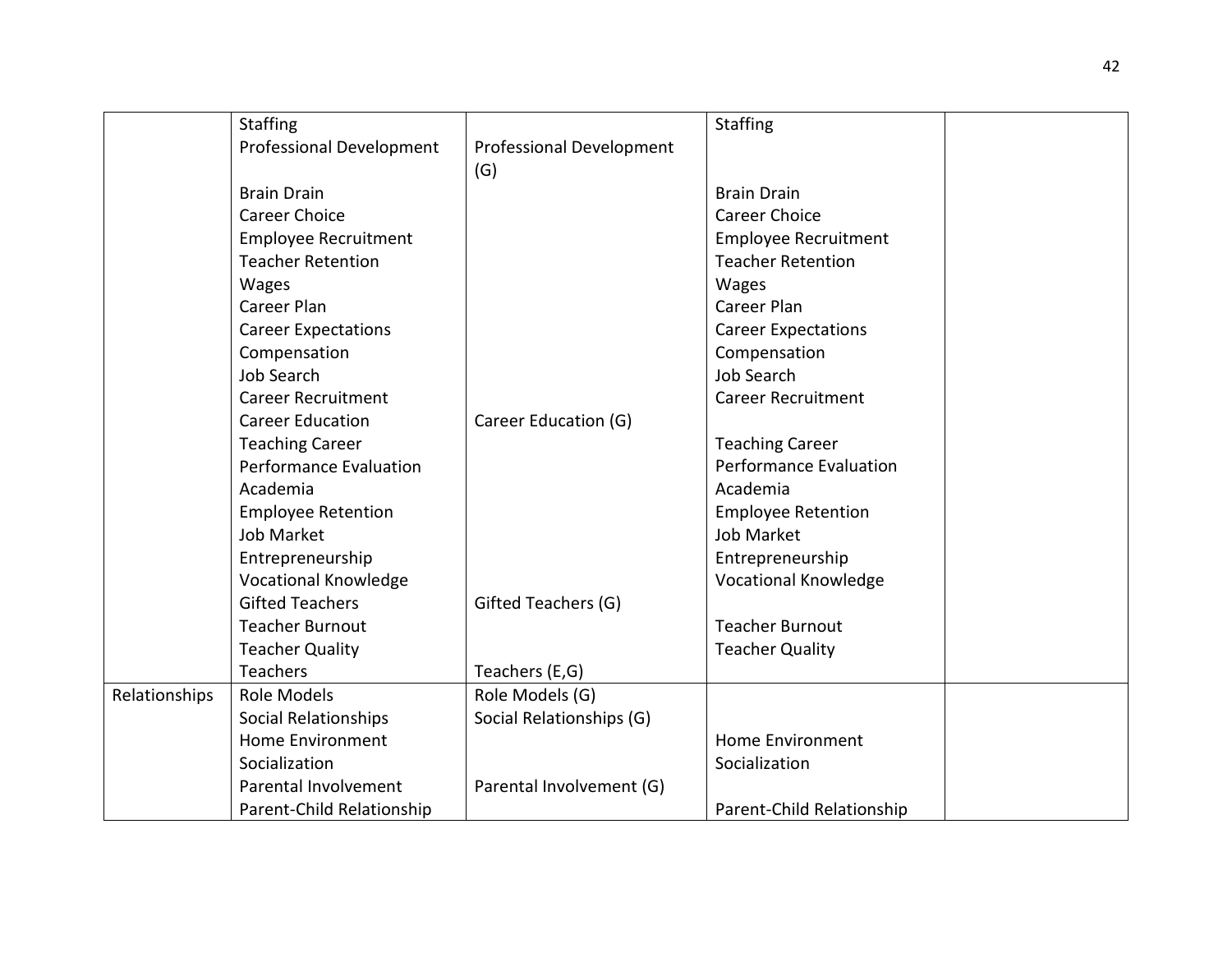| | | | | |
|---|---|---|---|---|
| | Staffing | | Staffing | |
| | Professional Development | Professional Development (G) | | |
| | Brain Drain | | Brain Drain | |
| | Career Choice | | Career Choice | |
| | Employee Recruitment | | Employee Recruitment | |
| | Teacher Retention | | Teacher Retention | |
| | Wages | | Wages | |
| | Career Plan | | Career Plan | |
| | Career Expectations | | Career Expectations | |
| | Compensation | | Compensation | |
| | Job Search | | Job Search | |
| | Career Recruitment | | Career Recruitment | |
| | Career Education | Career Education (G) | | |
| | Teaching Career | | Teaching Career | |
| | Performance Evaluation | | Performance Evaluation | |
| | Academia | | Academia | |
| | Employee Retention | | Employee Retention | |
| | Job Market | | Job Market | |
| | Entrepreneurship | | Entrepreneurship | |
| | Vocational Knowledge | | Vocational Knowledge | |
| | Gifted Teachers | Gifted Teachers (G) | | |
| | Teacher Burnout | | Teacher Burnout | |
| | Teacher Quality | | Teacher Quality | |
| | Teachers | Teachers (E,G) | | |
| Relationships | Role Models | Role Models (G) | | |
| | Social Relationships | Social Relationships (G) | | |
| | Home Environment | | Home Environment | |
| | Socialization | | Socialization | |
| | Parental Involvement | Parental Involvement (G) | | |
| | Parent-Child Relationship | | Parent-Child Relationship | |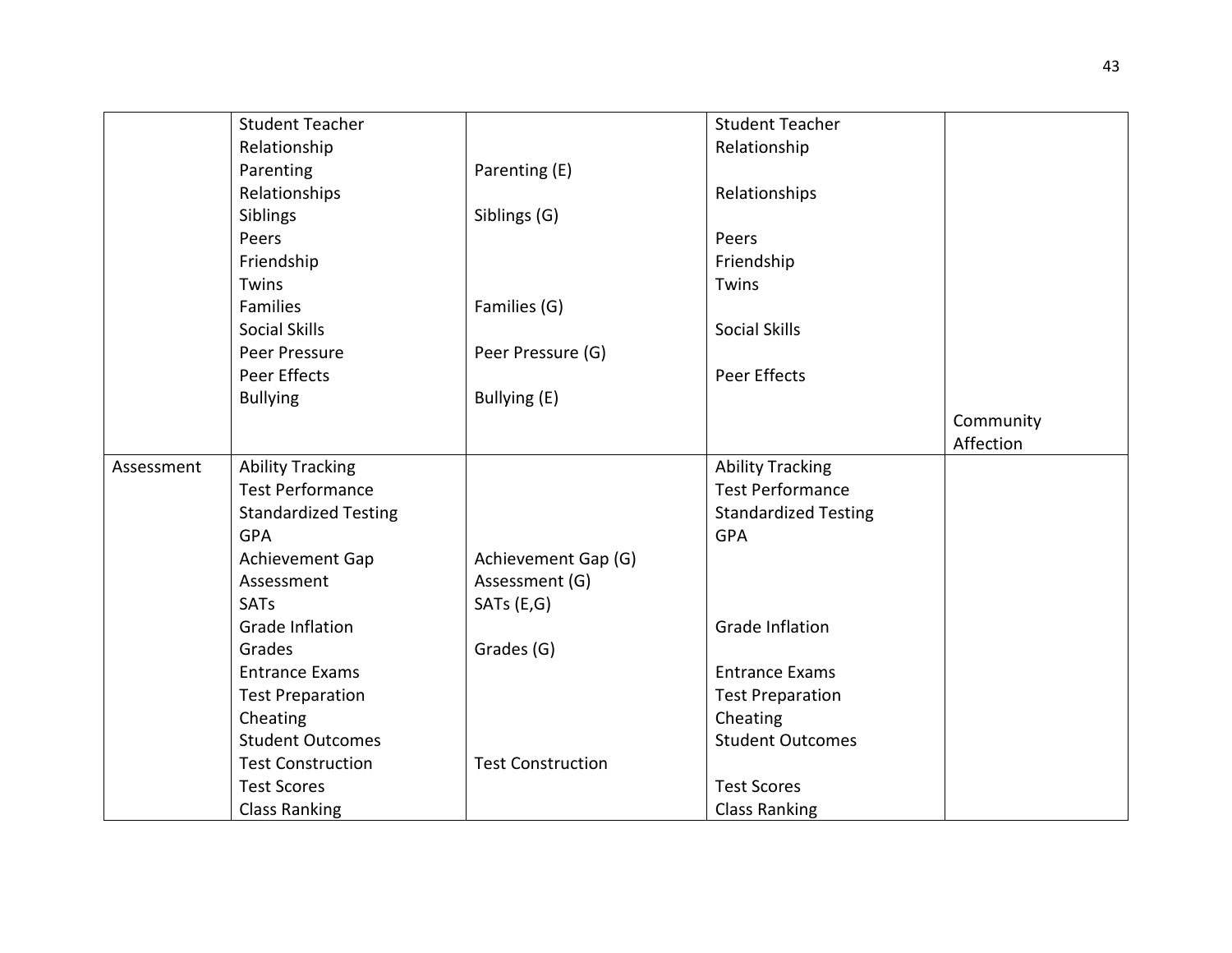| | | | | |
|---|---|---|---|---|
| | Student Teacher Relationship | | Student Teacher Relationship | |
| | Parenting | Parenting (E) | | |
| | Relationships | | Relationships | |
| | Siblings | Siblings (G) | | |
| | Peers | | Peers | |
| | Friendship | | Friendship | |
| | Twins | | Twins | |
| | Families | Families (G) | | |
| | Social Skills | | Social Skills | |
| | Peer Pressure | Peer Pressure (G) | | |
| | Peer Effects | | Peer Effects | |
| | Bullying | Bullying (E) | | |
| | | | | Community Affection |
| Assessment | Ability Tracking | | Ability Tracking | |
| | Test Performance | | Test Performance | |
| | Standardized Testing | | Standardized Testing | |
| | GPA | | GPA | |
| | Achievement Gap | Achievement Gap (G) | | |
| | Assessment | Assessment (G) | | |
| | SATs | SATs (E,G) | | |
| | Grade Inflation | | Grade Inflation | |
| | Grades | Grades (G) | | |
| | Entrance Exams | | Entrance Exams | |
| | Test Preparation | | Test Preparation | |
| | Cheating | | Cheating | |
| | Student Outcomes | | Student Outcomes | |
| | Test Construction | Test Construction | | |
| | Test Scores | | Test Scores | |
| | Class Ranking | | Class Ranking | |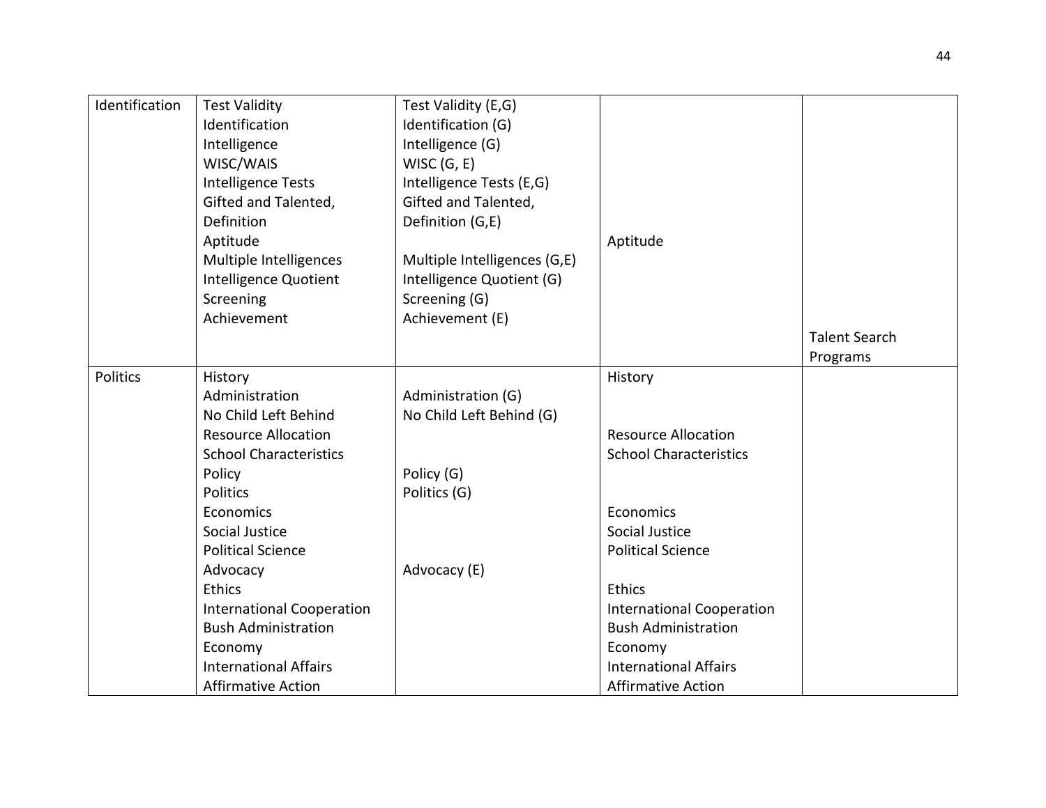| | | | | |
|---|---|---|---|---|
| Identification | Test Validity<br>Identification<br>Intelligence<br>WISC/WAIS<br>Intelligence Tests<br>Gifted and Talented, Definition<br>Aptitude<br>Multiple Intelligences<br>Intelligence Quotient<br>Screening<br>Achievement | Test Validity (E,G)<br>Identification (G)<br>Intelligence (G)<br>WISC (G, E)<br>Intelligence Tests (E,G)<br>Gifted and Talented, Definition (G,E)<br><br>Multiple Intelligences (G,E)<br>Intelligence Quotient (G)<br>Screening (G)<br>Achievement (E) | Aptitude | Talent Search Programs |
| Politics | History<br>Administration<br>No Child Left Behind<br>Resource Allocation<br>School Characteristics<br>Policy<br>Politics<br>Economics<br>Social Justice<br>Political Science<br>Advocacy<br>Ethics<br>International Cooperation<br>Bush Administration<br>Economy<br>International Affairs<br>Affirmative Action | Administration (G)<br>No Child Left Behind (G)<br>Policy (G)<br>Politics (G)<br>Advocacy (E) | History<br>Resource Allocation<br>School Characteristics<br>Economics<br>Social Justice<br>Political Science<br>Ethics<br>International Cooperation<br>Bush Administration<br>Economy<br>International Affairs<br>Affirmative Action | |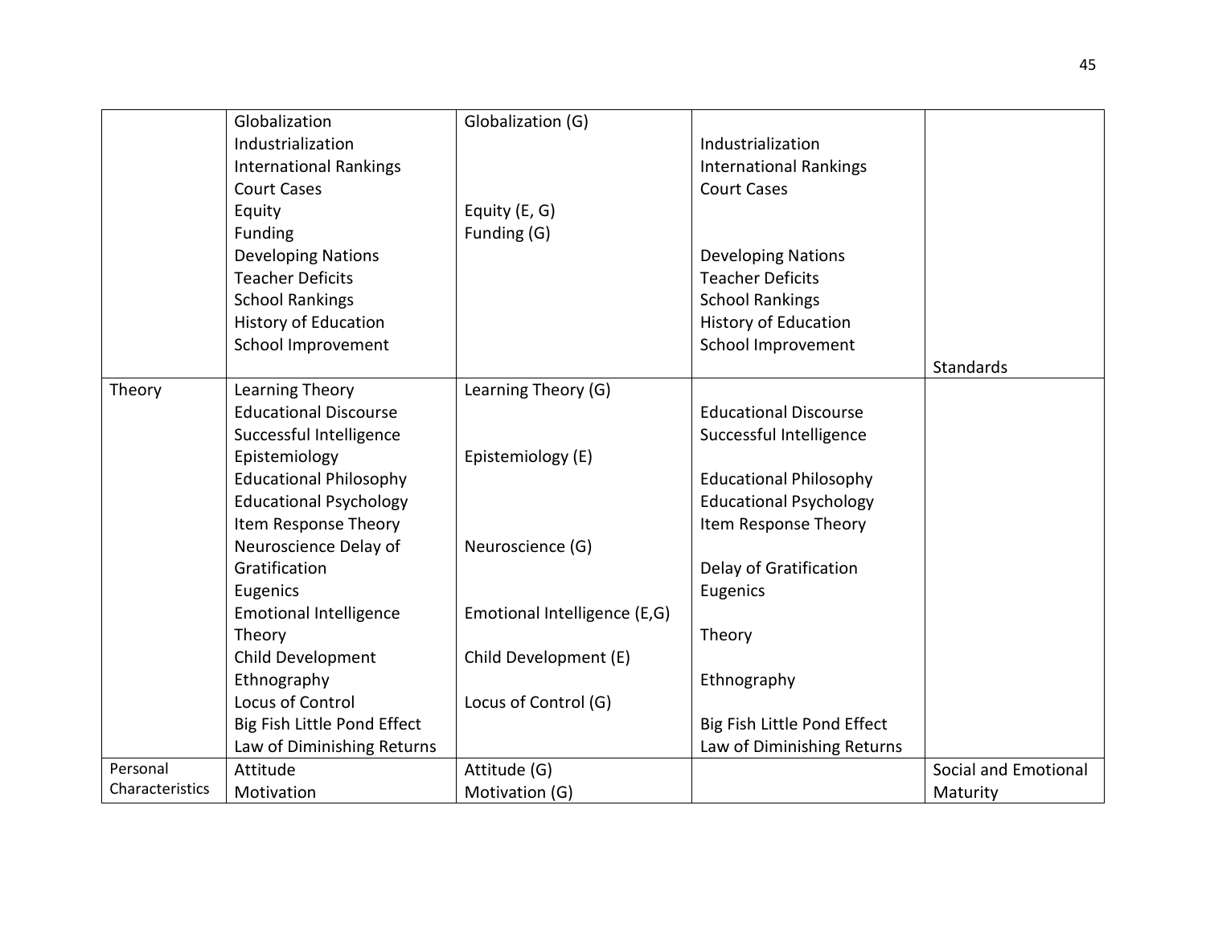|  |  |  |  |  |
|---|---|---|---|---|
|  | Globalization<br>Industrialization<br>International Rankings<br>Court Cases<br>Equity<br>Funding<br>Developing Nations<br>Teacher Deficits<br>School Rankings<br>History of Education<br>School Improvement | Globalization (G)<br><br><br><br>Equity (E, G)<br>Funding (G) | <br>Industrialization<br>International Rankings<br>Court Cases<br><br><br>Developing Nations<br>Teacher Deficits<br>School Rankings<br>History of Education<br>School Improvement | Standards |
| Theory | Learning Theory<br>Educational Discourse<br>Successful Intelligence<br>Epistemiology<br>Educational Philosophy<br>Educational Psychology<br>Item Response Theory<br>Neuroscience Delay of Gratification<br>Eugenics<br>Emotional Intelligence<br>Theory<br>Child Development<br>Ethnography<br>Locus of Control<br>Big Fish Little Pond Effect<br>Law of Diminishing Returns | Learning Theory (G)<br><br><br>Epistemiology (E)<br><br><br><br>Neuroscience (G)<br><br><br>Emotional Intelligence (E,G)<br><br>Child Development (E)<br><br>Locus of Control (G) | <br>Educational Discourse<br>Successful Intelligence<br><br>Educational Philosophy<br>Educational Psychology<br>Item Response Theory<br><br>Delay of Gratification<br>Eugenics<br><br>Theory<br><br>Ethnography<br><br>Big Fish Little Pond Effect<br>Law of Diminishing Returns |  |
| Personal Characteristics | Attitude<br>Motivation | Attitude (G)<br>Motivation (G) |  | Social and Emotional Maturity |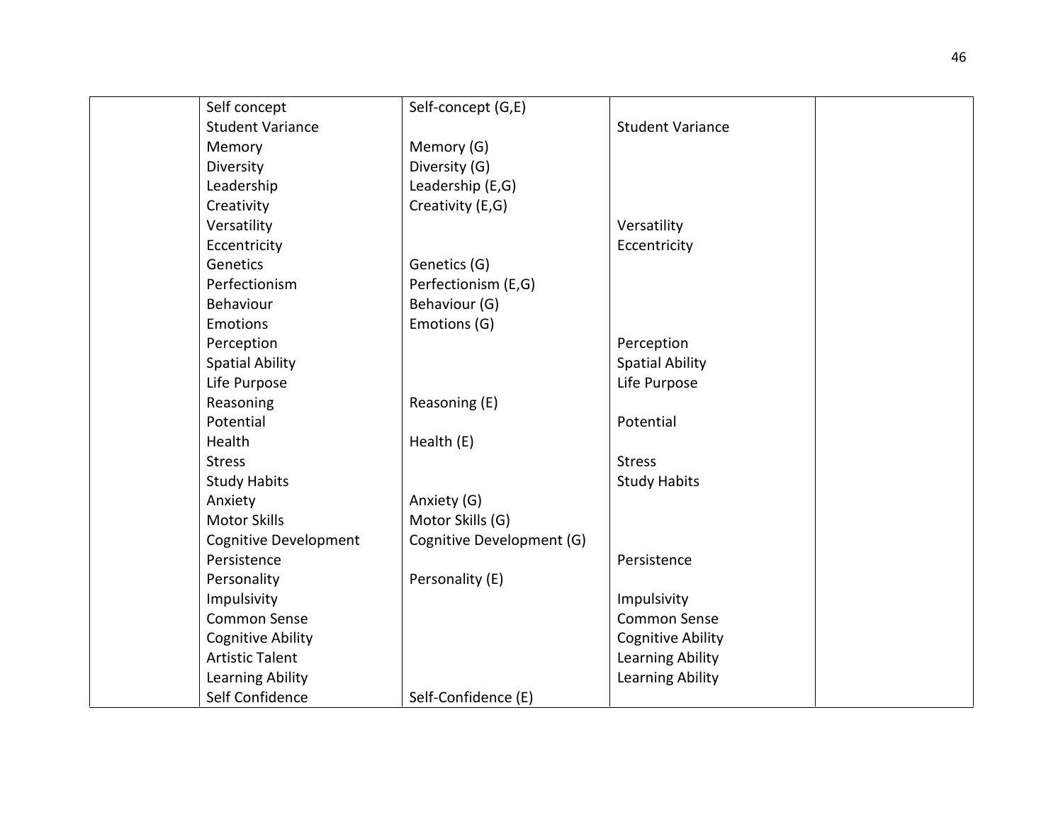| | | | | |
|---|---|---|---|---|
| | Self concept | Self-concept (G,E) | | |
| | Student Variance | | Student Variance | |
| | Memory | Memory (G) | | |
| | Diversity | Diversity (G) | | |
| | Leadership | Leadership (E,G) | | |
| | Creativity | Creativity (E,G) | | |
| | Versatility | | Versatility | |
| | Eccentricity | | Eccentricity | |
| | Genetics | Genetics (G) | | |
| | Perfectionism | Perfectionism (E,G) | | |
| | Behaviour | Behaviour (G) | | |
| | Emotions | Emotions (G) | | |
| | Perception | | Perception | |
| | Spatial Ability | | Spatial Ability | |
| | Life Purpose | | Life Purpose | |
| | Reasoning | Reasoning (E) | | |
| | Potential | | Potential | |
| | Health | Health (E) | | |
| | Stress | | Stress | |
| | Study Habits | | Study Habits | |
| | Anxiety | Anxiety (G) | | |
| | Motor Skills | Motor Skills (G) | | |
| | Cognitive Development | Cognitive Development (G) | | |
| | Persistence | | Persistence | |
| | Personality | Personality (E) | | |
| | Impulsivity | | Impulsivity | |
| | Common Sense | | Common Sense | |
| | Cognitive Ability | | Cognitive Ability | |
| | Artistic Talent | | Learning Ability | |
| | Learning Ability | | Learning Ability | |
| | Self Confidence | Self-Confidence (E) | | |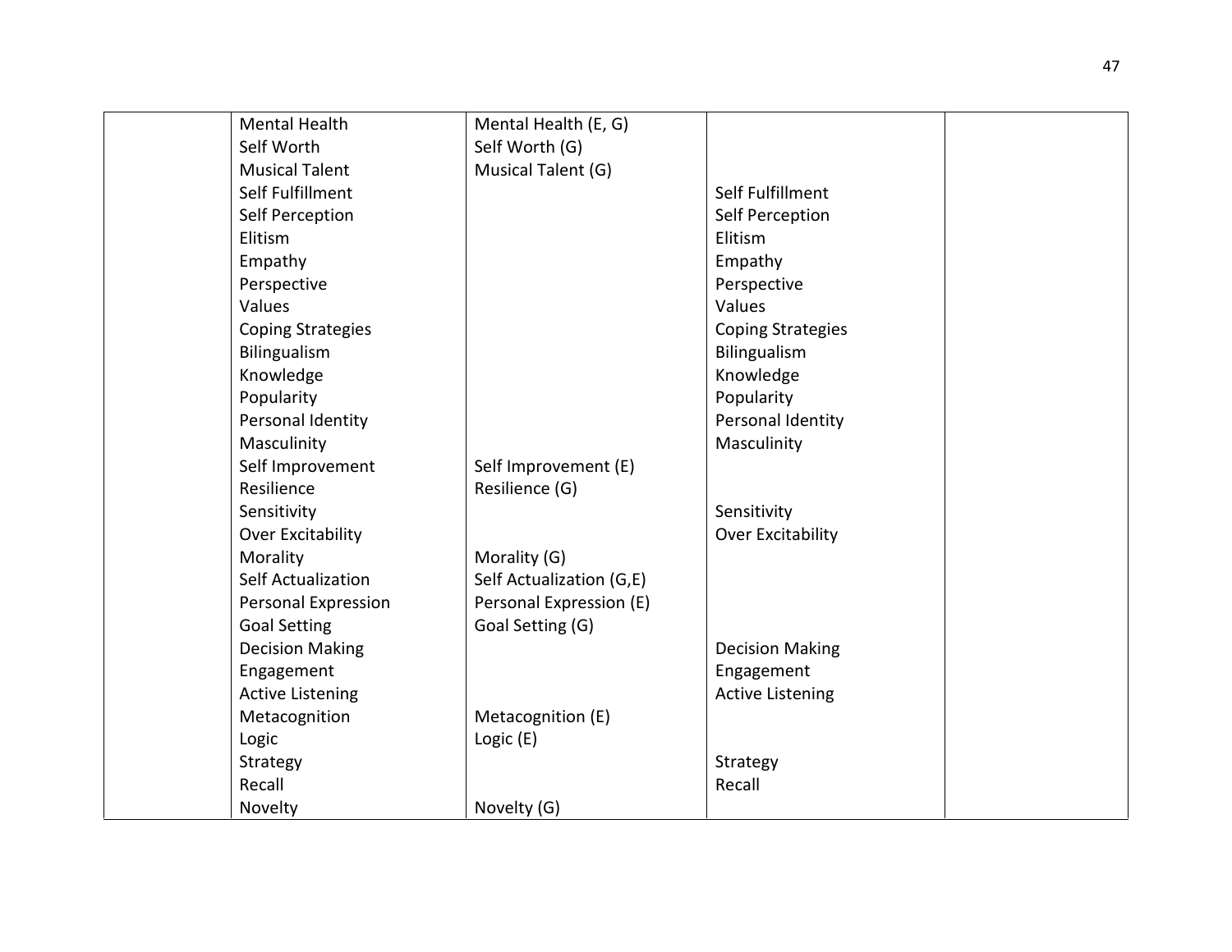| | | | | |
|---|---|---|---|---|
| | Mental Health | Mental Health (E, G) | | |
| | Self Worth | Self Worth (G) | | |
| | Musical Talent | Musical Talent (G) | | |
| | Self Fulfillment | | Self Fulfillment | |
| | Self Perception | | Self Perception | |
| | Elitism | | Elitism | |
| | Empathy | | Empathy | |
| | Perspective | | Perspective | |
| | Values | | Values | |
| | Coping Strategies | | Coping Strategies | |
| | Bilingualism | | Bilingualism | |
| | Knowledge | | Knowledge | |
| | Popularity | | Popularity | |
| | Personal Identity | | Personal Identity | |
| | Masculinity | | Masculinity | |
| | Self Improvement | Self Improvement (E) | | |
| | Resilience | Resilience (G) | | |
| | Sensitivity | | Sensitivity | |
| | Over Excitability | | Over Excitability | |
| | Morality | Morality (G) | | |
| | Self Actualization | Self Actualization (G,E) | | |
| | Personal Expression | Personal Expression (E) | | |
| | Goal Setting | Goal Setting (G) | | |
| | Decision Making | | Decision Making | |
| | Engagement | | Engagement | |
| | Active Listening | | Active Listening | |
| | Metacognition | Metacognition (E) | | |
| | Logic | Logic (E) | | |
| | Strategy | | Strategy | |
| | Recall | | Recall | |
| | Novelty | Novelty (G) | | |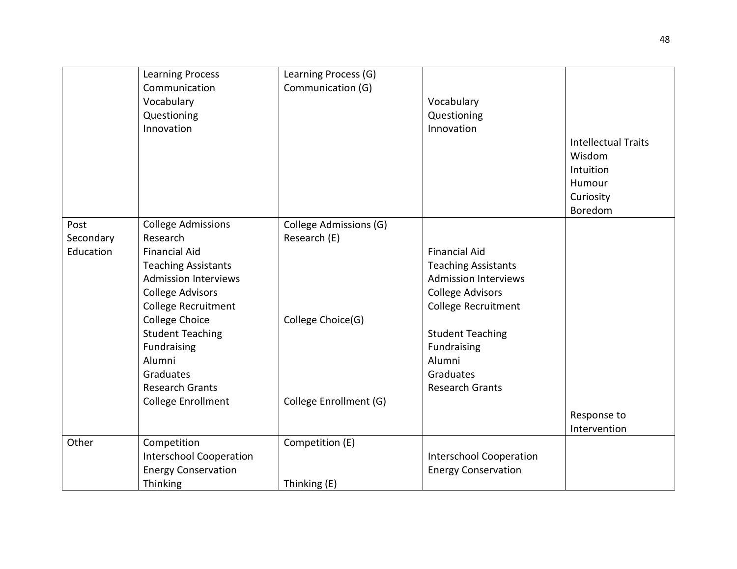| | | | | |
|---|---|---|---|---|
| | Learning Process<br>Communication<br>Vocabulary<br>Questioning<br>Innovation | Learning Process (G)<br>Communication (G) | Vocabulary<br>Questioning<br>Innovation | Intellectual Traits<br>Wisdom<br>Intuition<br>Humour<br>Curiosity<br>Boredom |
| Post Secondary Education | College Admissions<br>Research<br>Financial Aid<br>Teaching Assistants<br>Admission Interviews<br>College Advisors<br>College Recruitment<br>College Choice<br>Student Teaching<br>Fundraising<br>Alumni<br>Graduates<br>Research Grants<br>College Enrollment | College Admissions (G)<br>Research (E)<br>College Choice(G)<br>College Enrollment (G) | Financial Aid<br>Teaching Assistants<br>Admission Interviews<br>College Advisors<br>College Recruitment<br>Student Teaching<br>Fundraising<br>Alumni<br>Graduates<br>Research Grants | Response to Intervention |
| Other | Competition<br>Interschool Cooperation<br>Energy Conservation<br>Thinking | Competition (E)<br>Thinking (E) | Interschool Cooperation<br>Energy Conservation | |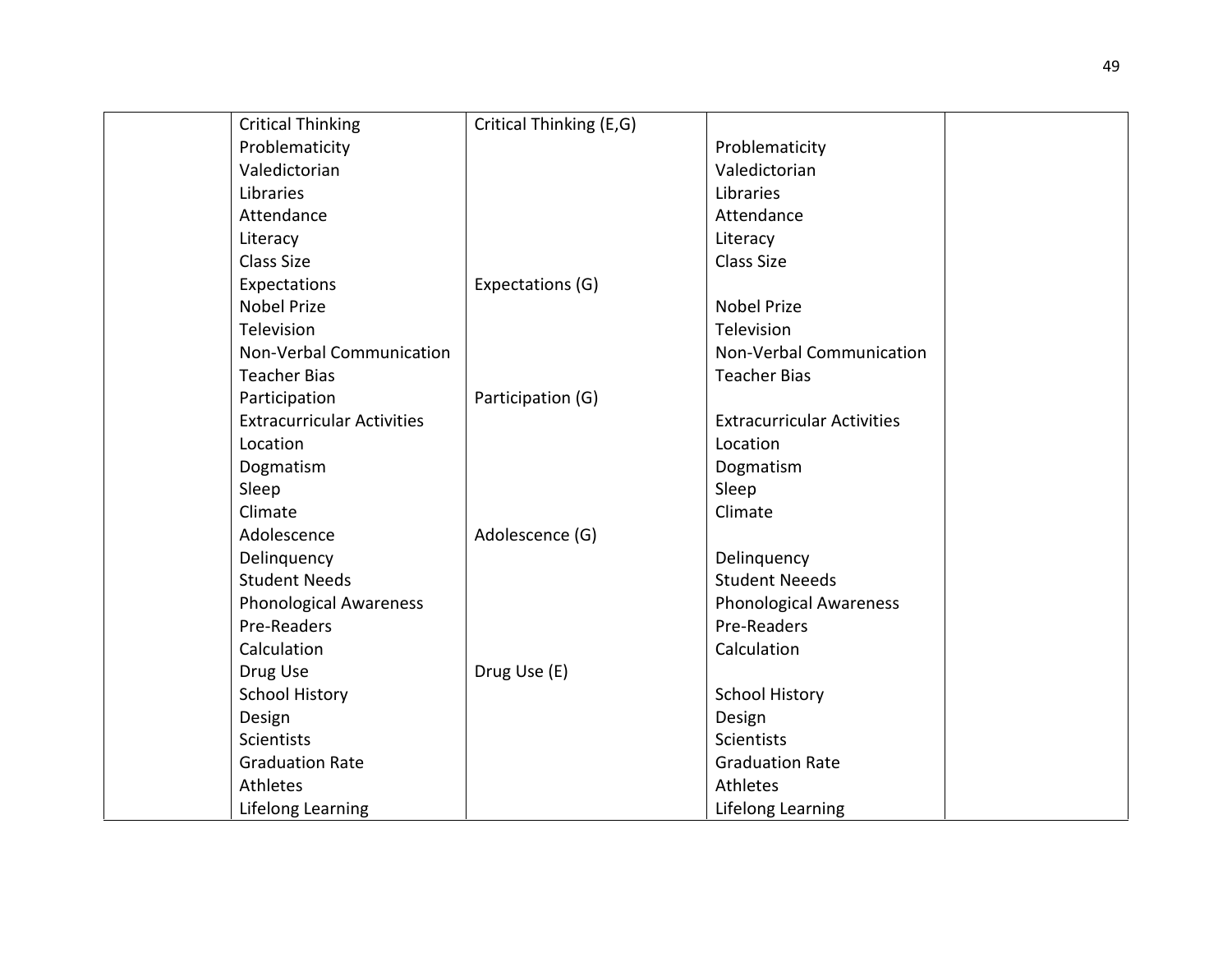| | | | | |
|---|---|---|---|---|
| | Critical Thinking | Critical Thinking (E,G) | | |
| | Problematicity | | Problematicity | |
| | Valedictorian | | Valedictorian | |
| | Libraries | | Libraries | |
| | Attendance | | Attendance | |
| | Literacy | | Literacy | |
| | Class Size | | Class Size | |
| | Expectations | Expectations (G) | | |
| | Nobel Prize | | Nobel Prize | |
| | Television | | Television | |
| | Non-Verbal Communication | | Non-Verbal Communication | |
| | Teacher Bias | | Teacher Bias | |
| | Participation | Participation (G) | | |
| | Extracurricular Activities | | Extracurricular Activities | |
| | Location | | Location | |
| | Dogmatism | | Dogmatism | |
| | Sleep | | Sleep | |
| | Climate | | Climate | |
| | Adolescence | Adolescence (G) | | |
| | Delinquency | | Delinquency | |
| | Student Needs | | Student Neeeds | |
| | Phonological Awareness | | Phonological Awareness | |
| | Pre-Readers | | Pre-Readers | |
| | Calculation | | Calculation | |
| | Drug Use | Drug Use (E) | | |
| | School History | | School History | |
| | Design | | Design | |
| | Scientists | | Scientists | |
| | Graduation Rate | | Graduation Rate | |
| | Athletes | | Athletes | |
| | Lifelong Learning | | Lifelong Learning | |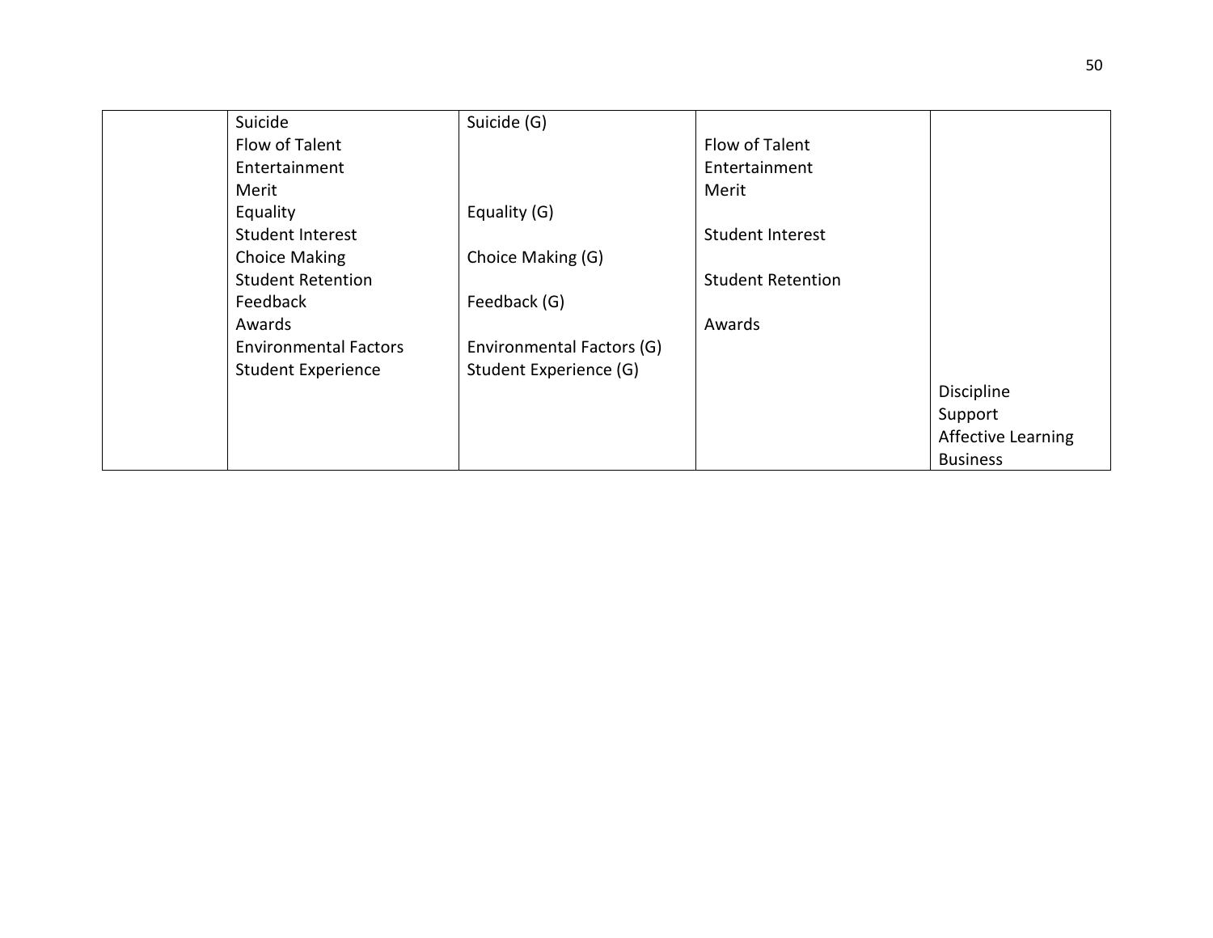| | | | | |
|---|---|---|---|---|
| | Suicide | Suicide (G) | | |
| | Flow of Talent | | Flow of Talent | |
| | Entertainment | | Entertainment | |
| | Merit | | Merit | |
| | Equality | Equality (G) | | |
| | Student Interest | | Student Interest | |
| | Choice Making | Choice Making (G) | | |
| | Student Retention | | Student Retention | |
| | Feedback | Feedback (G) | | |
| | Awards | | Awards | |
| | Environmental Factors | Environmental Factors (G) | | |
| | Student Experience | Student Experience (G) | | |
| | | | | Discipline |
| | | | | Support |
| | | | | Affective Learning |
| | | | | Business |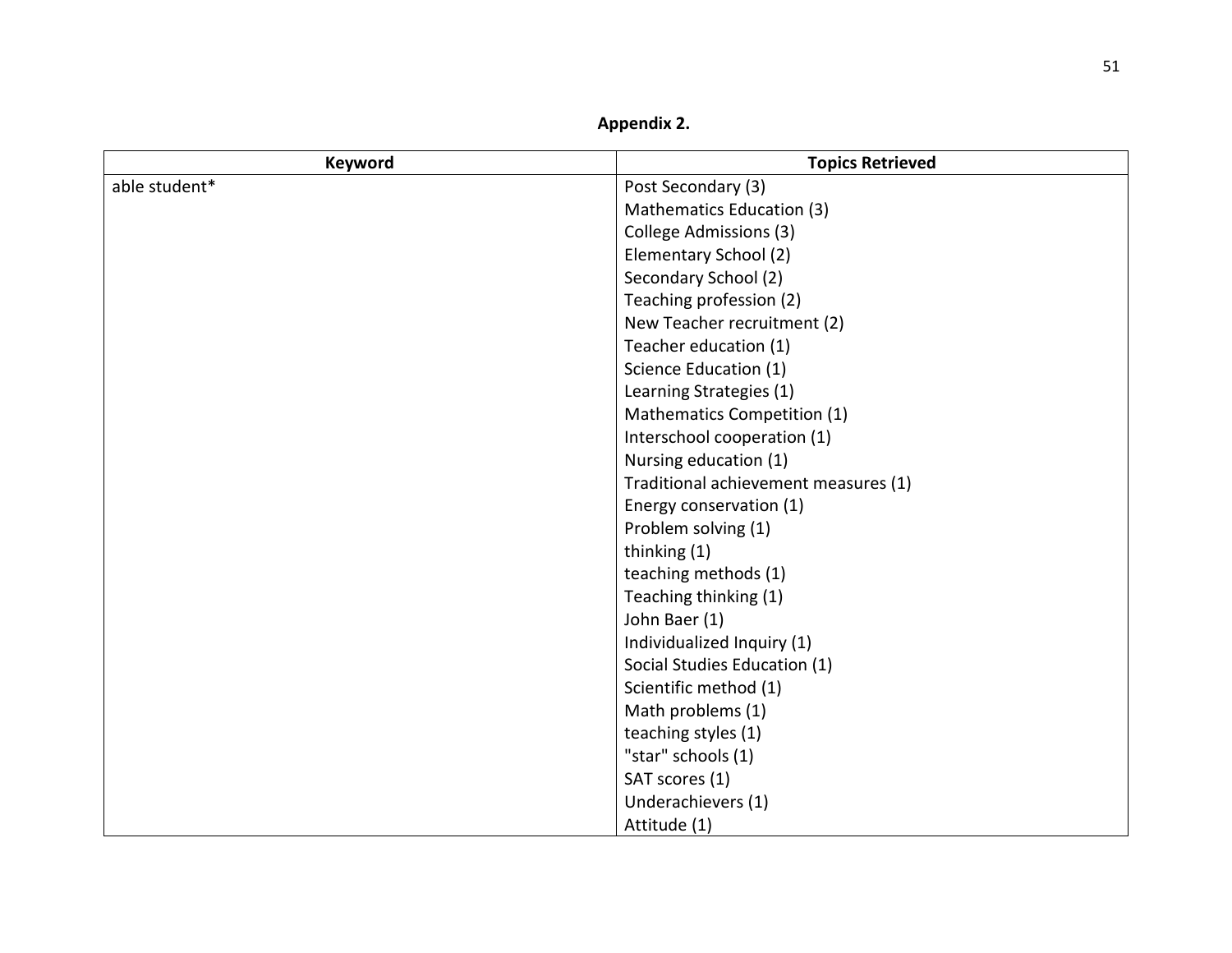**Appendix 2.**

| Keyword | Topics Retrieved |
|---|---|
| able student* | Post Secondary (3)<br>Mathematics Education (3)<br>College Admissions (3)<br>Elementary School (2)<br>Secondary School (2)<br>Teaching profession (2)<br>New Teacher recruitment (2)<br>Teacher education (1)<br>Science Education (1)<br>Learning Strategies (1)<br>Mathematics Competition (1)<br>Interschool cooperation (1)<br>Nursing education (1)<br>Traditional achievement measures (1)<br>Energy conservation (1)<br>Problem solving (1)<br>thinking (1)<br>teaching methods (1)<br>Teaching thinking (1)<br>John Baer (1)<br>Individualized Inquiry (1)<br>Social Studies Education (1)<br>Scientific method (1)<br>Math problems (1)<br>teaching styles (1)<br>"star" schools (1)<br>SAT scores (1)<br>Underachievers (1)<br>Attitude (1) |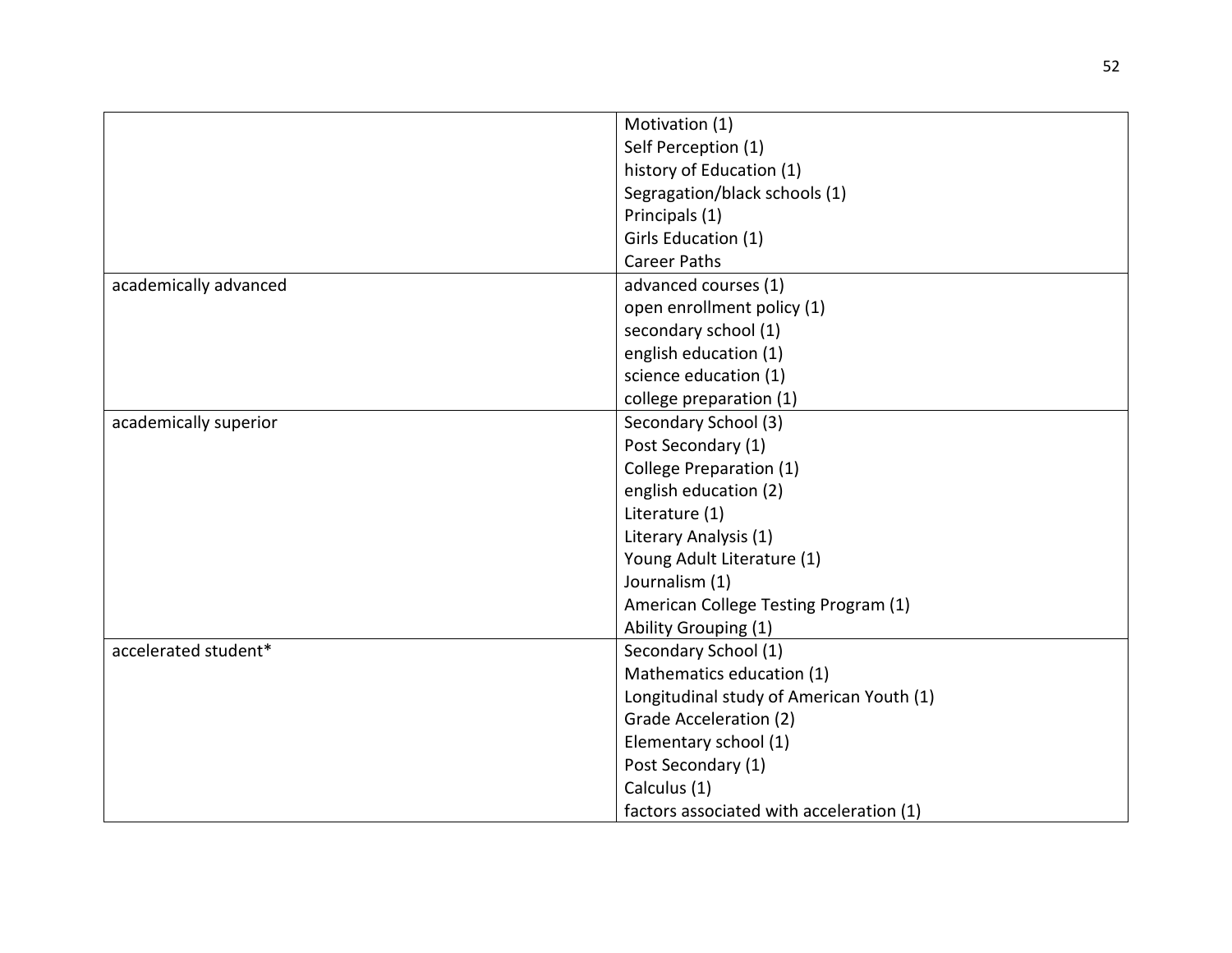| | |
|---|---|
| | Motivation (1)<br>Self Perception (1)<br>history of Education (1)<br>Segragation/black schools (1)<br>Principals (1)<br>Girls Education (1)<br>Career Paths |
| academically advanced | advanced courses (1)<br>open enrollment policy (1)<br>secondary school (1)<br>english education (1)<br>science education (1)<br>college preparation (1) |
| academically superior | Secondary School (3)<br>Post Secondary (1)<br>College Preparation (1)<br>english education (2)<br>Literature (1)<br>Literary Analysis (1)<br>Young Adult Literature (1)<br>Journalism (1)<br>American College Testing Program (1)<br>Ability Grouping (1) |
| accelerated student* | Secondary School (1)<br>Mathematics education (1)<br>Longitudinal study of American Youth (1)<br>Grade Acceleration (2)<br>Elementary school (1)<br>Post Secondary (1)<br>Calculus (1)<br>factors associated with acceleration (1) |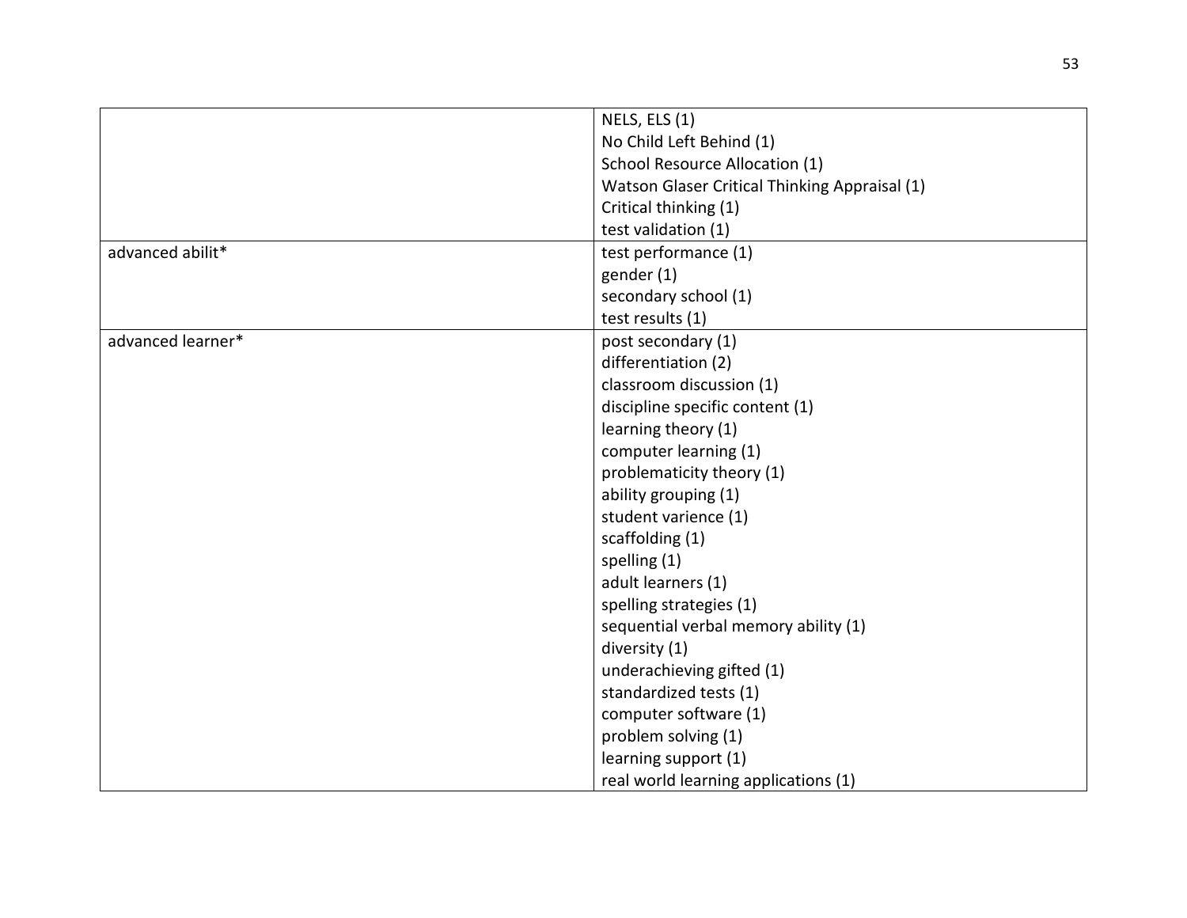| | |
|---|---|
| | NELS, ELS (1)<br>No Child Left Behind (1)<br>School Resource Allocation (1)<br>Watson Glaser Critical Thinking Appraisal (1)<br>Critical thinking (1)<br>test validation (1) |
| advanced abilit* | test performance (1)<br>gender (1)<br>secondary school (1)<br>test results (1) |
| advanced learner* | post secondary (1)<br>differentiation (2)<br>classroom discussion (1)<br>discipline specific content (1)<br>learning theory (1)<br>computer learning (1)<br>problematicity theory (1)<br>ability grouping (1)<br>student varience (1)<br>scaffolding (1)<br>spelling (1)<br>adult learners (1)<br>spelling strategies (1)<br>sequential verbal memory ability (1)<br>diversity (1)<br>underachieving gifted (1)<br>standardized tests (1)<br>computer software (1)<br>problem solving (1)<br>learning support (1)<br>real world learning applications (1) |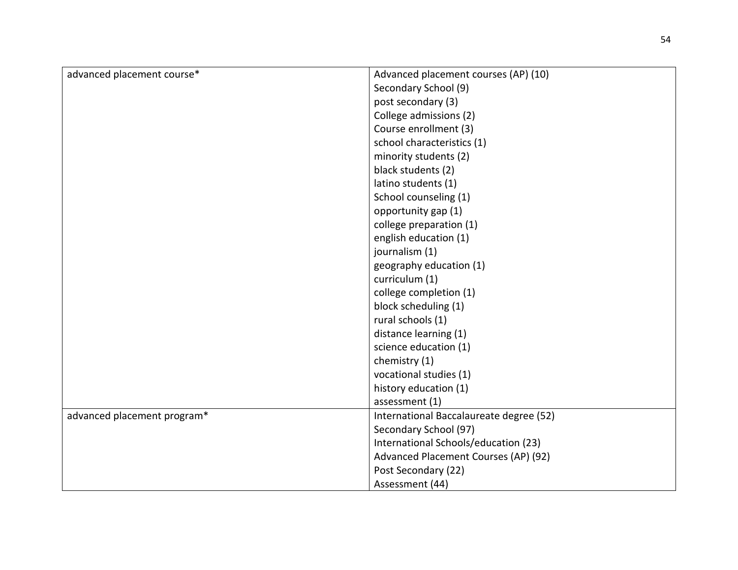| | |
|---|---|
| advanced placement course* | Advanced placement courses (AP) (10)<br>Secondary School (9)<br>post secondary (3)<br>College admissions (2)<br>Course enrollment (3)<br>school characteristics (1)<br>minority students (2)<br>black students (2)<br>latino students (1)<br>School counseling (1)<br>opportunity gap (1)<br>college preparation (1)<br>english education (1)<br>journalism (1)<br>geography education (1)<br>curriculum (1)<br>college completion (1)<br>block scheduling (1)<br>rural schools (1)<br>distance learning (1)<br>science education (1)<br>chemistry (1)<br>vocational studies (1)<br>history education (1)<br>assessment (1) |
| advanced placement program* | International Baccalaureate degree (52)<br>Secondary School (97)<br>International Schools/education (23)<br>Advanced Placement Courses (AP) (92)<br>Post Secondary (22)<br>Assessment (44) |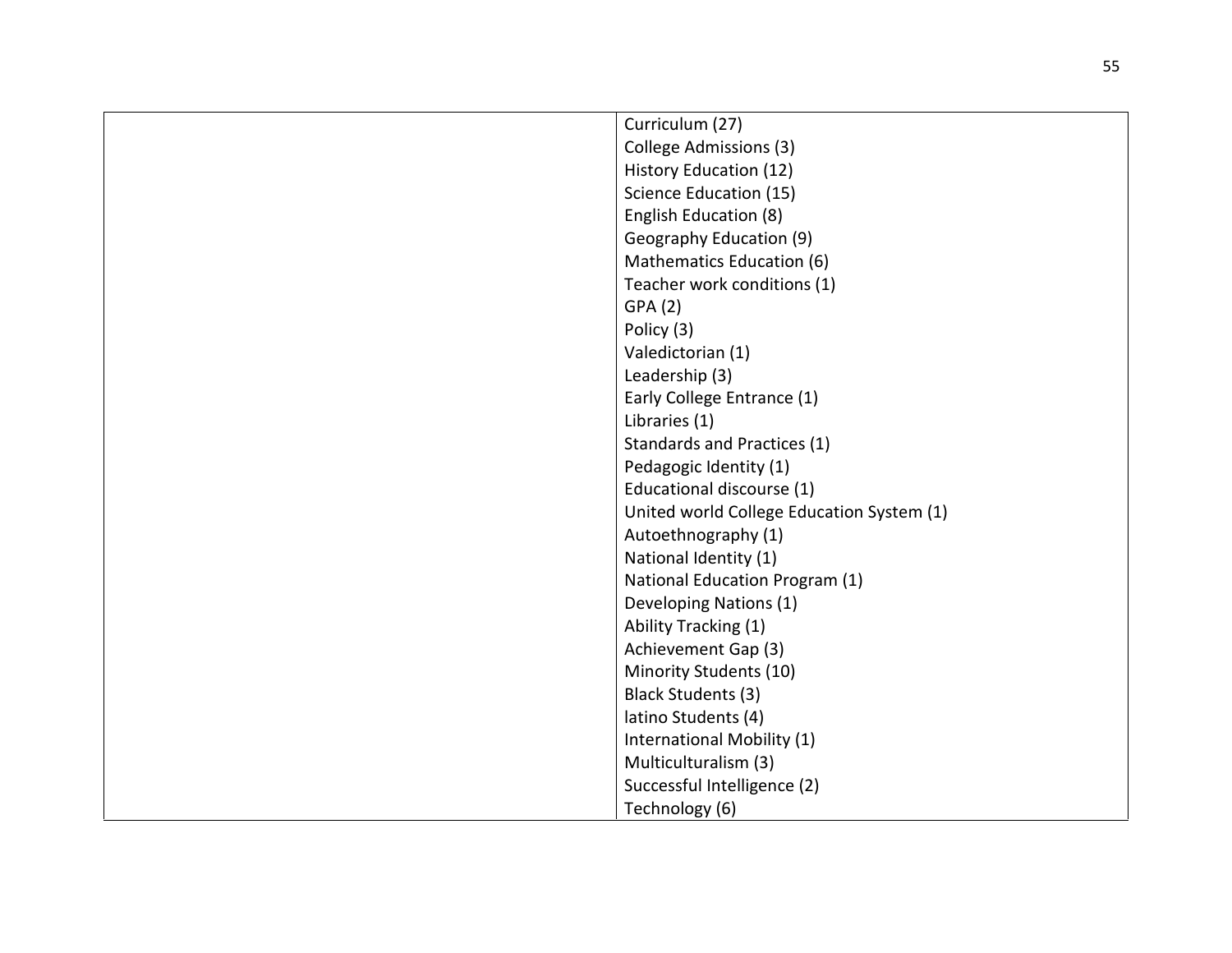| | |
|---|---|
| | Curriculum (27)<br>College Admissions (3)<br>History Education (12)<br>Science Education (15)<br>English Education (8)<br>Geography Education (9)<br>Mathematics Education (6)<br>Teacher work conditions (1)<br>GPA (2)<br>Policy (3)<br>Valedictorian (1)<br>Leadership (3)<br>Early College Entrance (1)<br>Libraries (1)<br>Standards and Practices (1)<br>Pedagogic Identity (1)<br>Educational discourse (1)<br>United world College Education System (1)<br>Autoethnography (1)<br>National Identity (1)<br>National Education Program (1)<br>Developing Nations (1)<br>Ability Tracking (1)<br>Achievement Gap (3)<br>Minority Students (10)<br>Black Students (3)<br>latino Students (4)<br>International Mobility (1)<br>Multiculturalism (3)<br>Successful Intelligence (2)<br>Technology (6) |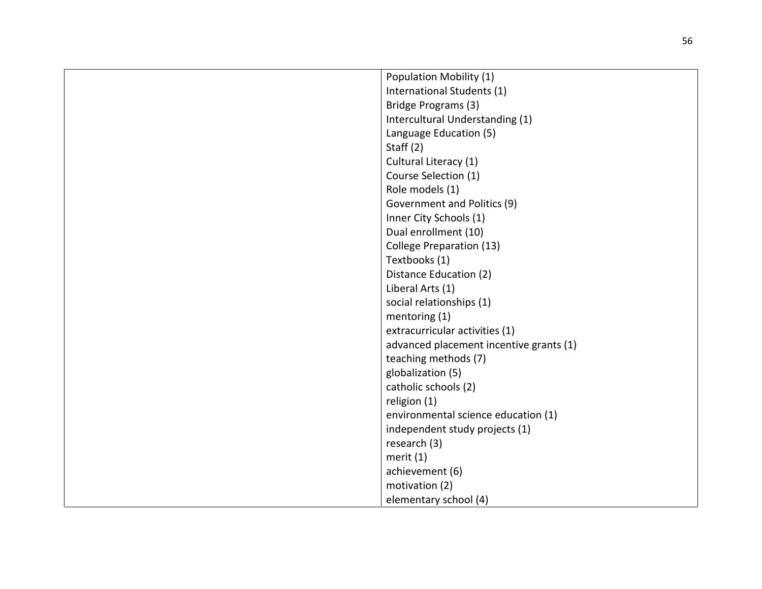| | |
|---|---|
| | Population Mobility (1)<br>International Students (1)<br>Bridge Programs (3)<br>Intercultural Understanding (1)<br>Language Education (5)<br>Staff (2)<br>Cultural Literacy (1)<br>Course Selection (1)<br>Role models (1)<br>Government and Politics (9)<br>Inner City Schools (1)<br>Dual enrollment (10)<br>College Preparation (13)<br>Textbooks (1)<br>Distance Education (2)<br>Liberal Arts (1)<br>social relationships (1)<br>mentoring (1)<br>extracurricular activities (1)<br>advanced placement incentive grants (1)<br>teaching methods (7)<br>globalization (5)<br>catholic schools (2)<br>religion (1)<br>environmental science education (1)<br>independent study projects (1)<br>research (3)<br>merit (1)<br>achievement (6)<br>motivation (2)<br>elementary school (4) |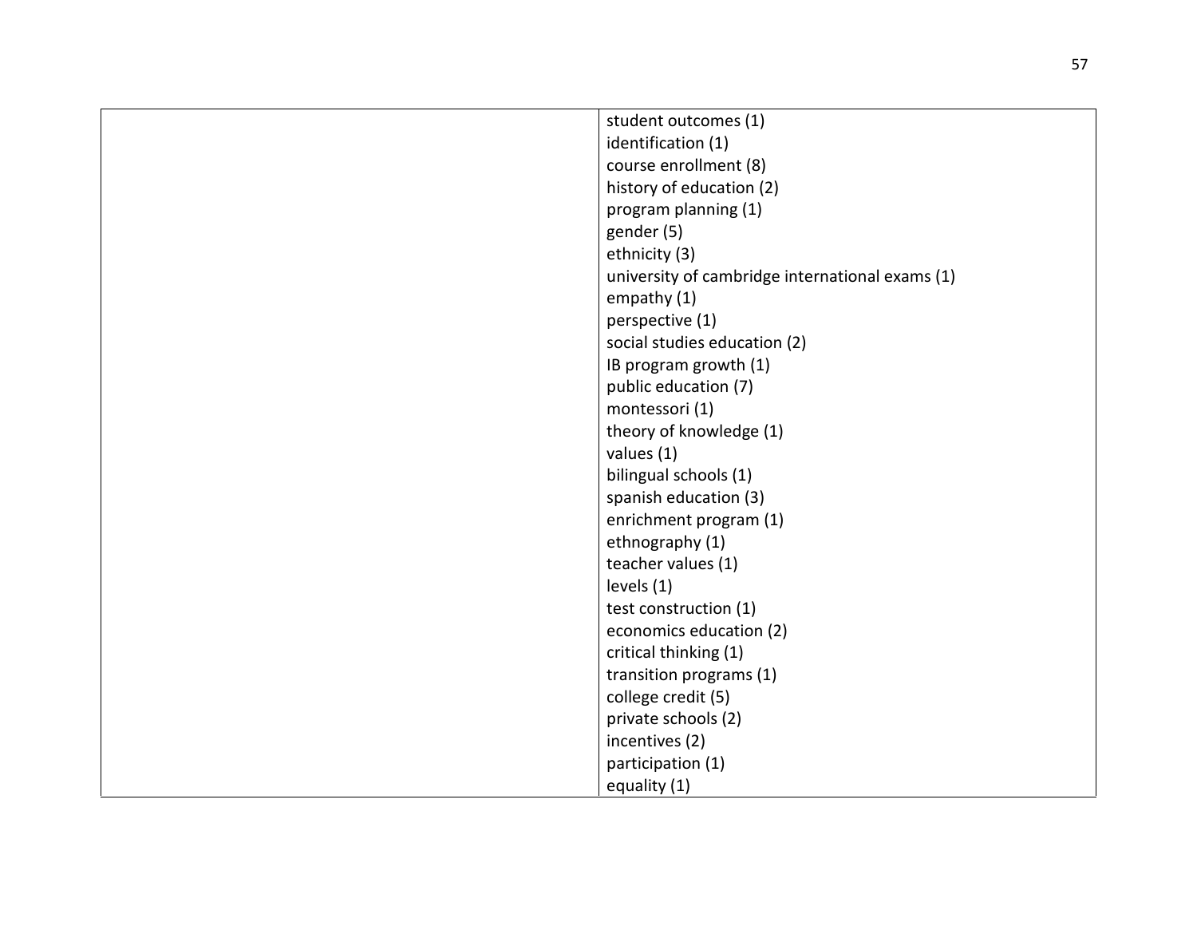| | |
|---|---|
| | student outcomes (1)<br>identification (1)<br>course enrollment (8)<br>history of education (2)<br>program planning (1)<br>gender (5)<br>ethnicity (3)<br>university of cambridge international exams (1)<br>empathy (1)<br>perspective (1)<br>social studies education (2)<br>IB program growth (1)<br>public education (7)<br>montessori (1)<br>theory of knowledge (1)<br>values (1)<br>bilingual schools (1)<br>spanish education (3)<br>enrichment program (1)<br>ethnography (1)<br>teacher values (1)<br>levels (1)<br>test construction (1)<br>economics education (2)<br>critical thinking (1)<br>transition programs (1)<br>college credit (5)<br>private schools (2)<br>incentives (2)<br>participation (1)<br>equality (1) |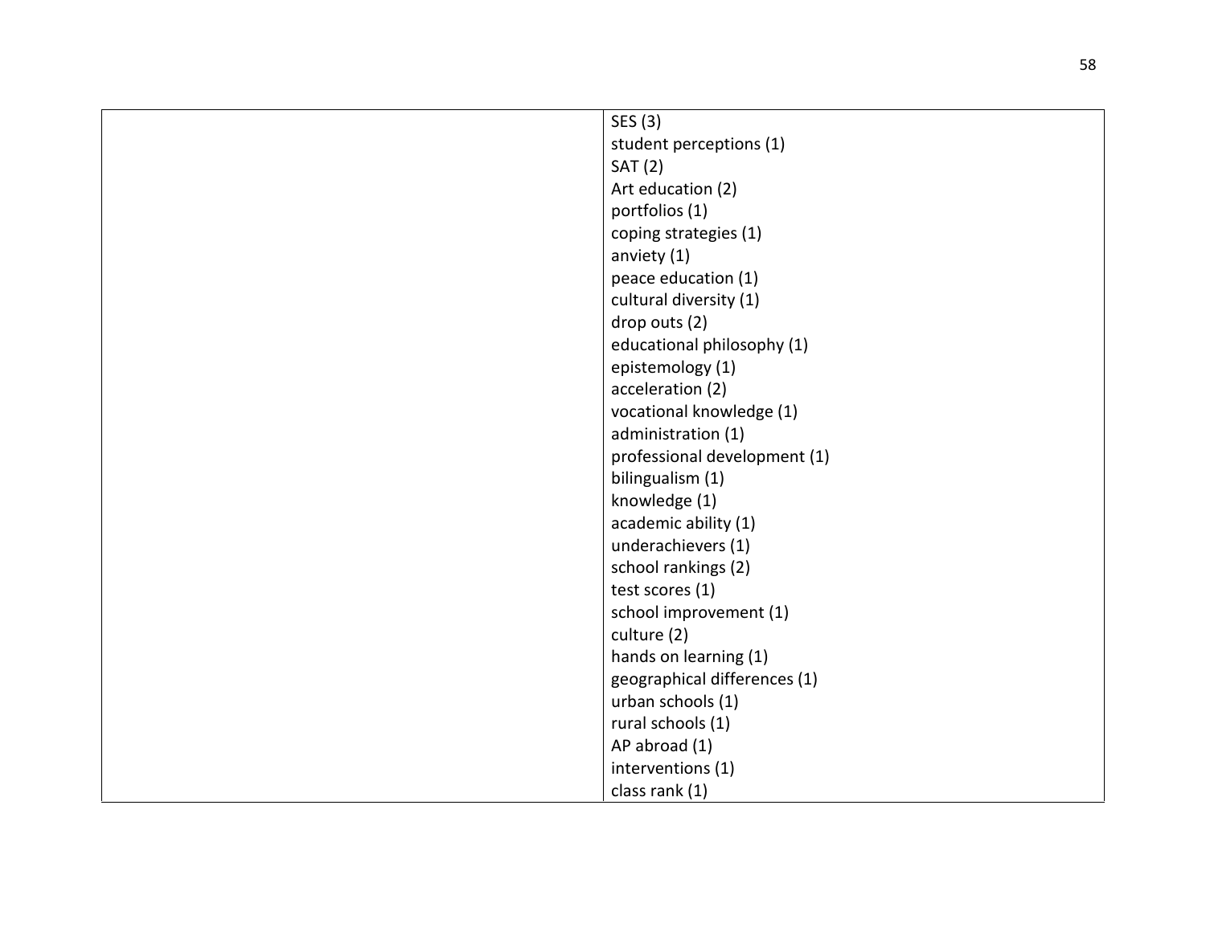| | |
|---|---|
| | SES (3)<br>student perceptions (1)<br>SAT (2)<br>Art education (2)<br>portfolios (1)<br>coping strategies (1)<br>anviety (1)<br>peace education (1)<br>cultural diversity (1)<br>drop outs (2)<br>educational philosophy (1)<br>epistemology (1)<br>acceleration (2)<br>vocational knowledge (1)<br>administration (1)<br>professional development (1)<br>bilingualism (1)<br>knowledge (1)<br>academic ability (1)<br>underachievers (1)<br>school rankings (2)<br>test scores (1)<br>school improvement (1)<br>culture (2)<br>hands on learning (1)<br>geographical differences (1)<br>urban schools (1)<br>rural schools (1)<br>AP abroad (1)<br>interventions (1)<br>class rank (1) |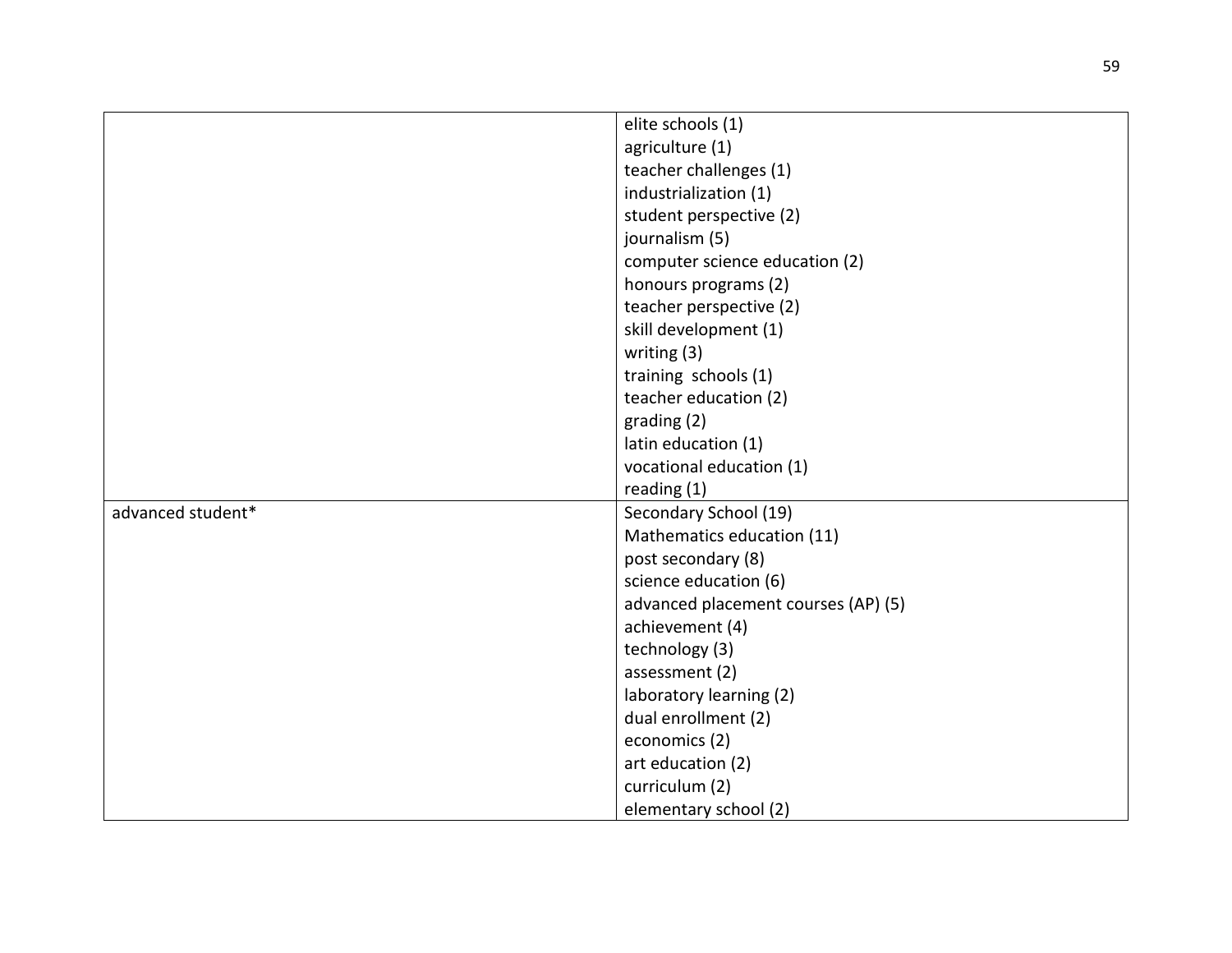| | |
|---|---|
| | elite schools (1)<br>agriculture (1)<br>teacher challenges (1)<br>industrialization (1)<br>student perspective (2)<br>journalism (5)<br>computer science education (2)<br>honours programs (2)<br>teacher perspective (2)<br>skill development (1)<br>writing (3)<br>training schools (1)<br>teacher education (2)<br>grading (2)<br>latin education (1)<br>vocational education (1)<br>reading (1) |
| advanced student* | Secondary School (19)<br>Mathematics education (11)<br>post secondary (8)<br>science education (6)<br>advanced placement courses (AP) (5)<br>achievement (4)<br>technology (3)<br>assessment (2)<br>laboratory learning (2)<br>dual enrollment (2)<br>economics (2)<br>art education (2)<br>curriculum (2)<br>elementary school (2) |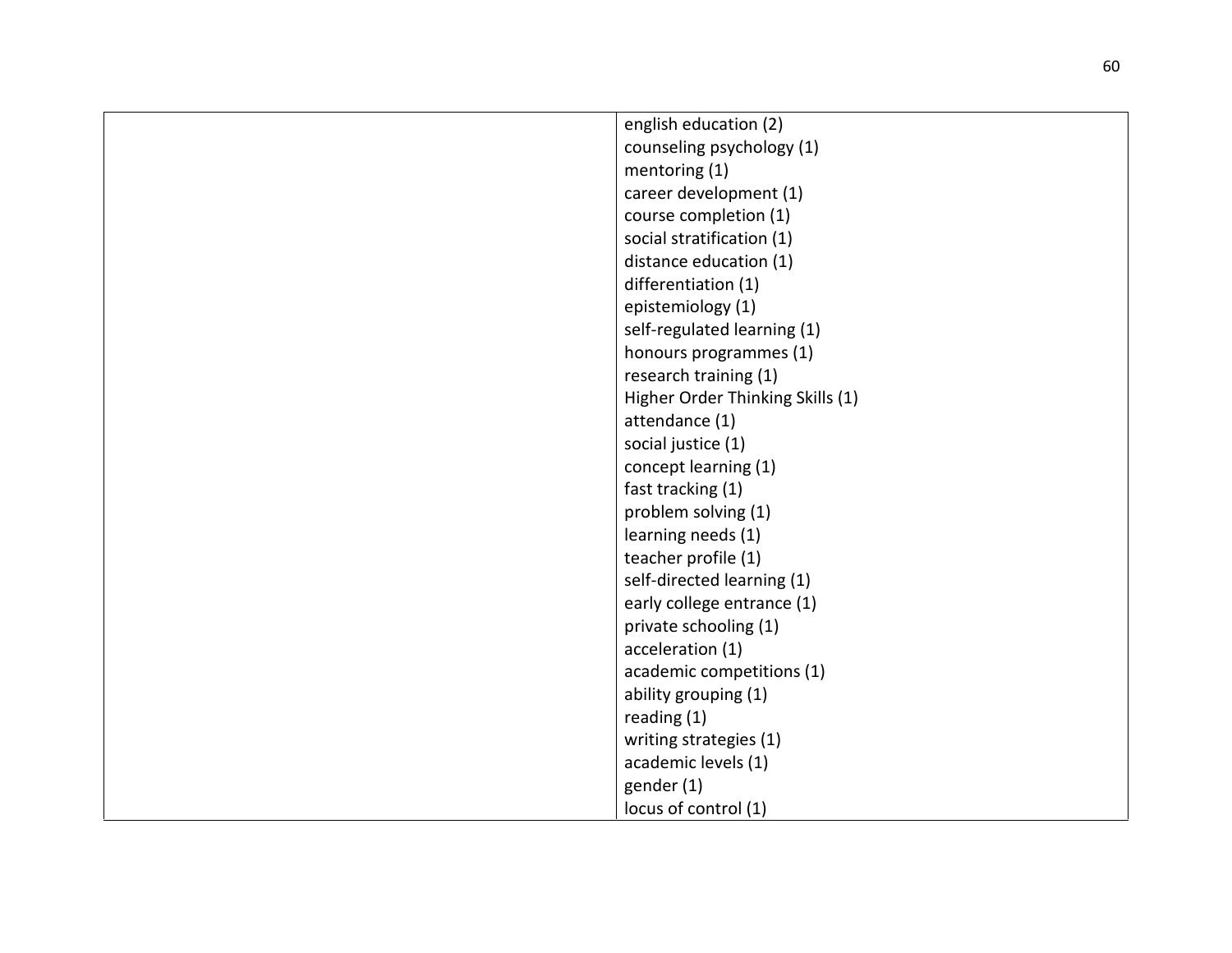| | |
|---|---|
| | english education (2)<br>counseling psychology (1)<br>mentoring (1)<br>career development (1)<br>course completion (1)<br>social stratification (1)<br>distance education (1)<br>differentiation (1)<br>epistemiology (1)<br>self-regulated learning (1)<br>honours programmes (1)<br>research training (1)<br>Higher Order Thinking Skills (1)<br>attendance (1)<br>social justice (1)<br>concept learning (1)<br>fast tracking (1)<br>problem solving (1)<br>learning needs (1)<br>teacher profile (1)<br>self-directed learning (1)<br>early college entrance (1)<br>private schooling (1)<br>acceleration (1)<br>academic competitions (1)<br>ability grouping (1)<br>reading (1)<br>writing strategies (1)<br>academic levels (1)<br>gender (1)<br>locus of control (1) |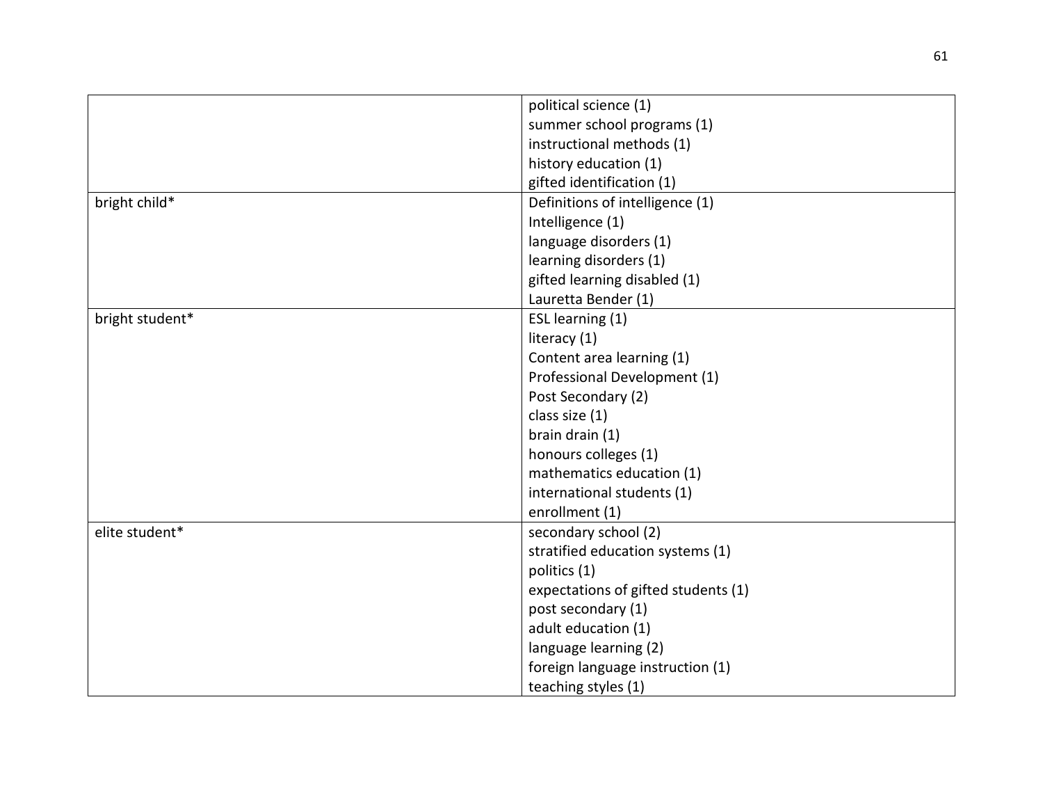| | |
|---|---|
| | political science (1)<br>summer school programs (1)<br>instructional methods (1)<br>history education (1)<br>gifted identification (1) |
| bright child* | Definitions of intelligence (1)<br>Intelligence (1)<br>language disorders (1)<br>learning disorders (1)<br>gifted learning disabled (1)<br>Lauretta Bender (1) |
| bright student* | ESL learning (1)<br>literacy (1)<br>Content area learning (1)<br>Professional Development (1)<br>Post Secondary (2)<br>class size (1)<br>brain drain (1)<br>honours colleges (1)<br>mathematics education (1)<br>international students (1)<br>enrollment (1) |
| elite student* | secondary school (2)<br>stratified education systems (1)<br>politics (1)<br>expectations of gifted students (1)<br>post secondary (1)<br>adult education (1)<br>language learning (2)<br>foreign language instruction (1)<br>teaching styles (1) |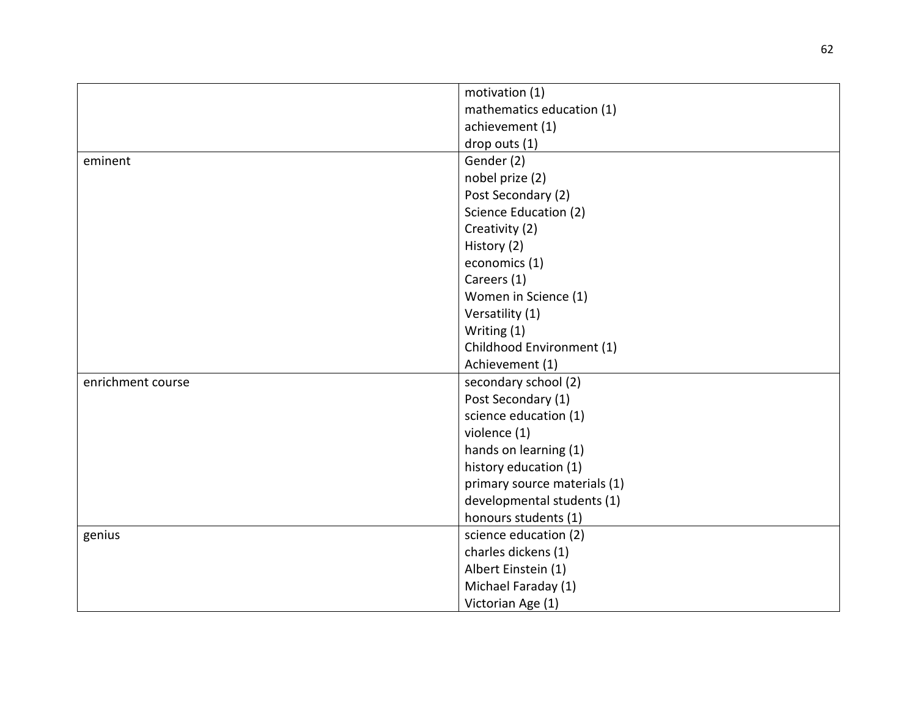| | |
|---|---|
| | motivation (1)<br>mathematics education (1)<br>achievement (1)<br>drop outs (1) |
| eminent | Gender (2)<br>nobel prize (2)<br>Post Secondary (2)<br>Science Education (2)<br>Creativity (2)<br>History (2)<br>economics (1)<br>Careers (1)<br>Women in Science (1)<br>Versatility (1)<br>Writing (1)<br>Childhood Environment (1)<br>Achievement (1) |
| enrichment course | secondary school (2)<br>Post Secondary (1)<br>science education (1)<br>violence (1)<br>hands on learning (1)<br>history education (1)<br>primary source materials (1)<br>developmental students (1)<br>honours students (1) |
| genius | science education (2)<br>charles dickens (1)<br>Albert Einstein (1)<br>Michael Faraday (1)<br>Victorian Age (1) |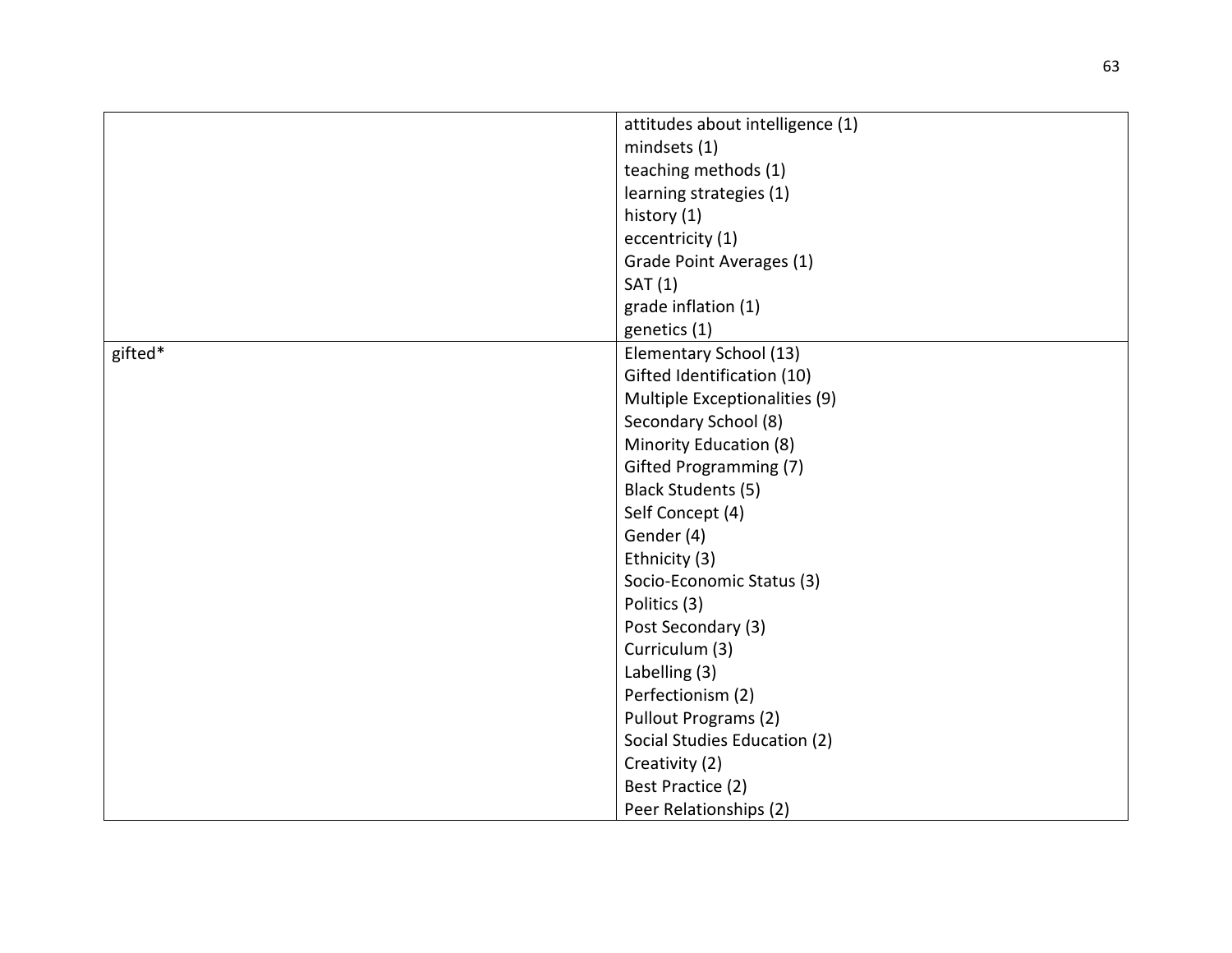| | |
|---|---|
| | attitudes about intelligence (1)<br>mindsets (1)<br>teaching methods (1)<br>learning strategies (1)<br>history (1)<br>eccentricity (1)<br>Grade Point Averages (1)<br>SAT (1)<br>grade inflation (1)<br>genetics (1) |
| gifted* | Elementary School (13)<br>Gifted Identification (10)<br>Multiple Exceptionalities (9)<br>Secondary School (8)<br>Minority Education (8)<br>Gifted Programming (7)<br>Black Students (5)<br>Self Concept (4)<br>Gender (4)<br>Ethnicity (3)<br>Socio-Economic Status (3)<br>Politics (3)<br>Post Secondary (3)<br>Curriculum (3)<br>Labelling (3)<br>Perfectionism (2)<br>Pullout Programs (2)<br>Social Studies Education (2)<br>Creativity (2)<br>Best Practice (2)<br>Peer Relationships (2) |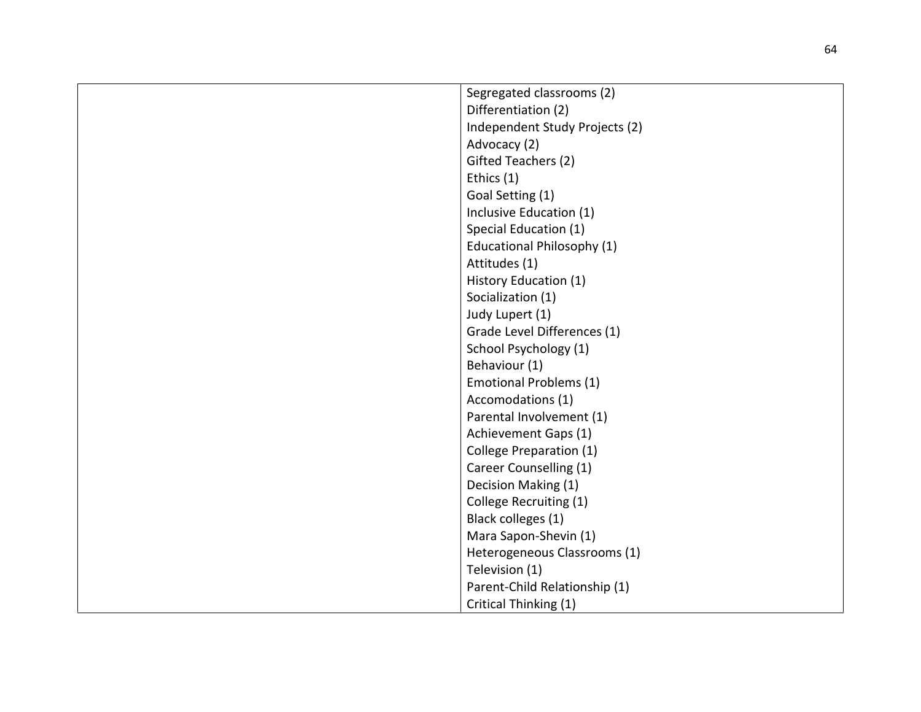| | |
|---|---|
| | Segregated classrooms (2)<br>Differentiation (2)<br>Independent Study Projects (2)<br>Advocacy (2)<br>Gifted Teachers (2)<br>Ethics (1)<br>Goal Setting (1)<br>Inclusive Education (1)<br>Special Education (1)<br>Educational Philosophy (1)<br>Attitudes (1)<br>History Education (1)<br>Socialization (1)<br>Judy Lupert (1)<br>Grade Level Differences (1)<br>School Psychology (1)<br>Behaviour (1)<br>Emotional Problems (1)<br>Accomodations (1)<br>Parental Involvement (1)<br>Achievement Gaps (1)<br>College Preparation (1)<br>Career Counselling (1)<br>Decision Making (1)<br>College Recruiting (1)<br>Black colleges (1)<br>Mara Sapon-Shevin (1)<br>Heterogeneous Classrooms (1)<br>Television (1)<br>Parent-Child Relationship (1)<br>Critical Thinking (1) |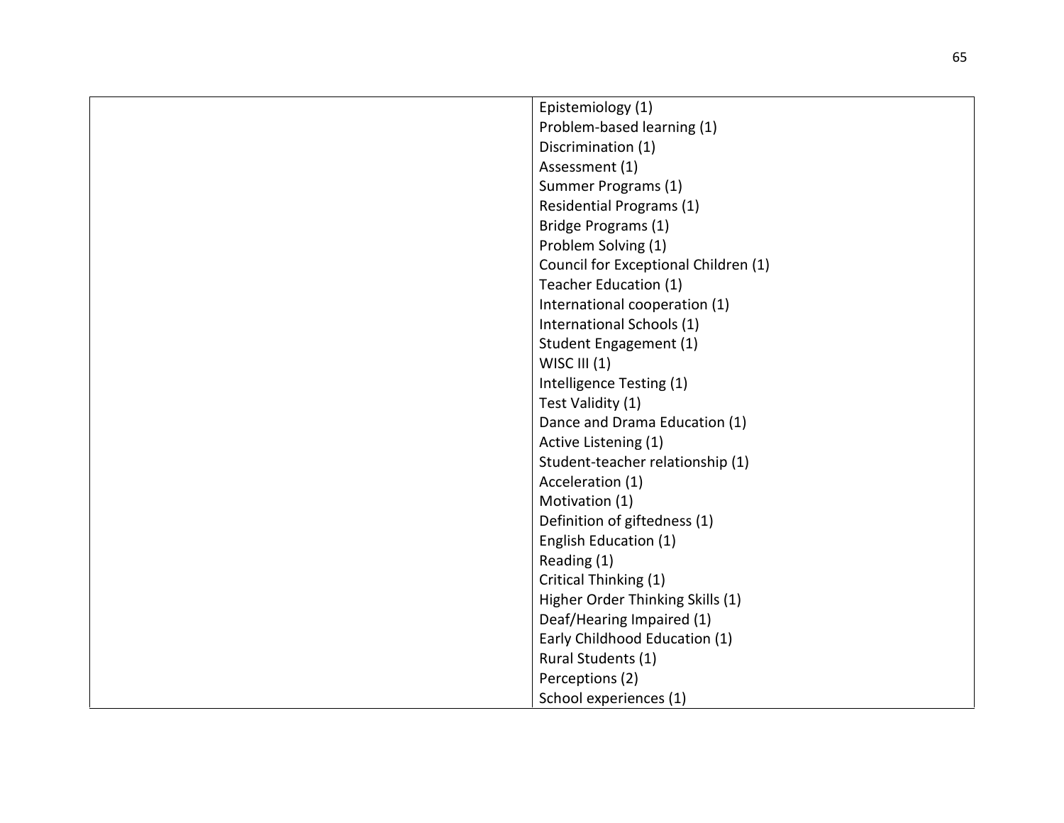|  |  |
| --- | --- |
|  | Epistemiology (1)<br>Problem-based learning (1)<br>Discrimination (1)<br>Assessment (1)<br>Summer Programs (1)<br>Residential Programs (1)<br>Bridge Programs (1)<br>Problem Solving (1)<br>Council for Exceptional Children (1)<br>Teacher Education (1)<br>International cooperation (1)<br>International Schools (1)<br>Student Engagement (1)<br>WISC III (1)<br>Intelligence Testing (1)<br>Test Validity (1)<br>Dance and Drama Education (1)<br>Active Listening (1)<br>Student-teacher relationship (1)<br>Acceleration (1)<br>Motivation (1)<br>Definition of giftedness (1)<br>English Education (1)<br>Reading (1)<br>Critical Thinking (1)<br>Higher Order Thinking Skills (1)<br>Deaf/Hearing Impaired (1)<br>Early Childhood Education (1)<br>Rural Students (1)<br>Perceptions (2)<br>School experiences (1) |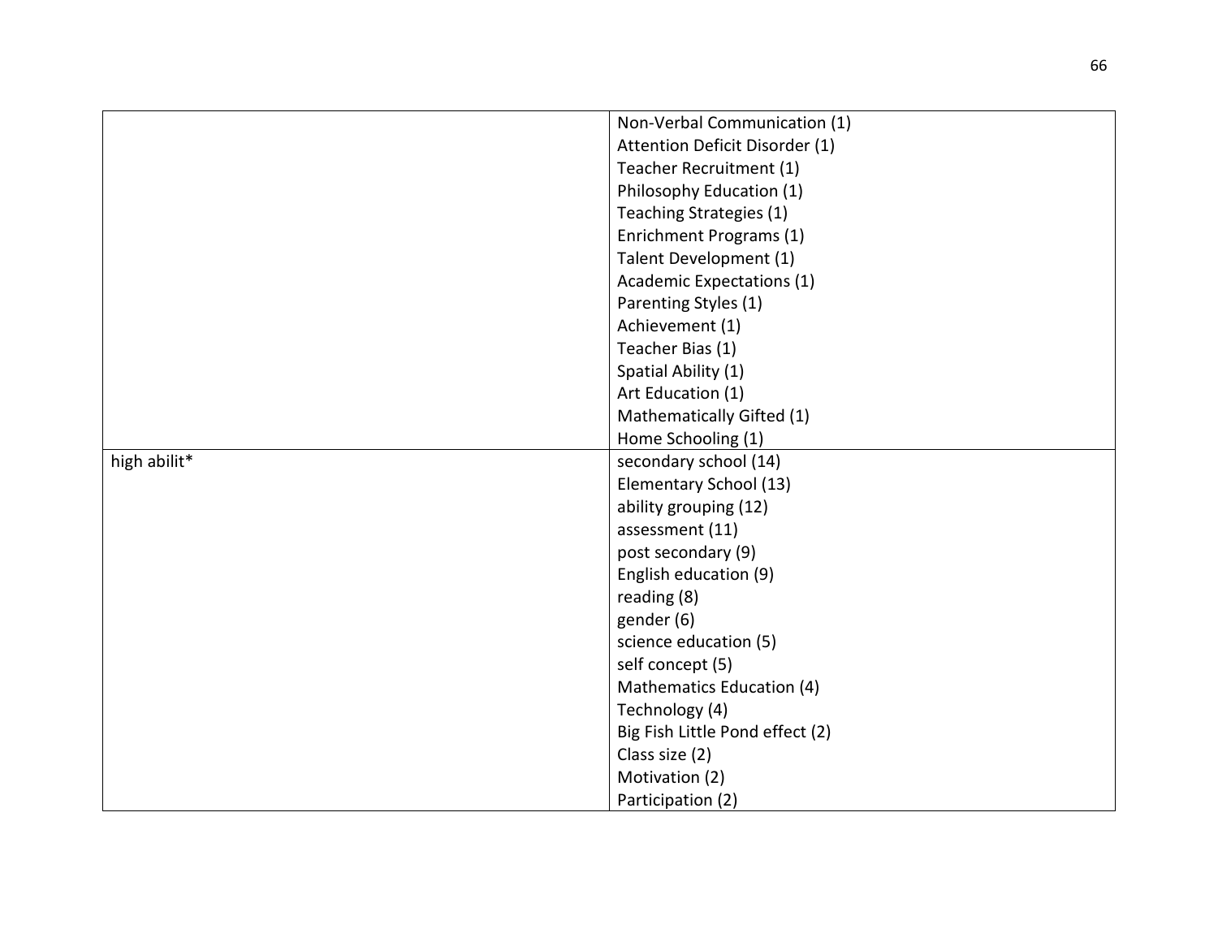| | |
|---|---|
| | Non-Verbal Communication (1)<br>Attention Deficit Disorder (1)<br>Teacher Recruitment (1)<br>Philosophy Education (1)<br>Teaching Strategies (1)<br>Enrichment Programs (1)<br>Talent Development (1)<br>Academic Expectations (1)<br>Parenting Styles (1)<br>Achievement (1)<br>Teacher Bias (1)<br>Spatial Ability (1)<br>Art Education (1)<br>Mathematically Gifted (1)<br>Home Schooling (1) |
| high abilit* | secondary school (14)<br>Elementary School (13)<br>ability grouping (12)<br>assessment (11)<br>post secondary (9)<br>English education (9)<br>reading (8)<br>gender (6)<br>science education (5)<br>self concept (5)<br>Mathematics Education (4)<br>Technology (4)<br>Big Fish Little Pond effect (2)<br>Class size (2)<br>Motivation (2)<br>Participation (2) |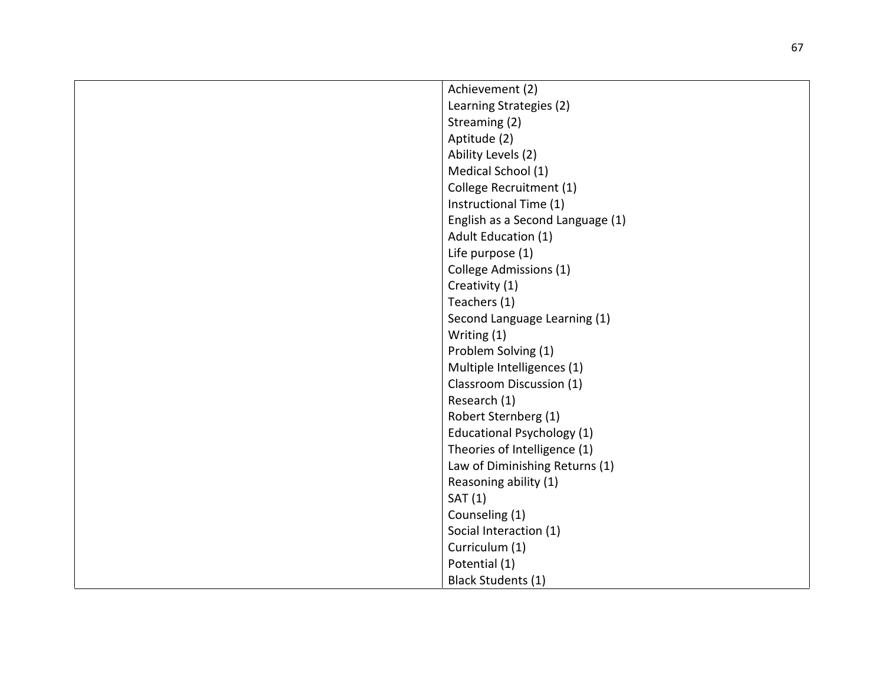| | |
|---|---|
| | Achievement (2)<br>Learning Strategies (2)<br>Streaming (2)<br>Aptitude (2)<br>Ability Levels (2)<br>Medical School (1)<br>College Recruitment (1)<br>Instructional Time (1)<br>English as a Second Language (1)<br>Adult Education (1)<br>Life purpose (1)<br>College Admissions (1)<br>Creativity (1)<br>Teachers (1)<br>Second Language Learning (1)<br>Writing (1)<br>Problem Solving (1)<br>Multiple Intelligences (1)<br>Classroom Discussion (1)<br>Research (1)<br>Robert Sternberg (1)<br>Educational Psychology (1)<br>Theories of Intelligence (1)<br>Law of Diminishing Returns (1)<br>Reasoning ability (1)<br>SAT (1)<br>Counseling (1)<br>Social Interaction (1)<br>Curriculum (1)<br>Potential (1)<br>Black Students (1) |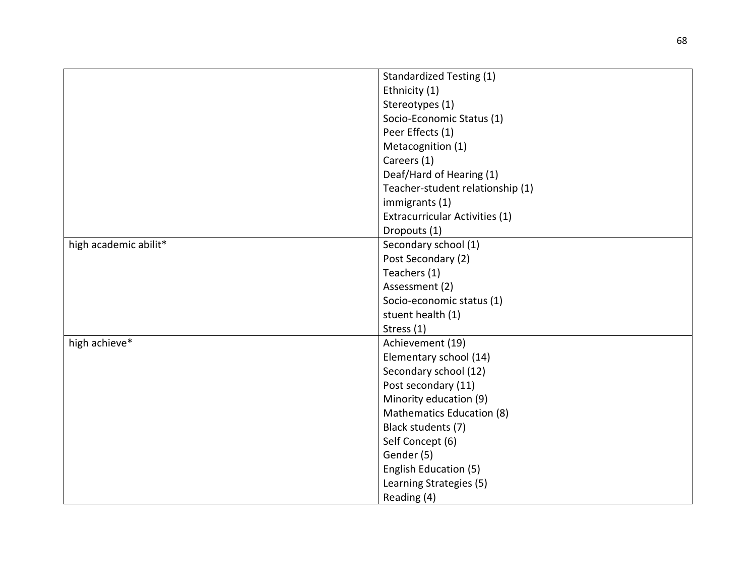| | |
|---|---|
| | Standardized Testing (1)<br>Ethnicity (1)<br>Stereotypes (1)<br>Socio-Economic Status (1)<br>Peer Effects (1)<br>Metacognition (1)<br>Careers (1)<br>Deaf/Hard of Hearing (1)<br>Teacher-student relationship (1)<br>immigrants (1)<br>Extracurricular Activities (1)<br>Dropouts (1) |
| high academic abilit* | Secondary school (1)<br>Post Secondary (2)<br>Teachers (1)<br>Assessment (2)<br>Socio-economic status (1)<br>stuent health (1)<br>Stress (1) |
| high achieve* | Achievement (19)<br>Elementary school (14)<br>Secondary school (12)<br>Post secondary (11)<br>Minority education (9)<br>Mathematics Education (8)<br>Black students (7)<br>Self Concept (6)<br>Gender (5)<br>English Education (5)<br>Learning Strategies (5)<br>Reading (4) |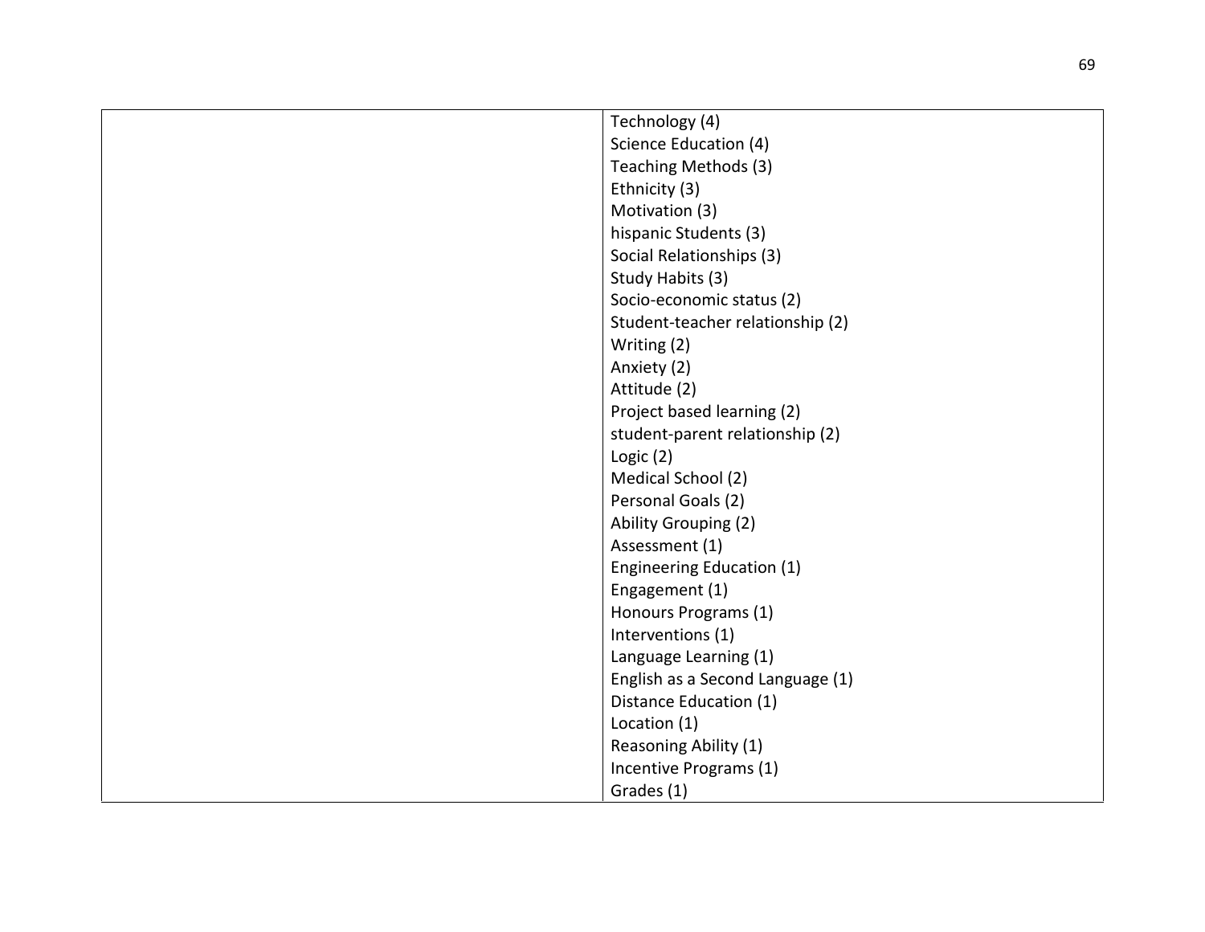|  | Technology (4)<br>Science Education (4)<br>Teaching Methods (3)<br>Ethnicity (3)<br>Motivation (3)<br>hispanic Students (3)<br>Social Relationships (3)<br>Study Habits (3)<br>Socio-economic status (2)<br>Student-teacher relationship (2)<br>Writing (2)<br>Anxiety (2)<br>Attitude (2)<br>Project based learning (2)<br>student-parent relationship (2)<br>Logic (2)<br>Medical School (2)<br>Personal Goals (2)<br>Ability Grouping (2)<br>Assessment (1)<br>Engineering Education (1)<br>Engagement (1)<br>Honours Programs (1)<br>Interventions (1)<br>Language Learning (1)<br>English as a Second Language (1)<br>Distance Education (1)<br>Location (1)<br>Reasoning Ability (1)<br>Incentive Programs (1)<br>Grades (1) |
|---|---|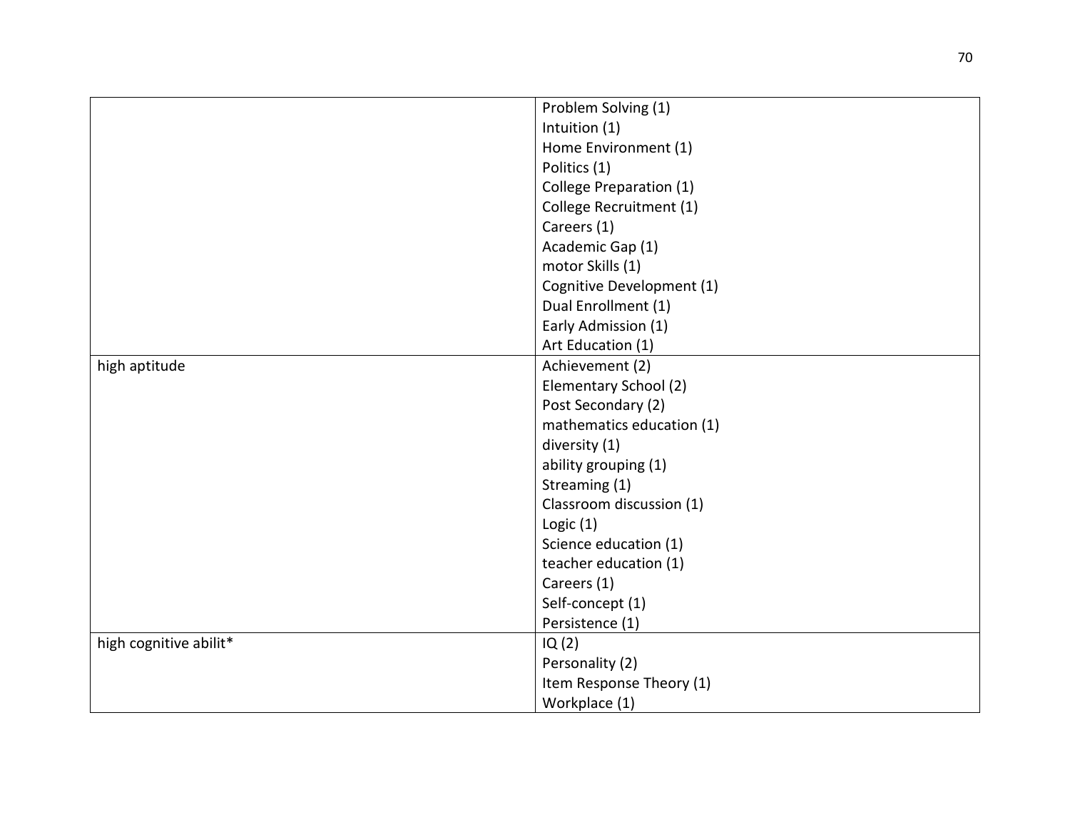| | |
|---|---|
| | Problem Solving (1)<br>Intuition (1)<br>Home Environment (1)<br>Politics (1)<br>College Preparation (1)<br>College Recruitment (1)<br>Careers (1)<br>Academic Gap (1)<br>motor Skills (1)<br>Cognitive Development (1)<br>Dual Enrollment (1)<br>Early Admission (1)<br>Art Education (1) |
| high aptitude | Achievement (2)<br>Elementary School (2)<br>Post Secondary (2)<br>mathematics education (1)<br>diversity (1)<br>ability grouping (1)<br>Streaming (1)<br>Classroom discussion (1)<br>Logic (1)<br>Science education (1)<br>teacher education (1)<br>Careers (1)<br>Self-concept (1)<br>Persistence (1) |
| high cognitive abilit* | IQ (2)<br>Personality (2)<br>Item Response Theory (1)<br>Workplace (1) |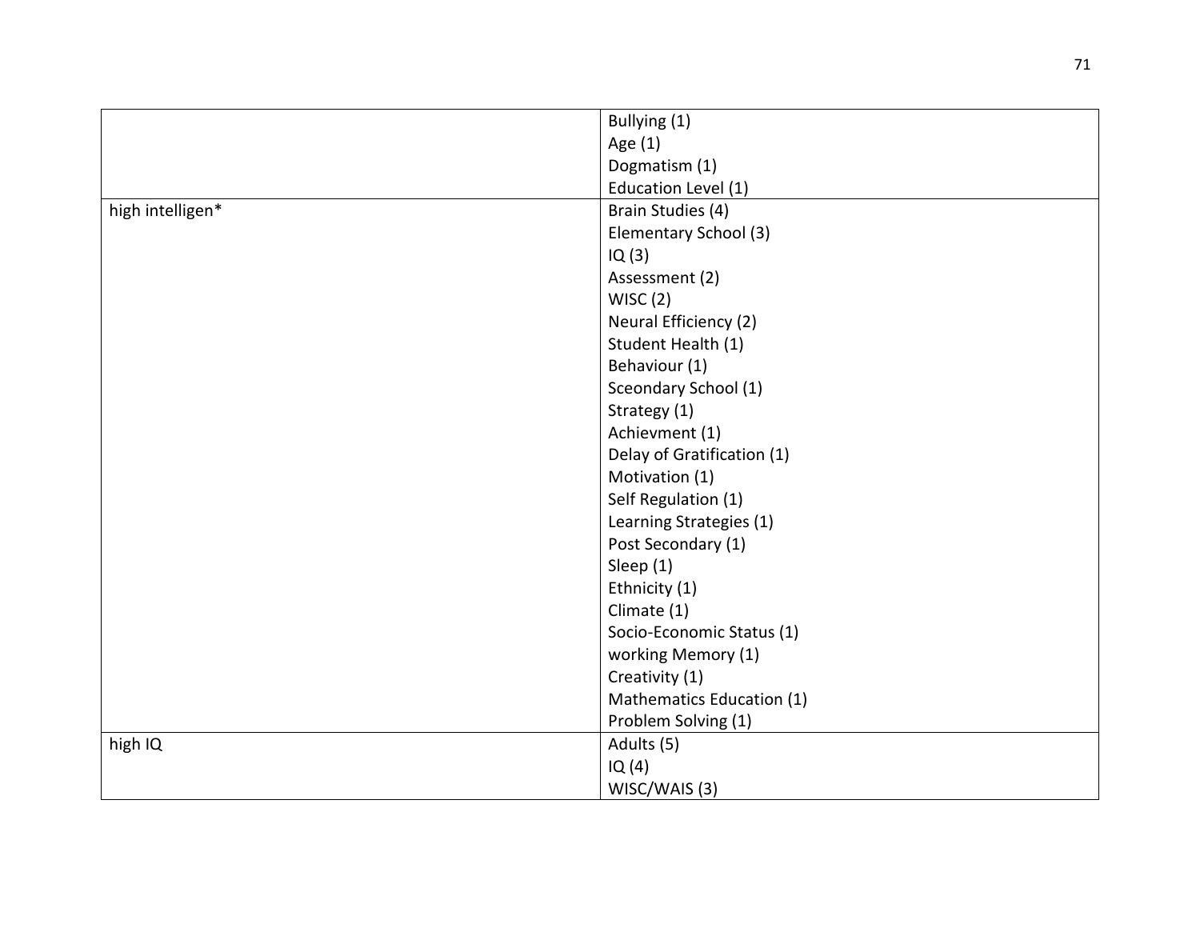| | |
|---|---|
| | Bullying (1)<br>Age (1)<br>Dogmatism (1)<br>Education Level (1) |
| high intelligen* | Brain Studies (4)<br>Elementary School (3)<br>IQ (3)<br>Assessment (2)<br>WISC (2)<br>Neural Efficiency (2)<br>Student Health (1)<br>Behaviour (1)<br>Sceondary School (1)<br>Strategy (1)<br>Achievment (1)<br>Delay of Gratification (1)<br>Motivation (1)<br>Self Regulation (1)<br>Learning Strategies (1)<br>Post Secondary (1)<br>Sleep (1)<br>Ethnicity (1)<br>Climate (1)<br>Socio-Economic Status (1)<br>working Memory (1)<br>Creativity (1)<br>Mathematics Education (1)<br>Problem Solving (1) |
| high IQ | Adults (5)<br>IQ (4)<br>WISC/WAIS (3) |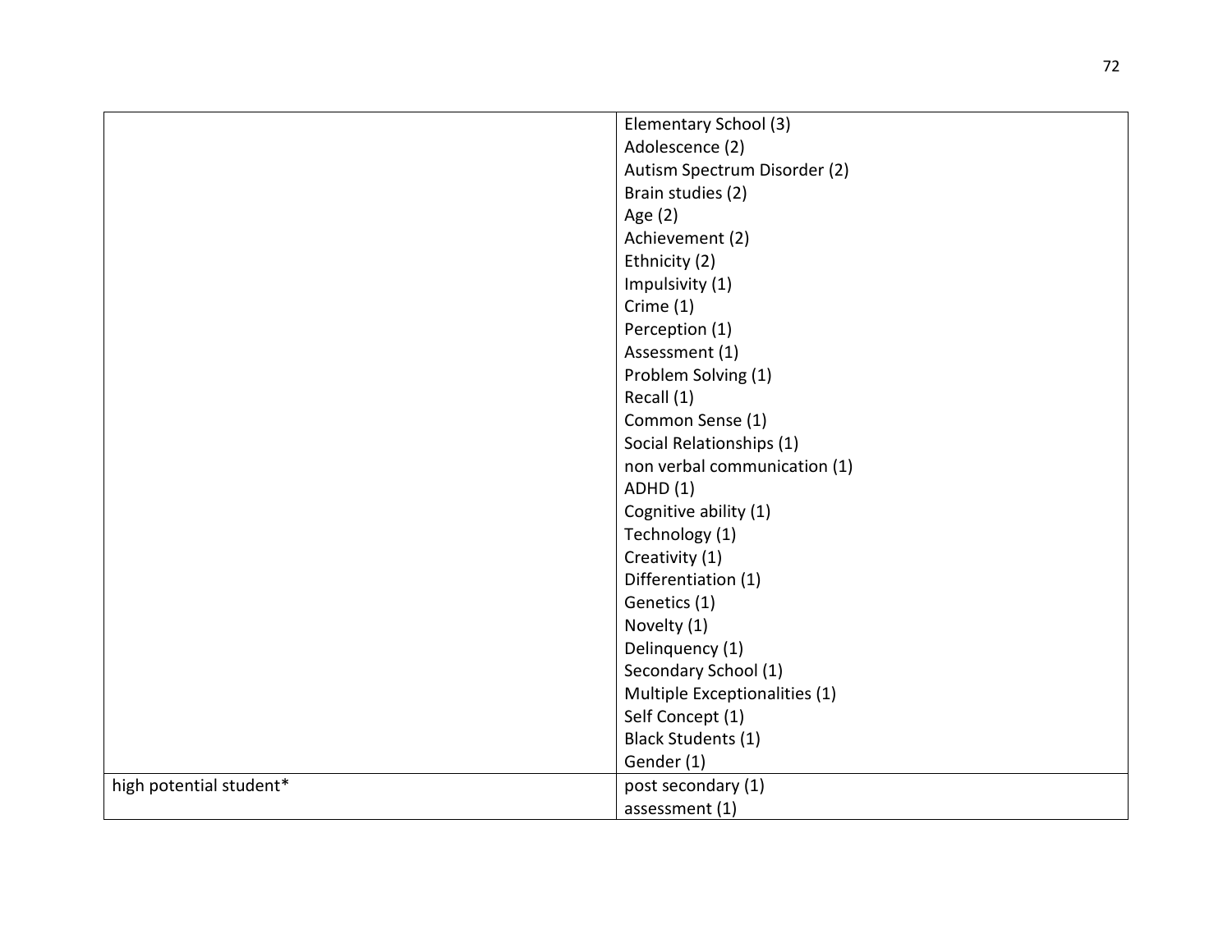| | |
|---|---|
| | Elementary School (3)<br>Adolescence (2)<br>Autism Spectrum Disorder (2)<br>Brain studies (2)<br>Age (2)<br>Achievement (2)<br>Ethnicity (2)<br>Impulsivity (1)<br>Crime (1)<br>Perception (1)<br>Assessment (1)<br>Problem Solving (1)<br>Recall (1)<br>Common Sense (1)<br>Social Relationships (1)<br>non verbal communication (1)<br>ADHD (1)<br>Cognitive ability (1)<br>Technology (1)<br>Creativity (1)<br>Differentiation (1)<br>Genetics (1)<br>Novelty (1)<br>Delinquency (1)<br>Secondary School (1)<br>Multiple Exceptionalities (1)<br>Self Concept (1)<br>Black Students (1)<br>Gender (1) |
| high potential student* | post secondary (1)<br>assessment (1) |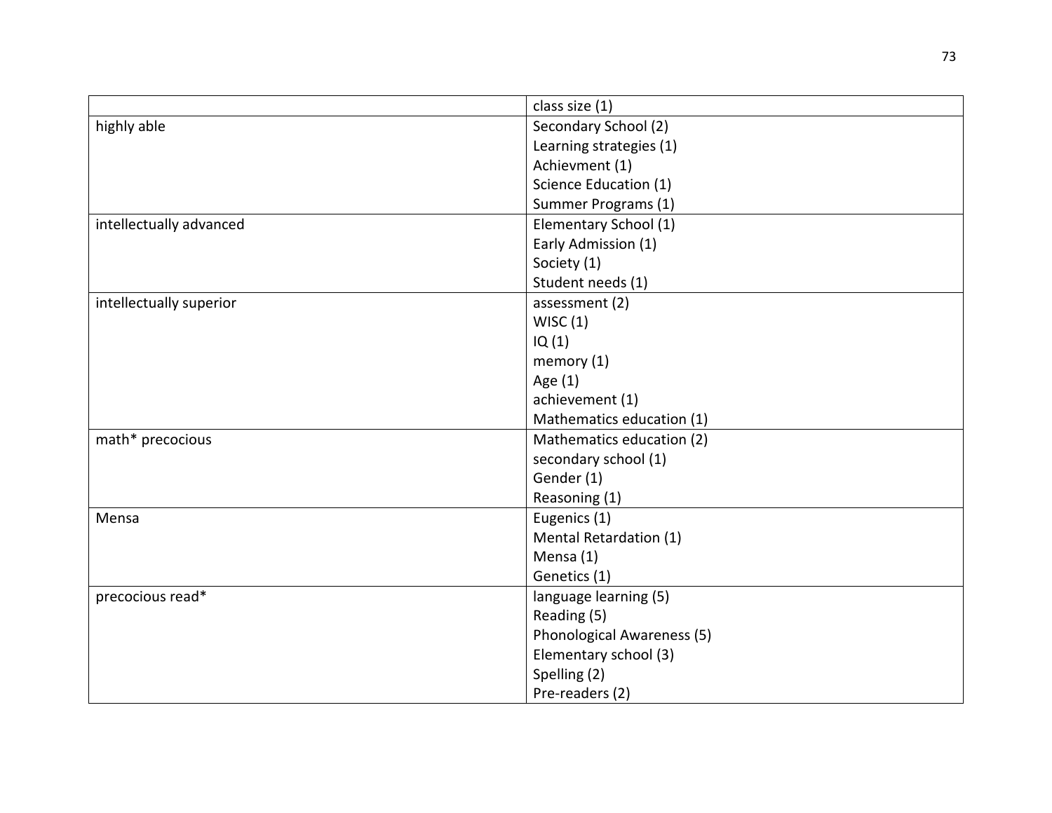| | |
|---|---|
| | class size (1) |
| highly able | Secondary School (2)<br>Learning strategies (1)<br>Achievment (1)<br>Science Education (1)<br>Summer Programs (1) |
| intellectually advanced | Elementary School (1)<br>Early Admission (1)<br>Society (1)<br>Student needs (1) |
| intellectually superior | assessment (2)<br>WISC (1)<br>IQ (1)<br>memory (1)<br>Age (1)<br>achievement (1)<br>Mathematics education (1) |
| math* precocious | Mathematics education (2)<br>secondary school (1)<br>Gender (1)<br>Reasoning (1) |
| Mensa | Eugenics (1)<br>Mental Retardation (1)<br>Mensa (1)<br>Genetics (1) |
| precocious read* | language learning (5)<br>Reading (5)<br>Phonological Awareness (5)<br>Elementary school (3)<br>Spelling (2)<br>Pre-readers (2) |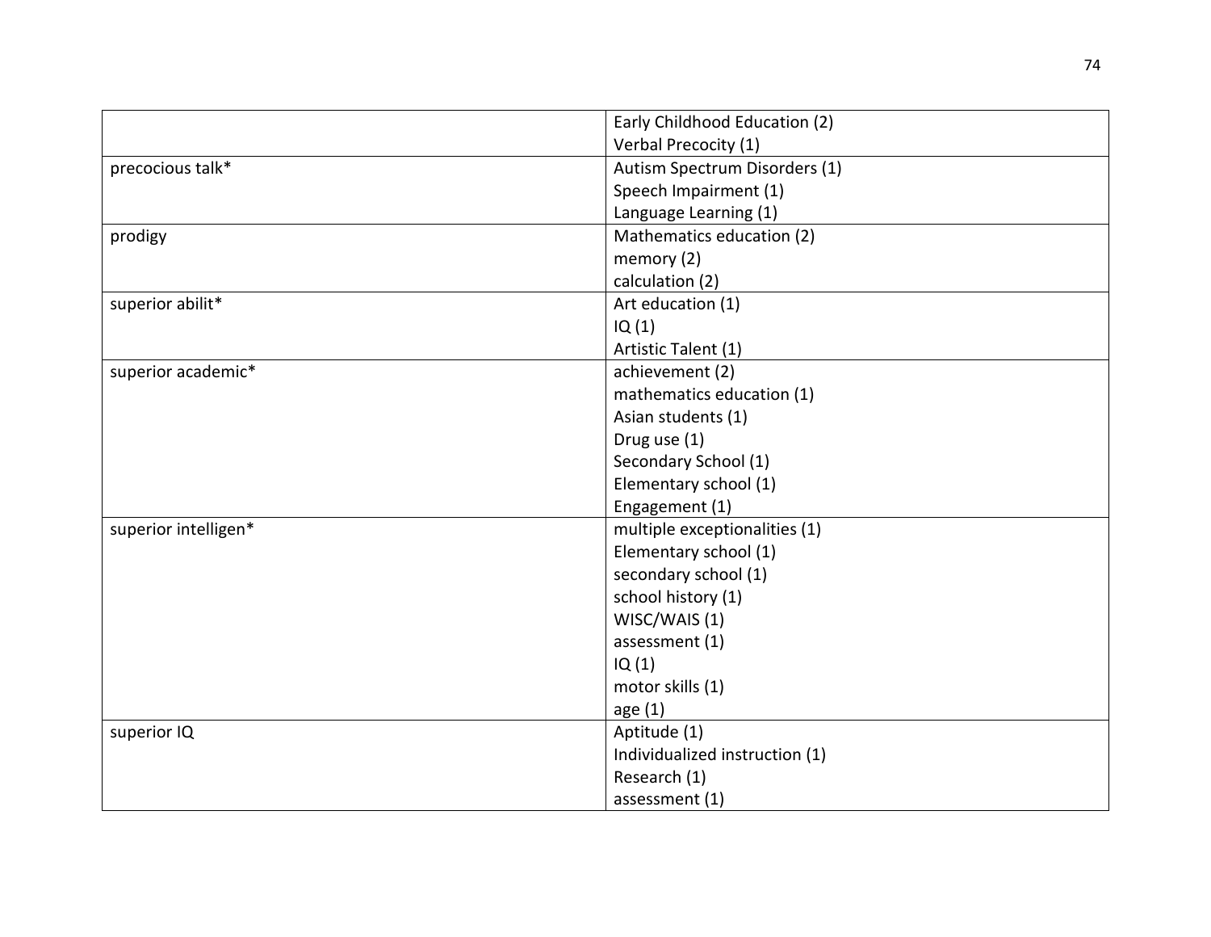| | |
|---|---|
| | Early Childhood Education (2)<br>Verbal Precocity (1) |
| precocious talk* | Autism Spectrum Disorders (1)<br>Speech Impairment (1)<br>Language Learning (1) |
| prodigy | Mathematics education (2)<br>memory (2)<br>calculation (2) |
| superior abilit* | Art education (1)<br>IQ (1)<br>Artistic Talent (1) |
| superior academic* | achievement (2)<br>mathematics education (1)<br>Asian students (1)<br>Drug use (1)<br>Secondary School (1)<br>Elementary school (1)<br>Engagement (1) |
| superior intelligen* | multiple exceptionalities (1)<br>Elementary school (1)<br>secondary school (1)<br>school history (1)<br>WISC/WAIS (1)<br>assessment (1)<br>IQ (1)<br>motor skills (1)<br>age (1) |
| superior IQ | Aptitude (1)<br>Individualized instruction (1)<br>Research (1)<br>assessment (1) |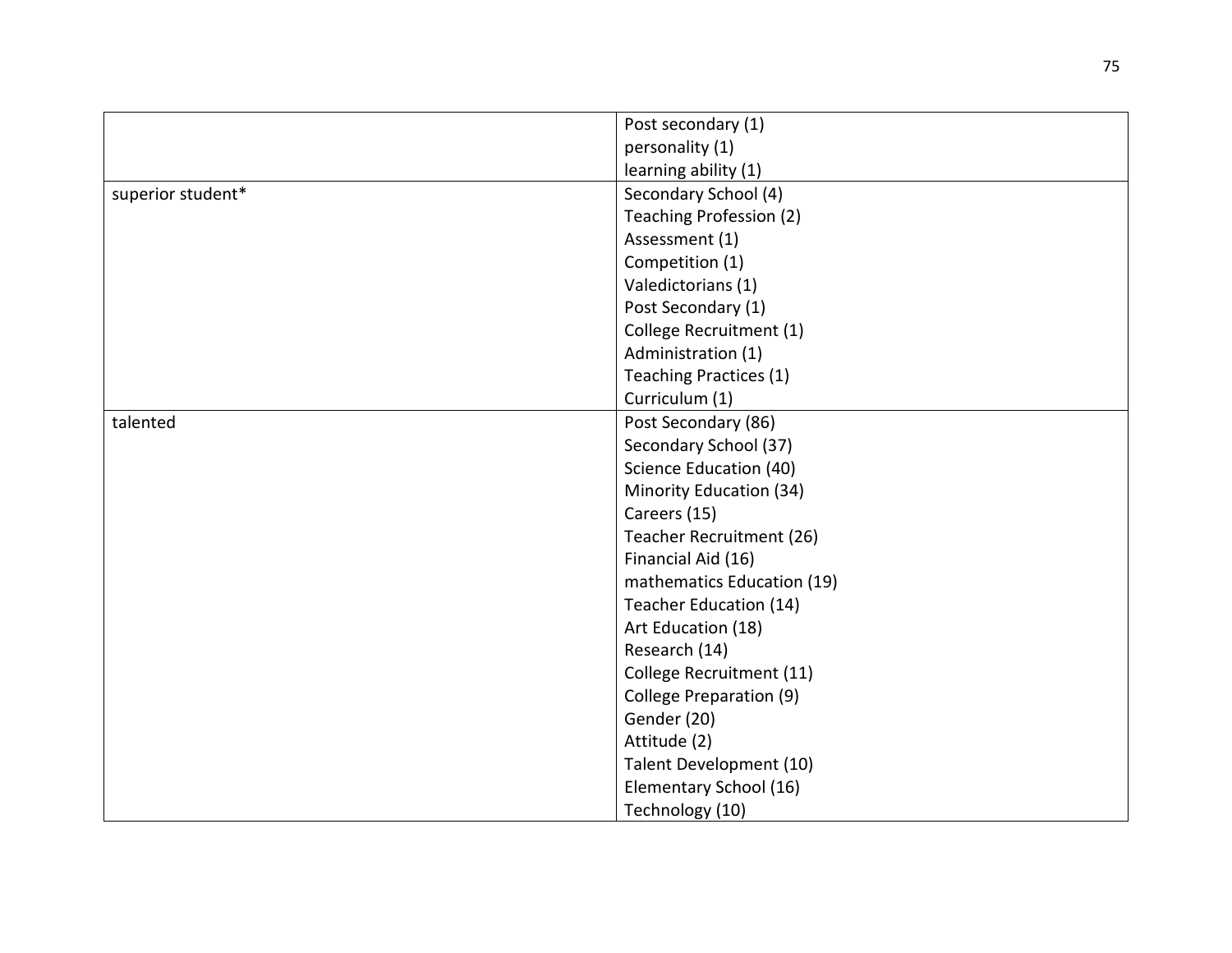| | |
|---|---|
| | Post secondary (1)<br>personality (1)<br>learning ability (1) |
| superior student* | Secondary School (4)<br>Teaching Profession (2)<br>Assessment (1)<br>Competition (1)<br>Valedictorians (1)<br>Post Secondary (1)<br>College Recruitment (1)<br>Administration (1)<br>Teaching Practices (1)<br>Curriculum (1) |
| talented | Post Secondary (86)<br>Secondary School (37)<br>Science Education (40)<br>Minority Education (34)<br>Careers (15)<br>Teacher Recruitment (26)<br>Financial Aid (16)<br>mathematics Education (19)<br>Teacher Education (14)<br>Art Education (18)<br>Research (14)<br>College Recruitment (11)<br>College Preparation (9)<br>Gender (20)<br>Attitude (2)<br>Talent Development (10)<br>Elementary School (16)<br>Technology (10) |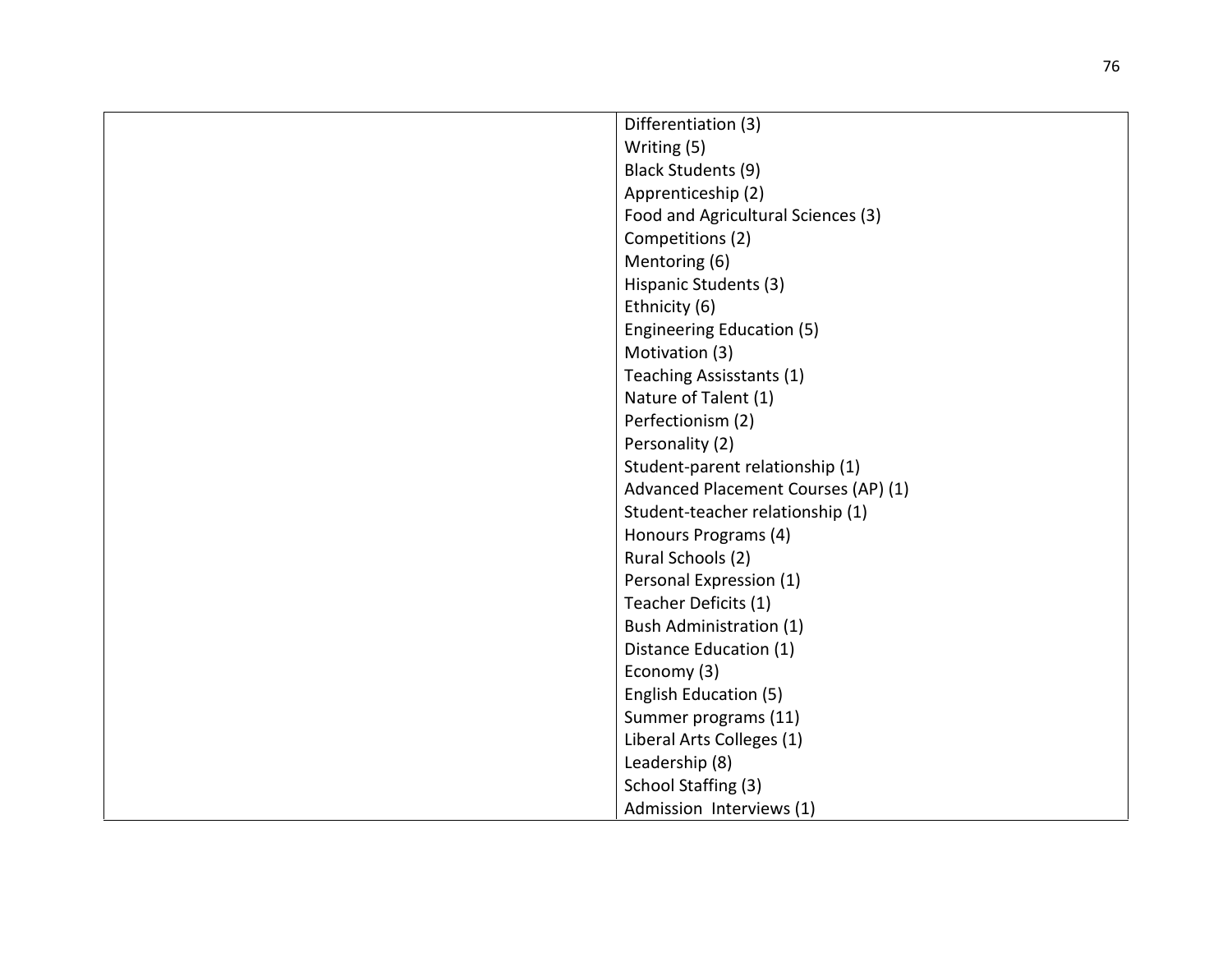|  |  |
|---|---|
|  | Differentiation (3)<br>Writing (5)<br>Black Students (9)<br>Apprenticeship (2)<br>Food and Agricultural Sciences (3)<br>Competitions (2)<br>Mentoring (6)<br>Hispanic Students (3)<br>Ethnicity (6)<br>Engineering Education (5)<br>Motivation (3)<br>Teaching Assisstants (1)<br>Nature of Talent (1)<br>Perfectionism (2)<br>Personality (2)<br>Student-parent relationship (1)<br>Advanced Placement Courses (AP) (1)<br>Student-teacher relationship (1)<br>Honours Programs (4)<br>Rural Schools (2)<br>Personal Expression (1)<br>Teacher Deficits (1)<br>Bush Administration (1)<br>Distance Education (1)<br>Economy (3)<br>English Education (5)<br>Summer programs (11)<br>Liberal Arts Colleges (1)<br>Leadership (8)<br>School Staffing (3)<br>Admission Interviews (1) |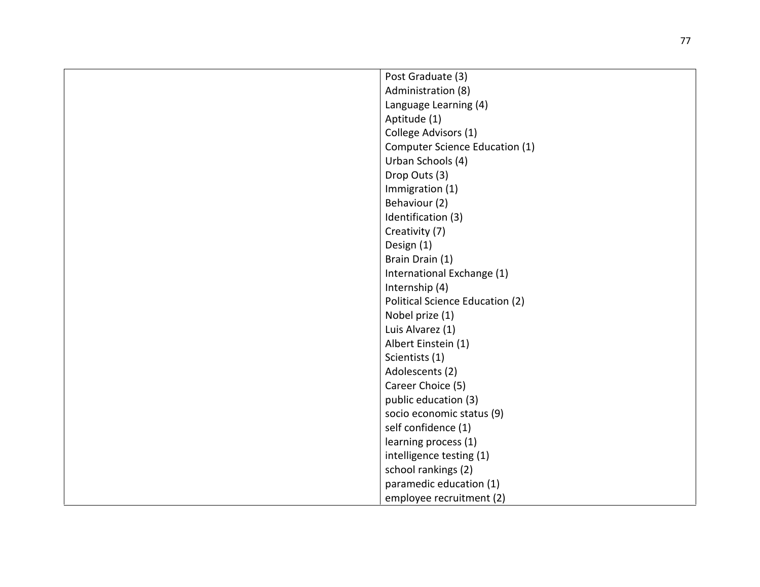| | |
|---|---|
| | Post Graduate (3)<br>Administration (8)<br>Language Learning (4)<br>Aptitude (1)<br>College Advisors (1)<br>Computer Science Education (1)<br>Urban Schools (4)<br>Drop Outs (3)<br>Immigration (1)<br>Behaviour (2)<br>Identification (3)<br>Creativity (7)<br>Design (1)<br>Brain Drain (1)<br>International Exchange (1)<br>Internship (4)<br>Political Science Education (2)<br>Nobel prize (1)<br>Luis Alvarez (1)<br>Albert Einstein (1)<br>Scientists (1)<br>Adolescents (2)<br>Career Choice (5)<br>public education (3)<br>socio economic status (9)<br>self confidence (1)<br>learning process (1)<br>intelligence testing (1)<br>school rankings (2)<br>paramedic education (1)<br>employee recruitment (2) |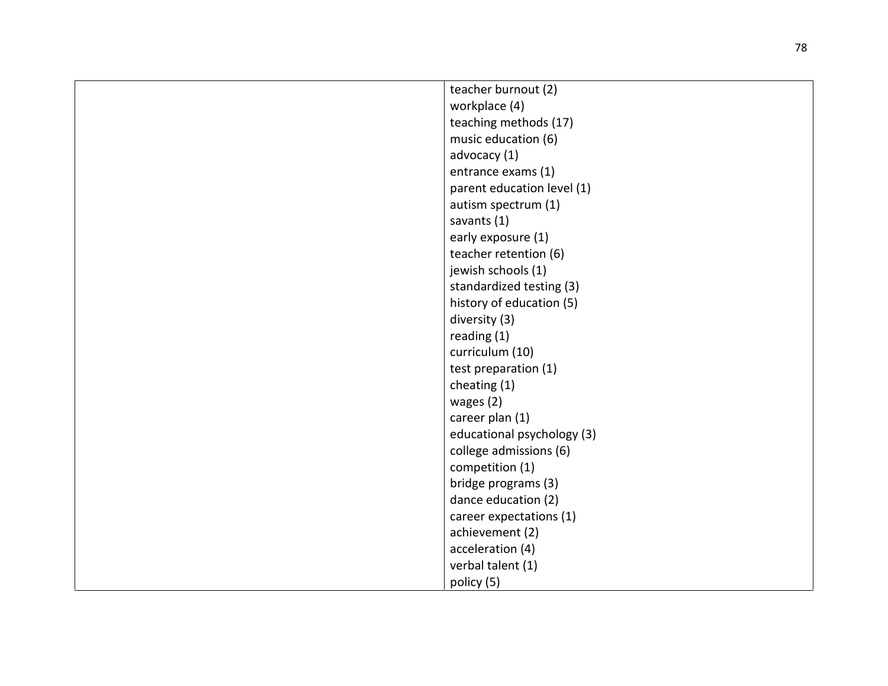| | |
|---|---|
| | teacher burnout (2)<br>workplace (4)<br>teaching methods (17)<br>music education (6)<br>advocacy (1)<br>entrance exams (1)<br>parent education level (1)<br>autism spectrum (1)<br>savants (1)<br>early exposure (1)<br>teacher retention (6)<br>jewish schools (1)<br>standardized testing (3)<br>history of education (5)<br>diversity (3)<br>reading (1)<br>curriculum (10)<br>test preparation (1)<br>cheating (1)<br>wages (2)<br>career plan (1)<br>educational psychology (3)<br>college admissions (6)<br>competition (1)<br>bridge programs (3)<br>dance education (2)<br>career expectations (1)<br>achievement (2)<br>acceleration (4)<br>verbal talent (1)<br>policy (5) |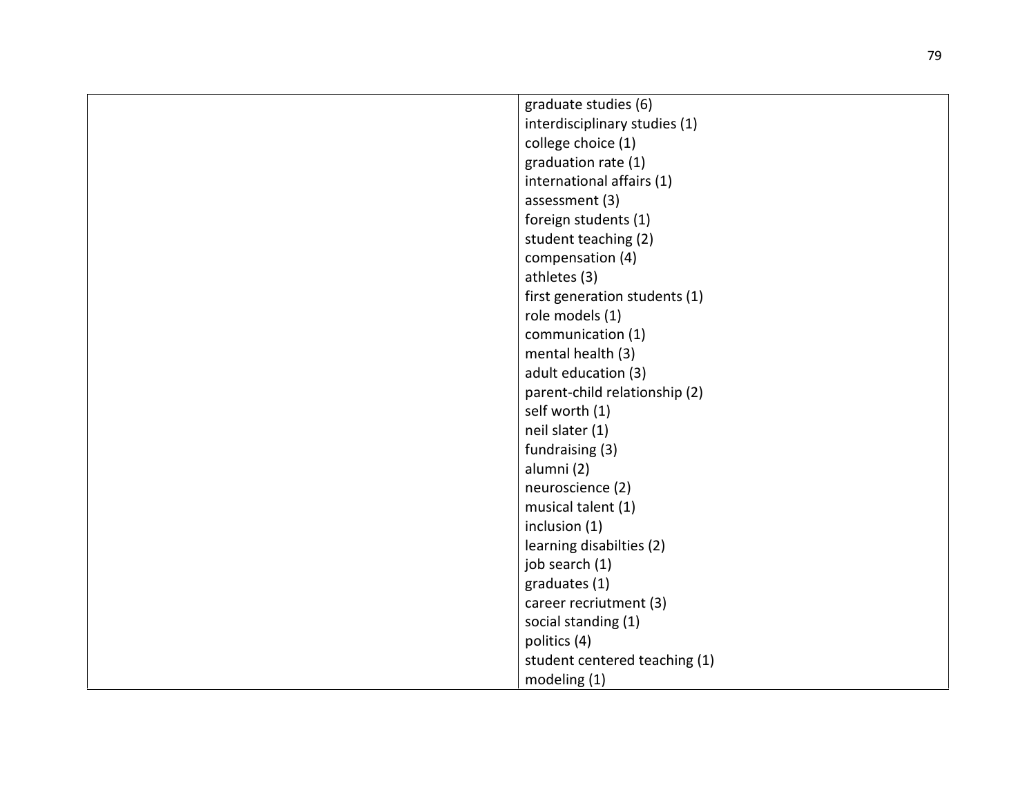|  |  |
| --- | --- |
|  | graduate studies (6)<br>interdisciplinary studies (1)<br>college choice (1)<br>graduation rate (1)<br>international affairs (1)<br>assessment (3)<br>foreign students (1)<br>student teaching (2)<br>compensation (4)<br>athletes (3)<br>first generation students (1)<br>role models (1)<br>communication (1)<br>mental health (3)<br>adult education (3)<br>parent-child relationship (2)<br>self worth (1)<br>neil slater (1)<br>fundraising (3)<br>alumni (2)<br>neuroscience (2)<br>musical talent (1)<br>inclusion (1)<br>learning disabilties (2)<br>job search (1)<br>graduates (1)<br>career recriutment (3)<br>social standing (1)<br>politics (4)<br>student centered teaching (1)<br>modeling (1) |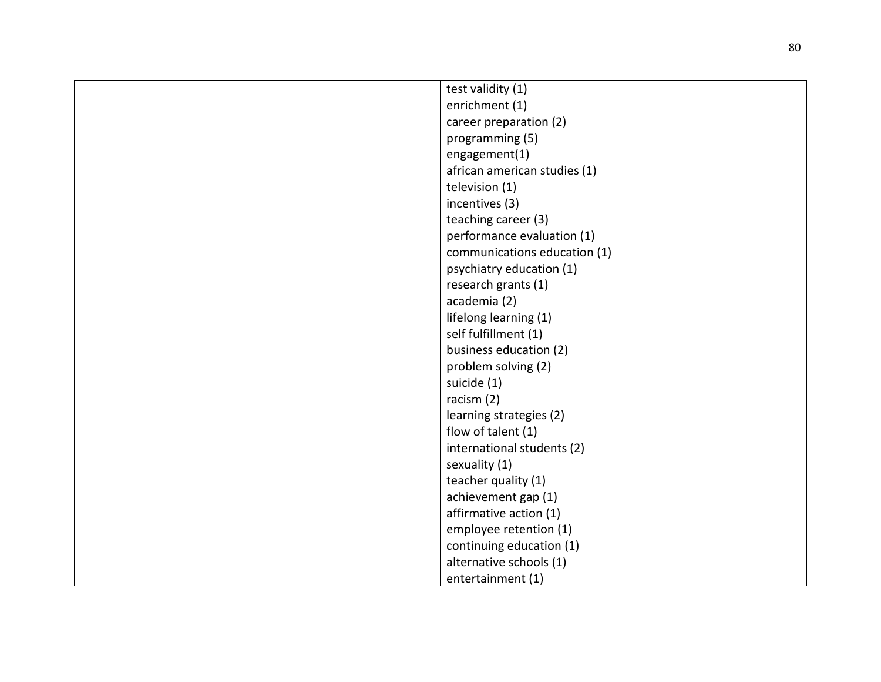| | |
|---|---|
| | test validity (1)<br>enrichment (1)<br>career preparation (2)<br>programming (5)<br>engagement(1)<br>african american studies (1)<br>television (1)<br>incentives (3)<br>teaching career (3)<br>performance evaluation (1)<br>communications education (1)<br>psychiatry education (1)<br>research grants (1)<br>academia (2)<br>lifelong learning (1)<br>self fulfillment (1)<br>business education (2)<br>problem solving (2)<br>suicide (1)<br>racism (2)<br>learning strategies (2)<br>flow of talent (1)<br>international students (2)<br>sexuality (1)<br>teacher quality (1)<br>achievement gap (1)<br>affirmative action (1)<br>employee retention (1)<br>continuing education (1)<br>alternative schools (1)<br>entertainment (1) |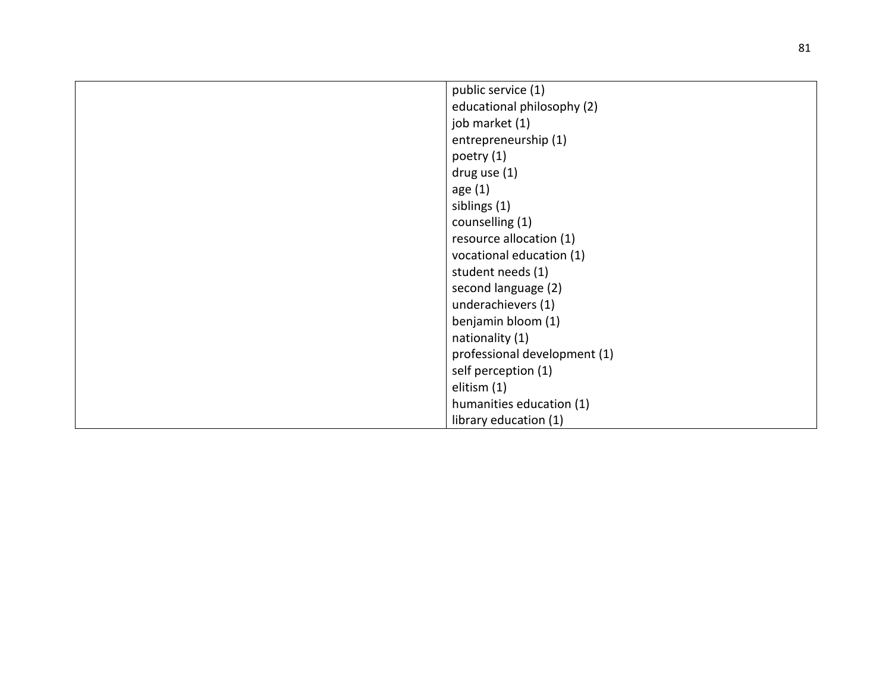| | |
|---|---|
| | public service (1)<br>educational philosophy (2)<br>job market (1)<br>entrepreneurship (1)<br>poetry (1)<br>drug use (1)<br>age (1)<br>siblings (1)<br>counselling (1)<br>resource allocation (1)<br>vocational education (1)<br>student needs (1)<br>second language (2)<br>underachievers (1)<br>benjamin bloom (1)<br>nationality (1)<br>professional development (1)<br>self perception (1)<br>elitism (1)<br>humanities education (1)<br>library education (1) |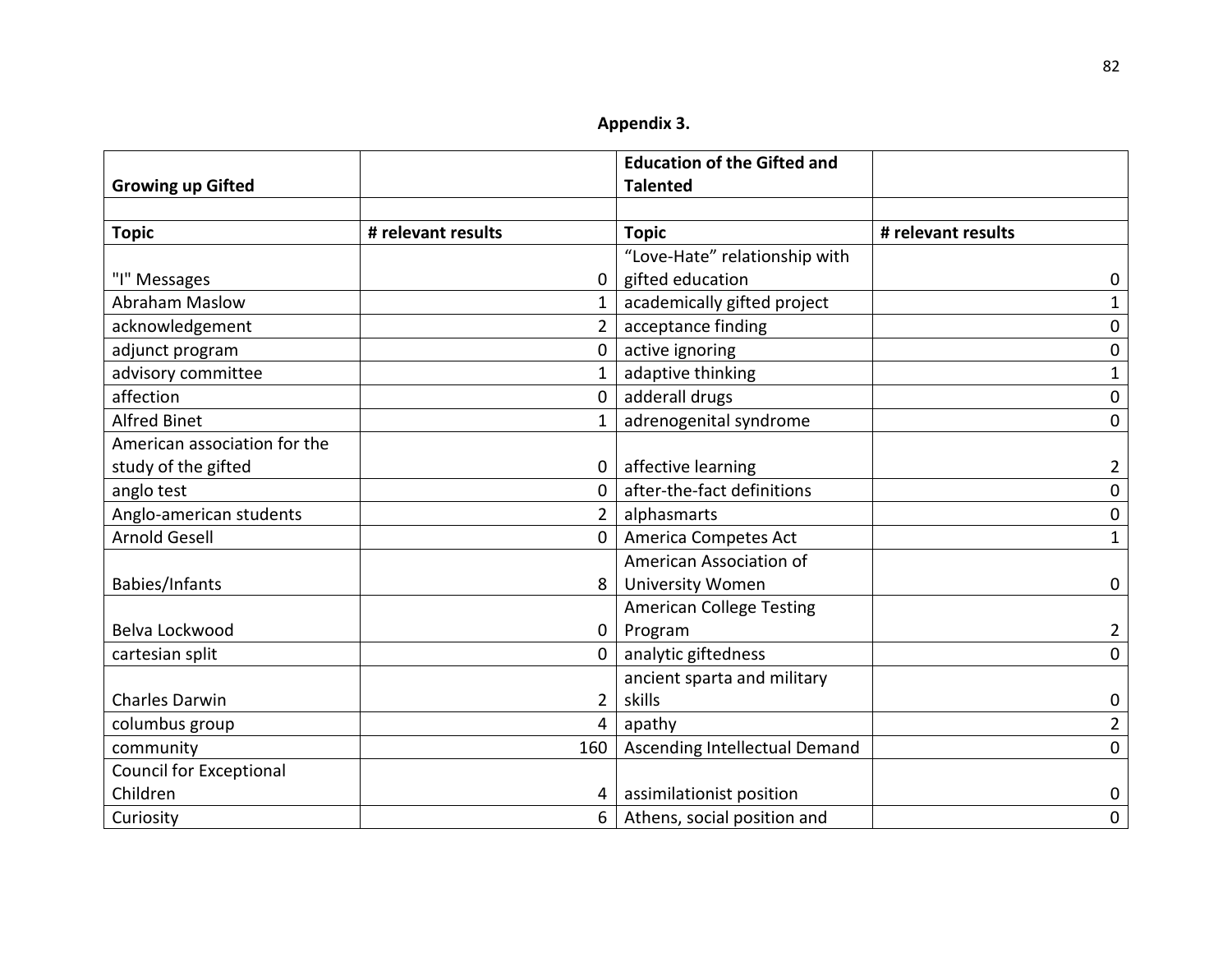**Appendix 3.**

| Growing up Gifted | | Education of the Gifted and Talented | |
|---|---|---|---|
| | | | |
| **Topic** | **# relevant results** | **Topic** | **# relevant results** |
| "I" Messages | 0 | "Love-Hate" relationship with gifted education | 0 |
| Abraham Maslow | 1 | academically gifted project | 1 |
| acknowledgement | 2 | acceptance finding | 0 |
| adjunct program | 0 | active ignoring | 0 |
| advisory committee | 1 | adaptive thinking | 1 |
| affection | 0 | adderall drugs | 0 |
| Alfred Binet | 1 | adrenogenital syndrome | 0 |
| American association for the study of the gifted | 0 | affective learning | 2 |
| anglo test | 0 | after-the-fact definitions | 0 |
| Anglo-american students | 2 | alphasmarts | 0 |
| Arnold Gesell | 0 | America Competes Act | 1 |
| Babies/Infants | 8 | American Association of University Women | 0 |
| Belva Lockwood | 0 | American College Testing Program | 2 |
| cartesian split | 0 | analytic giftedness | 0 |
| Charles Darwin | 2 | ancient sparta and military skills | 0 |
| columbus group | 4 | apathy | 2 |
| community | 160 | Ascending Intellectual Demand | 0 |
| Council for Exceptional Children | 4 | assimilationist position | 0 |
| Curiosity | 6 | Athens, social position and | 0 |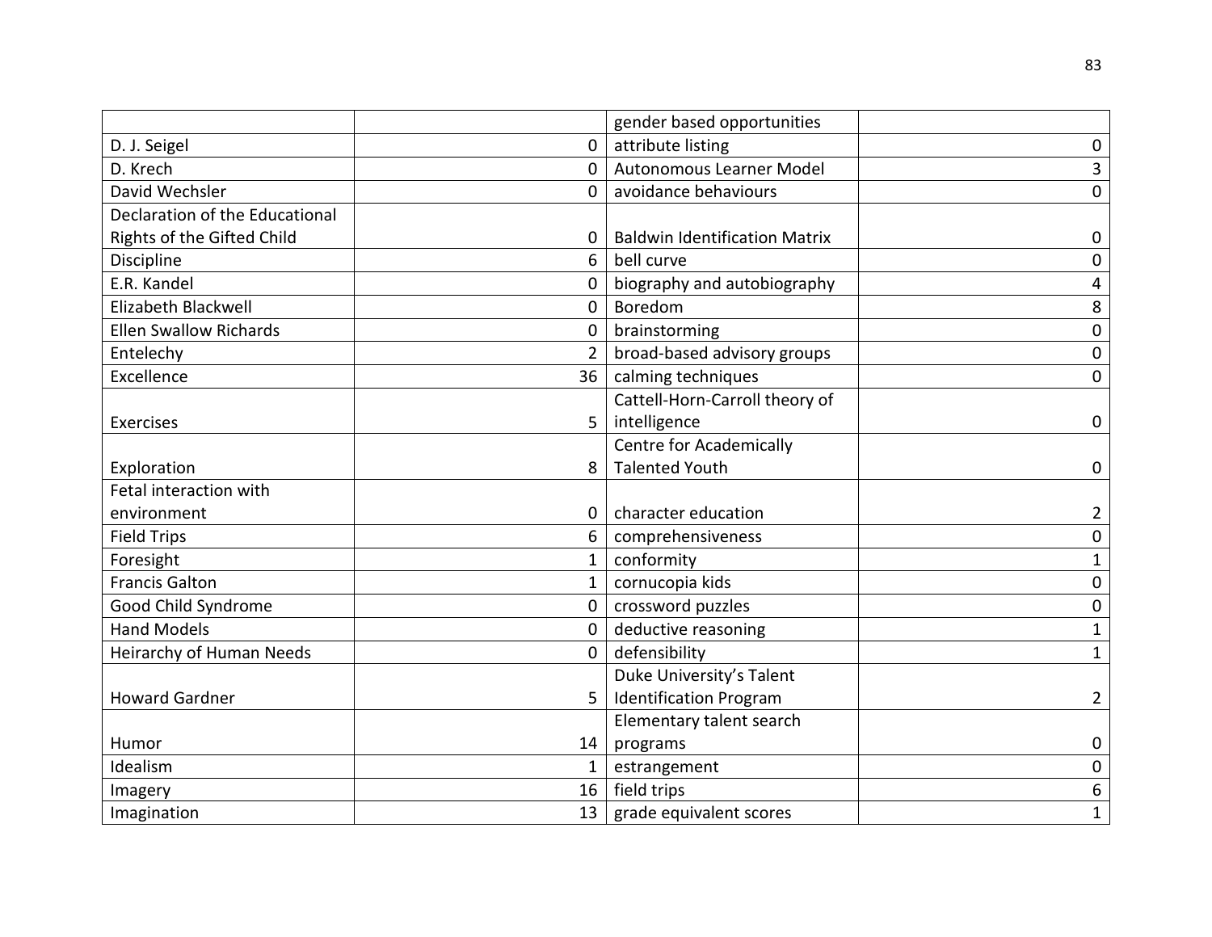| | | | |
|---|---|---|---|
| | | gender based opportunities | |
| D. J. Seigel | 0 | attribute listing | 0 |
| D. Krech | 0 | Autonomous Learner Model | 3 |
| David Wechsler | 0 | avoidance behaviours | 0 |
| Declaration of the Educational Rights of the Gifted Child | 0 | Baldwin Identification Matrix | 0 |
| Discipline | 6 | bell curve | 0 |
| E.R. Kandel | 0 | biography and autobiography | 4 |
| Elizabeth Blackwell | 0 | Boredom | 8 |
| Ellen Swallow Richards | 0 | brainstorming | 0 |
| Entelechy | 2 | broad-based advisory groups | 0 |
| Excellence | 36 | calming techniques | 0 |
| Exercises | 5 | Cattell-Horn-Carroll theory of intelligence | 0 |
| Exploration | 8 | Centre for Academically Talented Youth | 0 |
| Fetal interaction with environment | 0 | character education | 2 |
| Field Trips | 6 | comprehensiveness | 0 |
| Foresight | 1 | conformity | 1 |
| Francis Galton | 1 | cornucopia kids | 0 |
| Good Child Syndrome | 0 | crossword puzzles | 0 |
| Hand Models | 0 | deductive reasoning | 1 |
| Heirarchy of Human Needs | 0 | defensibility | 1 |
| Howard Gardner | 5 | Duke University's Talent Identification Program | 2 |
| Humor | 14 | Elementary talent search programs | 0 |
| Idealism | 1 | estrangement | 0 |
| Imagery | 16 | field trips | 6 |
| Imagination | 13 | grade equivalent scores | 1 |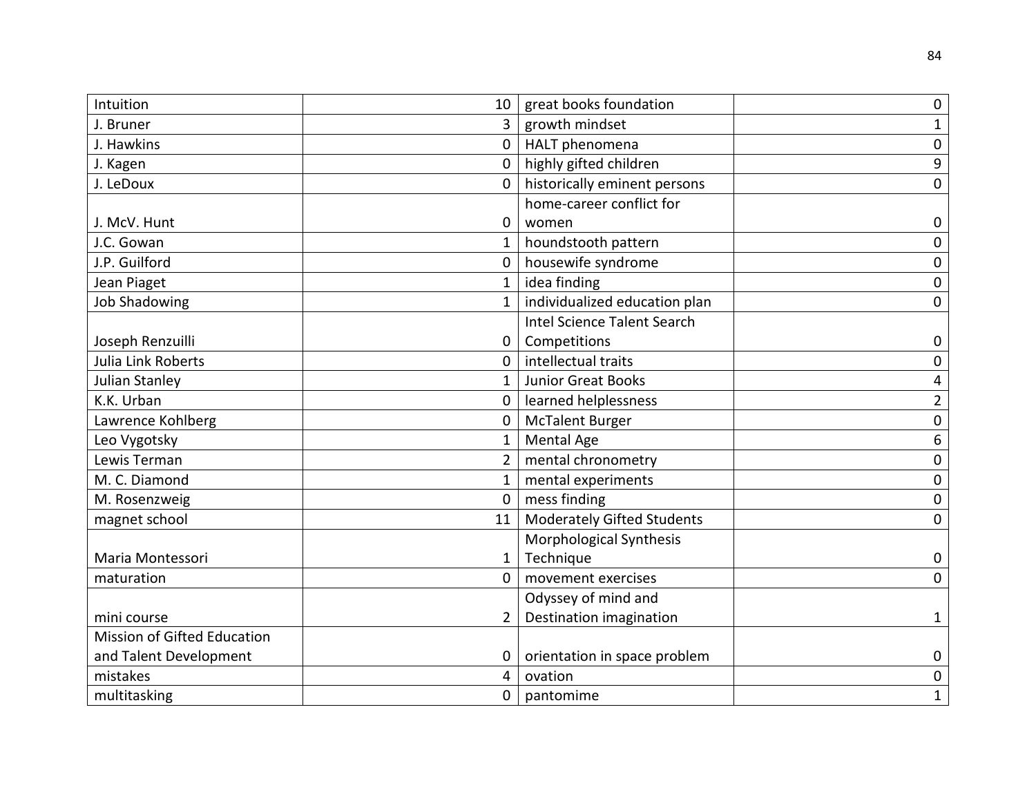| Intuition | 10 | great books foundation | 0 |
|---|---|---|---|
| J. Bruner | 3 | growth mindset | 1 |
| J. Hawkins | 0 | HALT phenomena | 0 |
| J. Kagen | 0 | highly gifted children | 9 |
| J. LeDoux | 0 | historically eminent persons | 0 |
| J. McV. Hunt | 0 | home-career conflict for women | 0 |
| J.C. Gowan | 1 | houndstooth pattern | 0 |
| J.P. Guilford | 0 | housewife syndrome | 0 |
| Jean Piaget | 1 | idea finding | 0 |
| Job Shadowing | 1 | individualized education plan | 0 |
| Joseph Renzuilli | 0 | Intel Science Talent Search Competitions | 0 |
| Julia Link Roberts | 0 | intellectual traits | 0 |
| Julian Stanley | 1 | Junior Great Books | 4 |
| K.K. Urban | 0 | learned helplessness | 2 |
| Lawrence Kohlberg | 0 | McTalent Burger | 0 |
| Leo Vygotsky | 1 | Mental Age | 6 |
| Lewis Terman | 2 | mental chronometry | 0 |
| M. C. Diamond | 1 | mental experiments | 0 |
| M. Rosenzweig | 0 | mess finding | 0 |
| magnet school | 11 | Moderately Gifted Students | 0 |
| Maria Montessori | 1 | Morphological Synthesis Technique | 0 |
| maturation | 0 | movement exercises | 0 |
| mini course | 2 | Odyssey of mind and Destination imagination | 1 |
| Mission of Gifted Education and Talent Development | 0 | orientation in space problem | 0 |
| mistakes | 4 | ovation | 0 |
| multitasking | 0 | pantomime | 1 |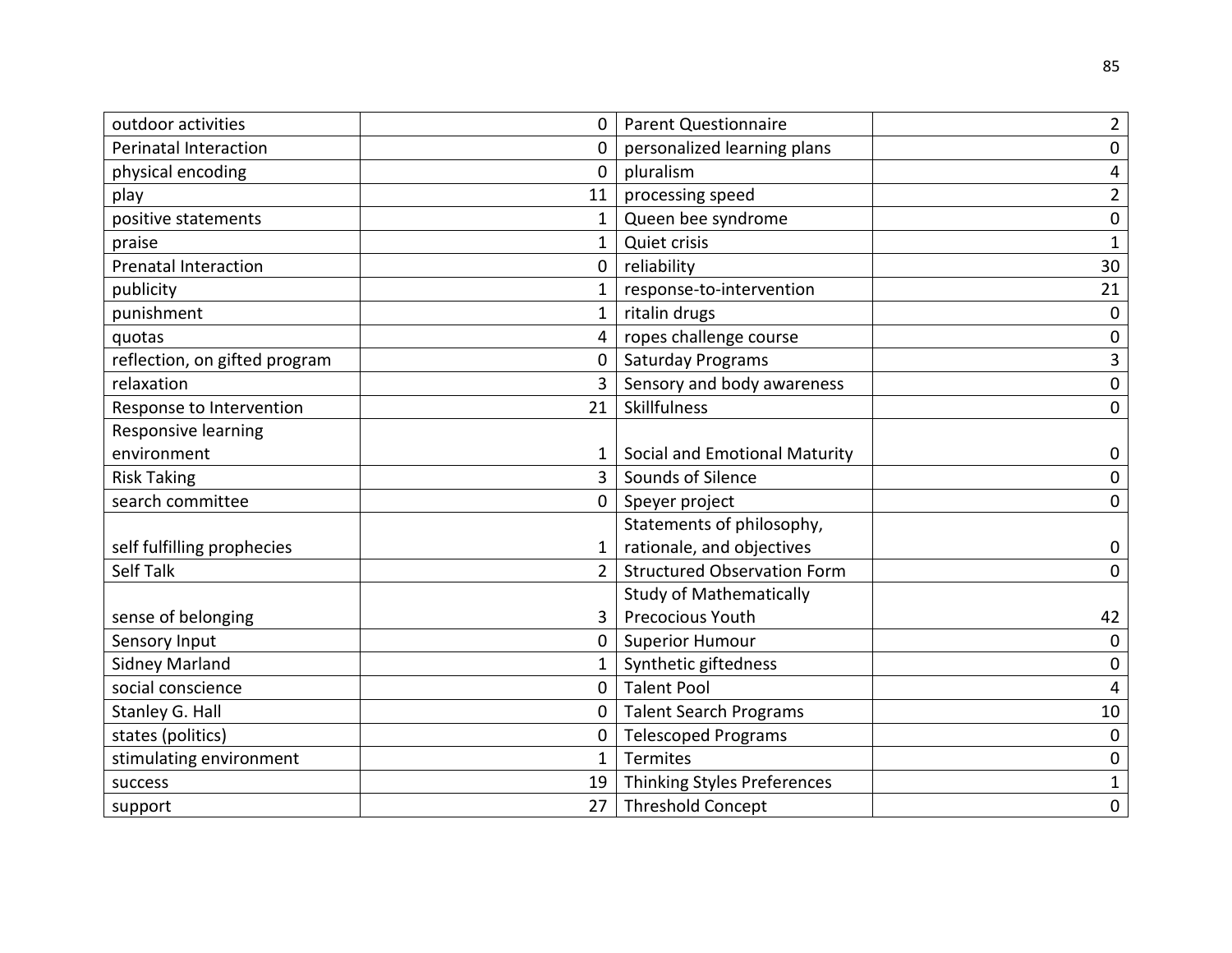| | | | |
|---|---|---|---|
| outdoor activities | 0 | Parent Questionnaire | 2 |
| Perinatal Interaction | 0 | personalized learning plans | 0 |
| physical encoding | 0 | pluralism | 4 |
| play | 11 | processing speed | 2 |
| positive statements | 1 | Queen bee syndrome | 0 |
| praise | 1 | Quiet crisis | 1 |
| Prenatal Interaction | 0 | reliability | 30 |
| publicity | 1 | response-to-intervention | 21 |
| punishment | 1 | ritalin drugs | 0 |
| quotas | 4 | ropes challenge course | 0 |
| reflection, on gifted program | 0 | Saturday Programs | 3 |
| relaxation | 3 | Sensory and body awareness | 0 |
| Response to Intervention | 21 | Skillfulness | 0 |
| Responsive learning environment | 1 | Social and Emotional Maturity | 0 |
| Risk Taking | 3 | Sounds of Silence | 0 |
| search committee | 0 | Speyer project | 0 |
| self fulfilling prophecies | 1 | Statements of philosophy, rationale, and objectives | 0 |
| Self Talk | 2 | Structured Observation Form | 0 |
| sense of belonging | 3 | Study of Mathematically Precocious Youth | 42 |
| Sensory Input | 0 | Superior Humour | 0 |
| Sidney Marland | 1 | Synthetic giftedness | 0 |
| social conscience | 0 | Talent Pool | 4 |
| Stanley G. Hall | 0 | Talent Search Programs | 10 |
| states (politics) | 0 | Telescoped Programs | 0 |
| stimulating environment | 1 | Termites | 0 |
| success | 19 | Thinking Styles Preferences | 1 |
| support | 27 | Threshold Concept | 0 |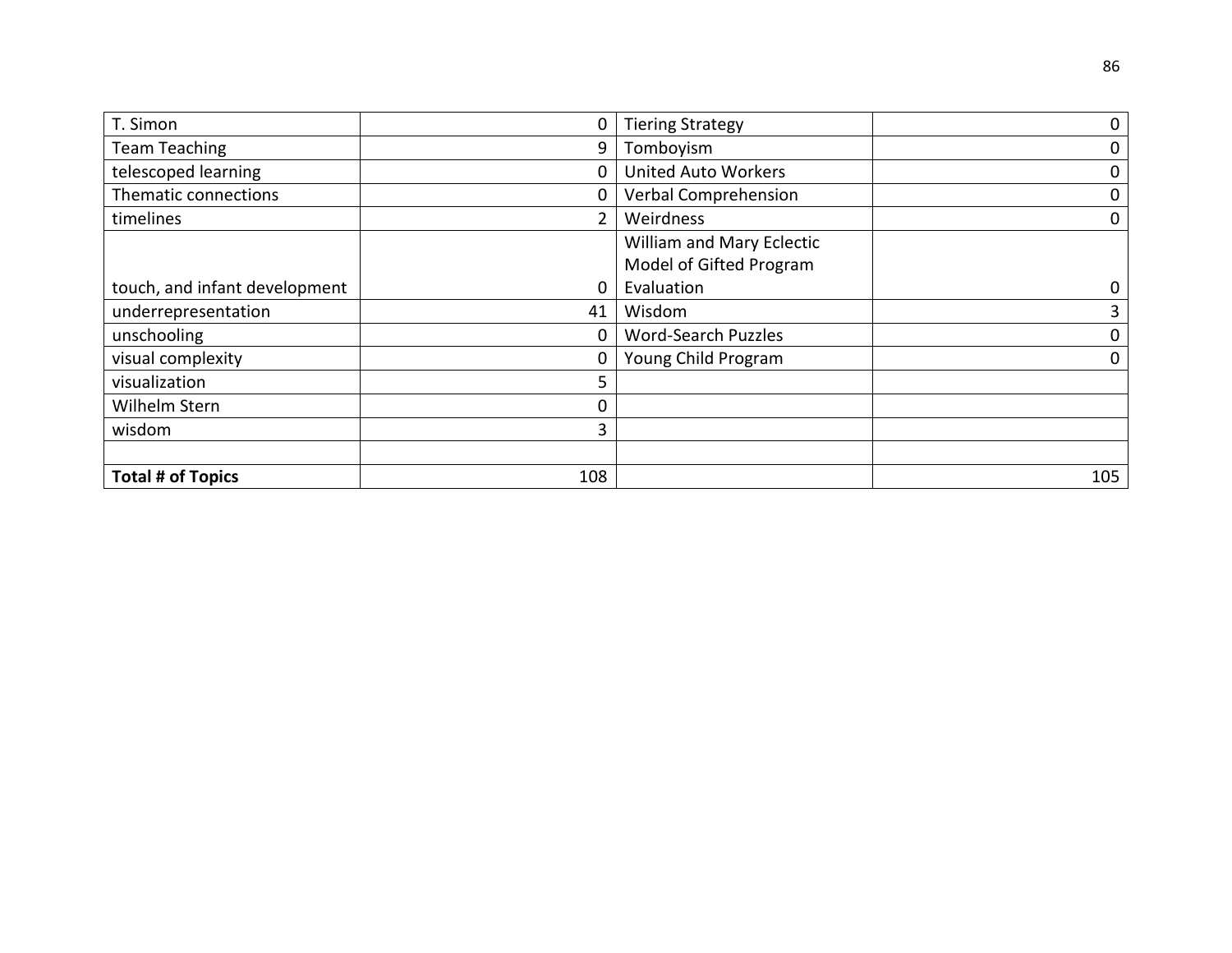| T. Simon | 0 | Tiering Strategy | 0 |
|---|---|---|---|
| Team Teaching | 9 | Tomboyism | 0 |
| telescoped learning | 0 | United Auto Workers | 0 |
| Thematic connections | 0 | Verbal Comprehension | 0 |
| timelines | 2 | Weirdness | 0 |
| touch, and infant development | 0 | William and Mary Eclectic Model of Gifted Program Evaluation | 0 |
| underrepresentation | 41 | Wisdom | 3 |
| unschooling | 0 | Word-Search Puzzles | 0 |
| visual complexity | 0 | Young Child Program | 0 |
| visualization | 5 | | |
| Wilhelm Stern | 0 | | |
| wisdom | 3 | | |
| | | | |
| **Total # of Topics** | 108 | | 105 |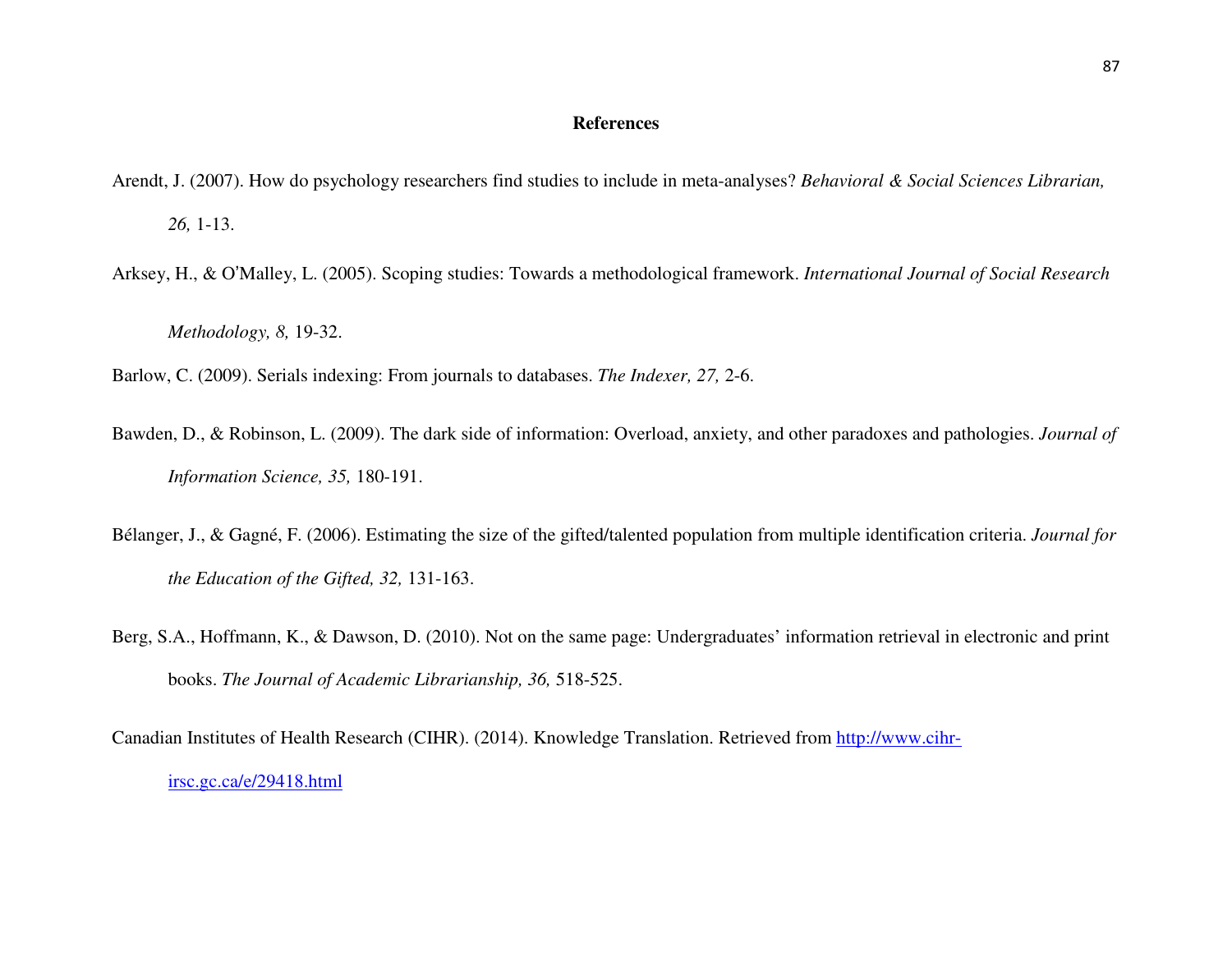# References

Arendt, J. (2007). How do psychology researchers find studies to include in meta-analyses? *Behavioral & Social Sciences Librarian, 26,* 1-13.

Arksey, H., & O'Malley, L. (2005). Scoping studies: Towards a methodological framework. *International Journal of Social Research Methodology, 8,* 19-32.

Barlow, C. (2009). Serials indexing: From journals to databases. *The Indexer, 27,* 2-6.

Bawden, D., & Robinson, L. (2009). The dark side of information: Overload, anxiety, and other paradoxes and pathologies. *Journal of Information Science, 35,* 180-191.

Bélanger, J., & Gagné, F. (2006). Estimating the size of the gifted/talented population from multiple identification criteria. *Journal for the Education of the Gifted, 32,* 131-163.

Berg, S.A., Hoffmann, K., & Dawson, D. (2010). Not on the same page: Undergraduates' information retrieval in electronic and print books. *The Journal of Academic Librarianship, 36,* 518-525.

Canadian Institutes of Health Research (CIHR). (2014). Knowledge Translation. Retrieved from http://www.cihr-irsc.gc.ca/e/29418.html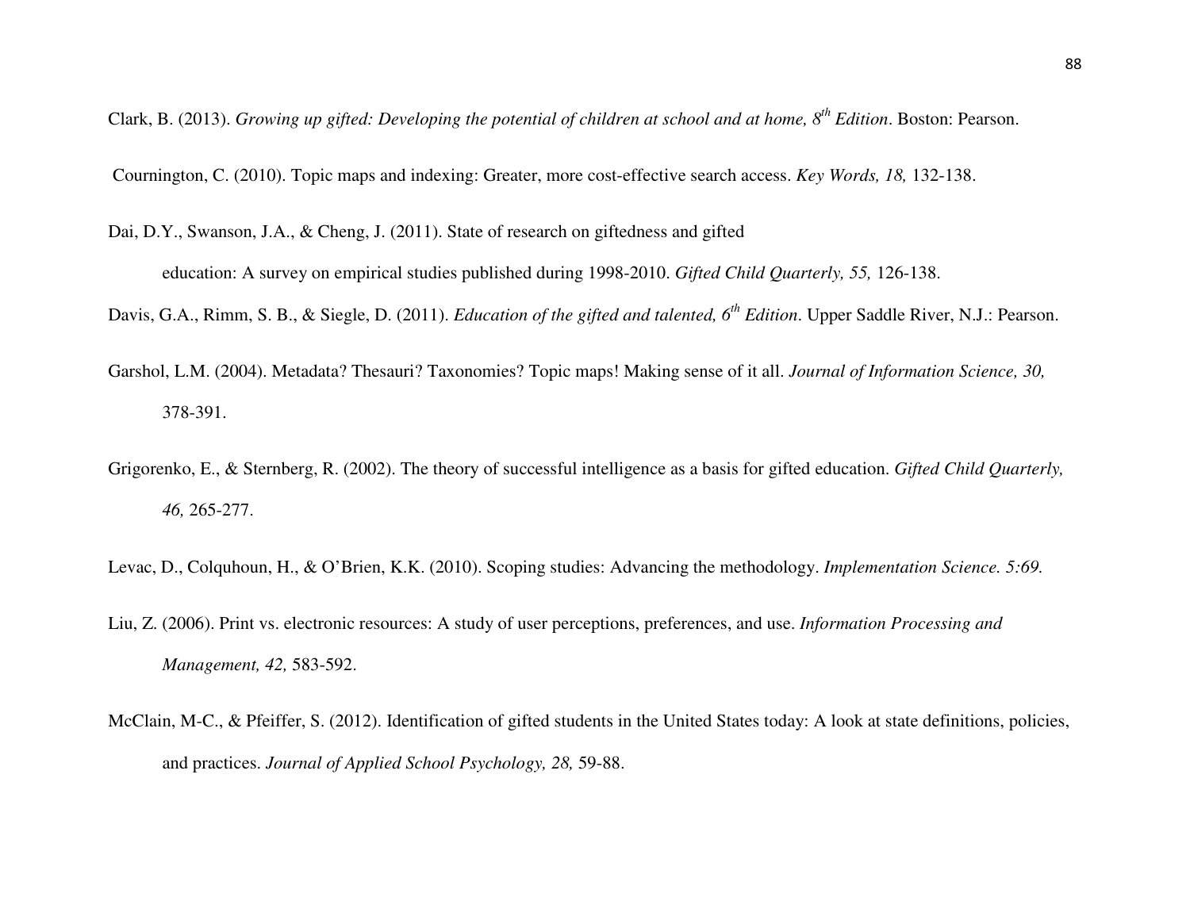Clark, B. (2013). *Growing up gifted: Developing the potential of children at school and at home, 8th Edition*. Boston: Pearson.

Cournington, C. (2010). Topic maps and indexing: Greater, more cost-effective search access. *Key Words, 18,* 132-138.

Dai, D.Y., Swanson, J.A., & Cheng, J. (2011). State of research on giftedness and gifted education: A survey on empirical studies published during 1998-2010. *Gifted Child Quarterly, 55,* 126-138.

Davis, G.A., Rimm, S. B., & Siegle, D. (2011). *Education of the gifted and talented, 6th Edition*. Upper Saddle River, N.J.: Pearson.

Garshol, L.M. (2004). Metadata? Thesauri? Taxonomies? Topic maps! Making sense of it all. *Journal of Information Science, 30,* 378-391.

Grigorenko, E., & Sternberg, R. (2002). The theory of successful intelligence as a basis for gifted education. *Gifted Child Quarterly, 46,* 265-277.

Levac, D., Colquhoun, H., & O'Brien, K.K. (2010). Scoping studies: Advancing the methodology. *Implementation Science. 5:69.*

Liu, Z. (2006). Print vs. electronic resources: A study of user perceptions, preferences, and use. *Information Processing and Management, 42,* 583-592.

McClain, M-C., & Pfeiffer, S. (2012). Identification of gifted students in the United States today: A look at state definitions, policies, and practices. *Journal of Applied School Psychology, 28,* 59-88.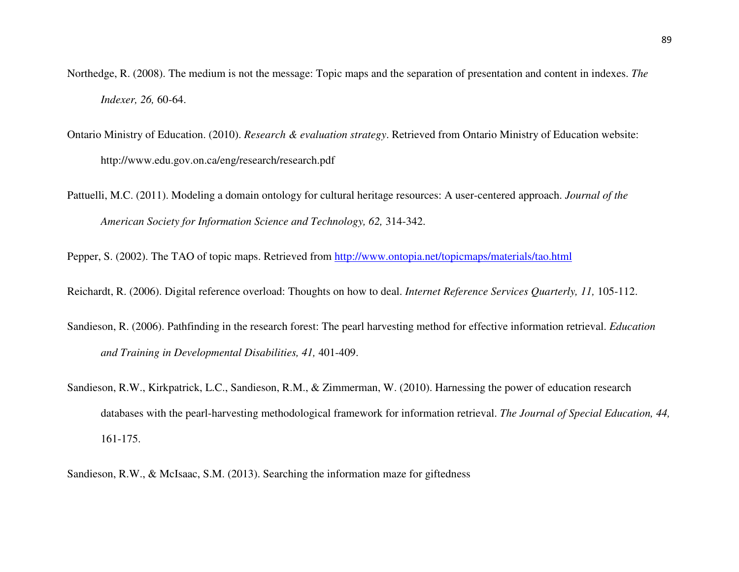Northedge, R. (2008). The medium is not the message: Topic maps and the separation of presentation and content in indexes. *The Indexer, 26,* 60-64.

Ontario Ministry of Education. (2010). *Research & evaluation strategy*. Retrieved from Ontario Ministry of Education website: http://www.edu.gov.on.ca/eng/research/research.pdf

Pattuelli, M.C. (2011). Modeling a domain ontology for cultural heritage resources: A user-centered approach. *Journal of the American Society for Information Science and Technology, 62,* 314-342.

Pepper, S. (2002). The TAO of topic maps. Retrieved from http://www.ontopia.net/topicmaps/materials/tao.html

Reichardt, R. (2006). Digital reference overload: Thoughts on how to deal. *Internet Reference Services Quarterly, 11,* 105-112.

Sandieson, R. (2006). Pathfinding in the research forest: The pearl harvesting method for effective information retrieval. *Education and Training in Developmental Disabilities, 41,* 401-409.

Sandieson, R.W., Kirkpatrick, L.C., Sandieson, R.M., & Zimmerman, W. (2010). Harnessing the power of education research databases with the pearl-harvesting methodological framework for information retrieval. *The Journal of Special Education, 44,* 161-175.

Sandieson, R.W., & McIsaac, S.M. (2013). Searching the information maze for giftedness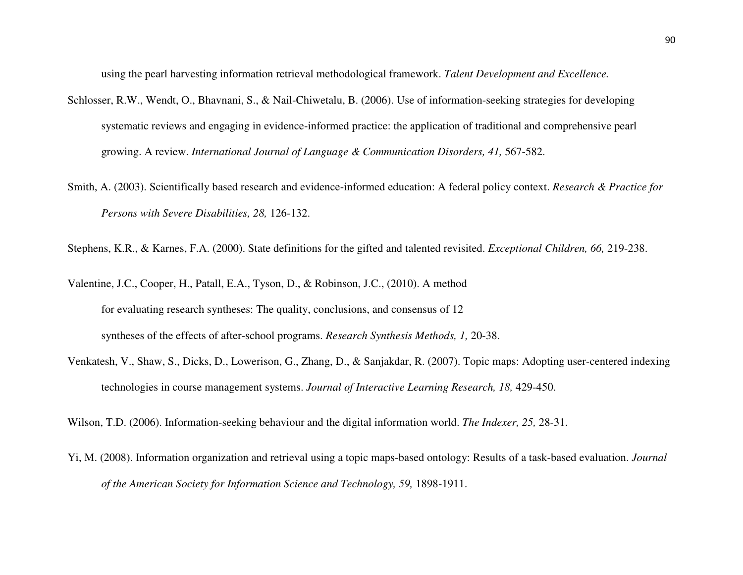using the pearl harvesting information retrieval methodological framework. *Talent Development and Excellence.*

Schlosser, R.W., Wendt, O., Bhavnani, S., & Nail-Chiwetalu, B. (2006). Use of information-seeking strategies for developing systematic reviews and engaging in evidence-informed practice: the application of traditional and comprehensive pearl growing. A review. *International Journal of Language & Communication Disorders, 41,* 567-582.

Smith, A. (2003). Scientifically based research and evidence-informed education: A federal policy context. *Research & Practice for Persons with Severe Disabilities, 28,* 126-132.

Stephens, K.R., & Karnes, F.A. (2000). State definitions for the gifted and talented revisited. *Exceptional Children, 66,* 219-238.

Valentine, J.C., Cooper, H., Patall, E.A., Tyson, D., & Robinson, J.C., (2010). A method for evaluating research syntheses: The quality, conclusions, and consensus of 12 syntheses of the effects of after-school programs. *Research Synthesis Methods, 1,* 20-38.

Venkatesh, V., Shaw, S., Dicks, D., Lowerison, G., Zhang, D., & Sanjakdar, R. (2007). Topic maps: Adopting user-centered indexing technologies in course management systems. *Journal of Interactive Learning Research, 18,* 429-450.

Wilson, T.D. (2006). Information-seeking behaviour and the digital information world. *The Indexer, 25,* 28-31.

Yi, M. (2008). Information organization and retrieval using a topic maps-based ontology: Results of a task-based evaluation. *Journal of the American Society for Information Science and Technology, 59,* 1898-1911.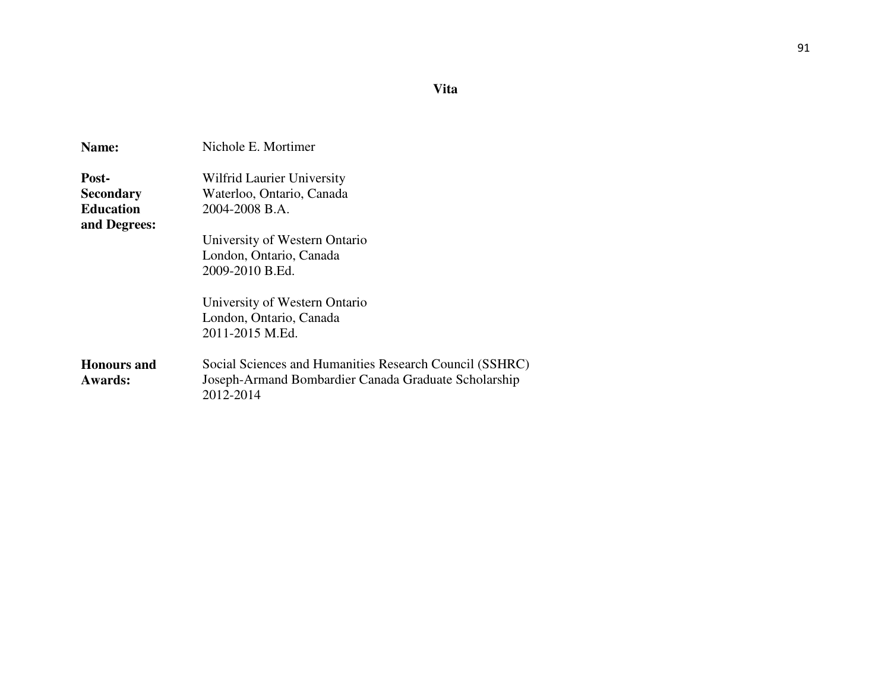# Vita

| | |
|---|---|
| **Name:** | Nichole E. Mortimer |
| **Post-Secondary Education and Degrees:** | Wilfrid Laurier University<br>Waterloo, Ontario, Canada<br>2004-2008 B.A. |
| | University of Western Ontario<br>London, Ontario, Canada<br>2009-2010 B.Ed. |
| | University of Western Ontario<br>London, Ontario, Canada<br>2011-2015 M.Ed. |
| **Honours and Awards:** | Social Sciences and Humanities Research Council (SSHRC)<br>Joseph-Armand Bombardier Canada Graduate Scholarship<br>2012-2014 |